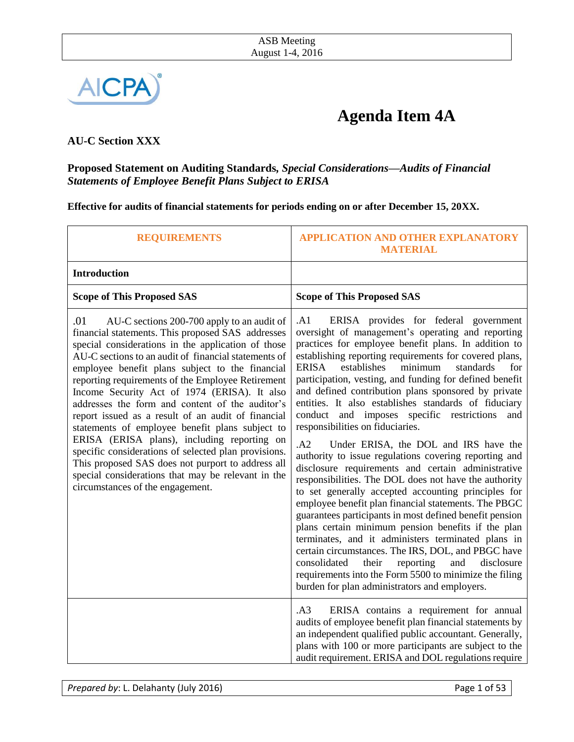# Agenda Item 4A

**AU-C Section XXX**

**Proposed Statement on Auditing Standards, *Special Considerations—Audits of Financial Statements of Employee Benefit Plans Subject to ERISA***

**Effective for audits of financial statements for periods ending on or after December 15, 20XX.**

| REQUIREMENTS | APPLICATION AND OTHER EXPLANATORY MATERIAL |
|---|---|
| **Introduction** | |
| **Scope of This Proposed SAS** | **Scope of This Proposed SAS** |
| .01 AU-C sections 200-700 apply to an audit of financial statements. This proposed SAS addresses special considerations in the application of those AU-C sections to an audit of financial statements of employee benefit plans subject to the financial reporting requirements of the Employee Retirement Income Security Act of 1974 (ERISA). It also addresses the form and content of the auditor's report issued as a result of an audit of financial statements of employee benefit plans subject to ERISA (ERISA plans), including reporting on specific considerations of selected plan provisions. This proposed SAS does not purport to address all special considerations that may be relevant in the circumstances of the engagement. | .A1 ERISA provides for federal government oversight of management's operating and reporting practices for employee benefit plans. In addition to establishing reporting requirements for covered plans, ERISA establishes minimum standards for participation, vesting, and funding for defined benefit and defined contribution plans sponsored by private entities. It also establishes standards of fiduciary conduct and imposes specific restrictions and responsibilities on fiduciaries.<br><br>.A2 Under ERISA, the DOL and IRS have the authority to issue regulations covering reporting and disclosure requirements and certain administrative responsibilities. The DOL does not have the authority to set generally accepted accounting principles for employee benefit plan financial statements. The PBGC guarantees participants in most defined benefit pension plans certain minimum pension benefits if the plan terminates, and it administers terminated plans in certain circumstances. The IRS, DOL, and PBGC have consolidated their reporting and disclosure requirements into the Form 5500 to minimize the filing burden for plan administrators and employers. |
| | .A3 ERISA contains a requirement for annual audits of employee benefit plan financial statements by an independent qualified public accountant. Generally, plans with 100 or more participants are subject to the audit requirement. ERISA and DOL regulations require |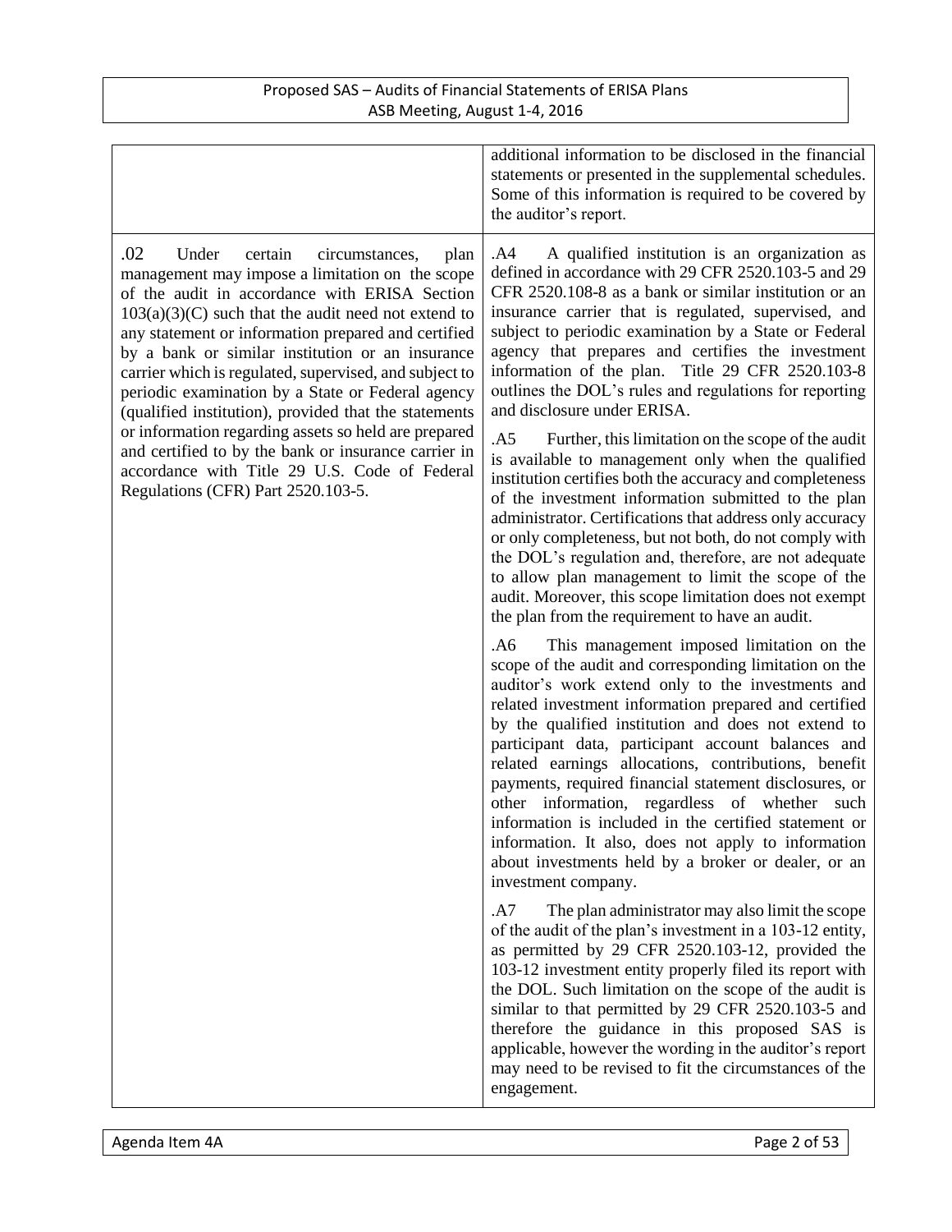| | |
|---|---|
| | additional information to be disclosed in the financial statements or presented in the supplemental schedules. Some of this information is required to be covered by the auditor's report. |
| .02 Under certain circumstances, plan management may impose a limitation on the scope of the audit in accordance with ERISA Section 103(a)(3)(C) such that the audit need not extend to any statement or information prepared and certified by a bank or similar institution or an insurance carrier which is regulated, supervised, and subject to periodic examination by a State or Federal agency (qualified institution), provided that the statements or information regarding assets so held are prepared and certified to by the bank or insurance carrier in accordance with Title 29 U.S. Code of Federal Regulations (CFR) Part 2520.103-5. | .A4 A qualified institution is an organization as defined in accordance with 29 CFR 2520.103-5 and 29 CFR 2520.108-8 as a bank or similar institution or an insurance carrier that is regulated, supervised, and subject to periodic examination by a State or Federal agency that prepares and certifies the investment information of the plan. Title 29 CFR 2520.103-8 outlines the DOL's rules and regulations for reporting and disclosure under ERISA.<br><br>.A5 Further, this limitation on the scope of the audit is available to management only when the qualified institution certifies both the accuracy and completeness of the investment information submitted to the plan administrator. Certifications that address only accuracy or only completeness, but not both, do not comply with the DOL's regulation and, therefore, are not adequate to allow plan management to limit the scope of the audit. Moreover, this scope limitation does not exempt the plan from the requirement to have an audit.<br><br>.A6 This management imposed limitation on the scope of the audit and corresponding limitation on the auditor's work extend only to the investments and related investment information prepared and certified by the qualified institution and does not extend to participant data, participant account balances and related earnings allocations, contributions, benefit payments, required financial statement disclosures, or other information, regardless of whether such information is included in the certified statement or information. It also, does not apply to information about investments held by a broker or dealer, or an investment company.<br><br>.A7 The plan administrator may also limit the scope of the audit of the plan's investment in a 103-12 entity, as permitted by 29 CFR 2520.103-12, provided the 103-12 investment entity properly filed its report with the DOL. Such limitation on the scope of the audit is similar to that permitted by 29 CFR 2520.103-5 and therefore the guidance in this proposed SAS is applicable, however the wording in the auditor's report may need to be revised to fit the circumstances of the engagement. |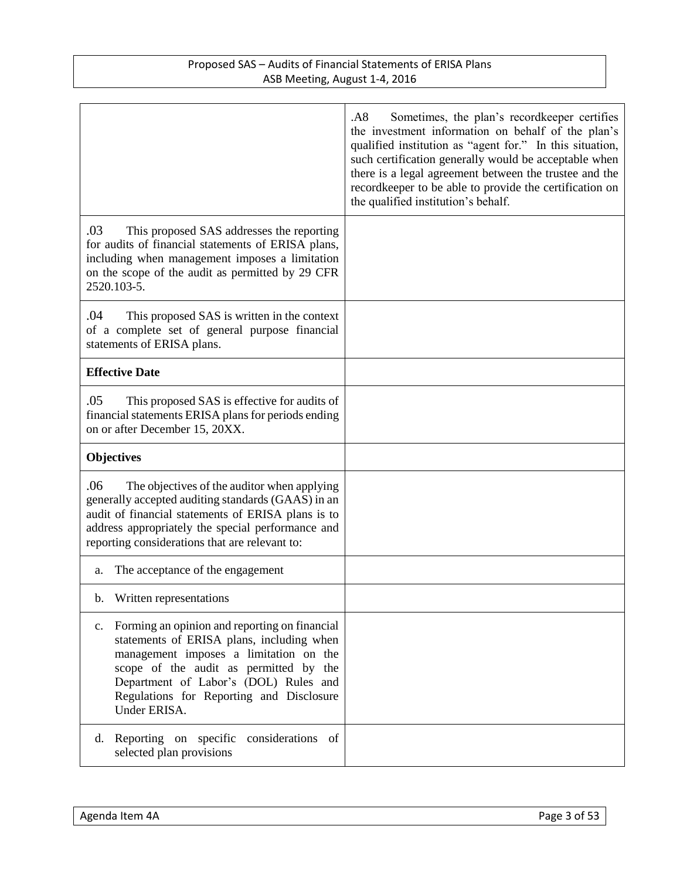| | |
|---|---|
| | .A8 Sometimes, the plan's recordkeeper certifies the investment information on behalf of the plan's qualified institution as "agent for." In this situation, such certification generally would be acceptable when there is a legal agreement between the trustee and the recordkeeper to be able to provide the certification on the qualified institution's behalf. |
| .03 This proposed SAS addresses the reporting for audits of financial statements of ERISA plans, including when management imposes a limitation on the scope of the audit as permitted by 29 CFR 2520.103-5. | |
| .04 This proposed SAS is written in the context of a complete set of general purpose financial statements of ERISA plans. | |
| **Effective Date** | |
| .05 This proposed SAS is effective for audits of financial statements ERISA plans for periods ending on or after December 15, 20XX. | |
| **Objectives** | |
| .06 The objectives of the auditor when applying generally accepted auditing standards (GAAS) in an audit of financial statements of ERISA plans is to address appropriately the special performance and reporting considerations that are relevant to: | |
| a. The acceptance of the engagement | |
| b. Written representations | |
| c. Forming an opinion and reporting on financial statements of ERISA plans, including when management imposes a limitation on the scope of the audit as permitted by the Department of Labor's (DOL) Rules and Regulations for Reporting and Disclosure Under ERISA. | |
| d. Reporting on specific considerations of selected plan provisions | |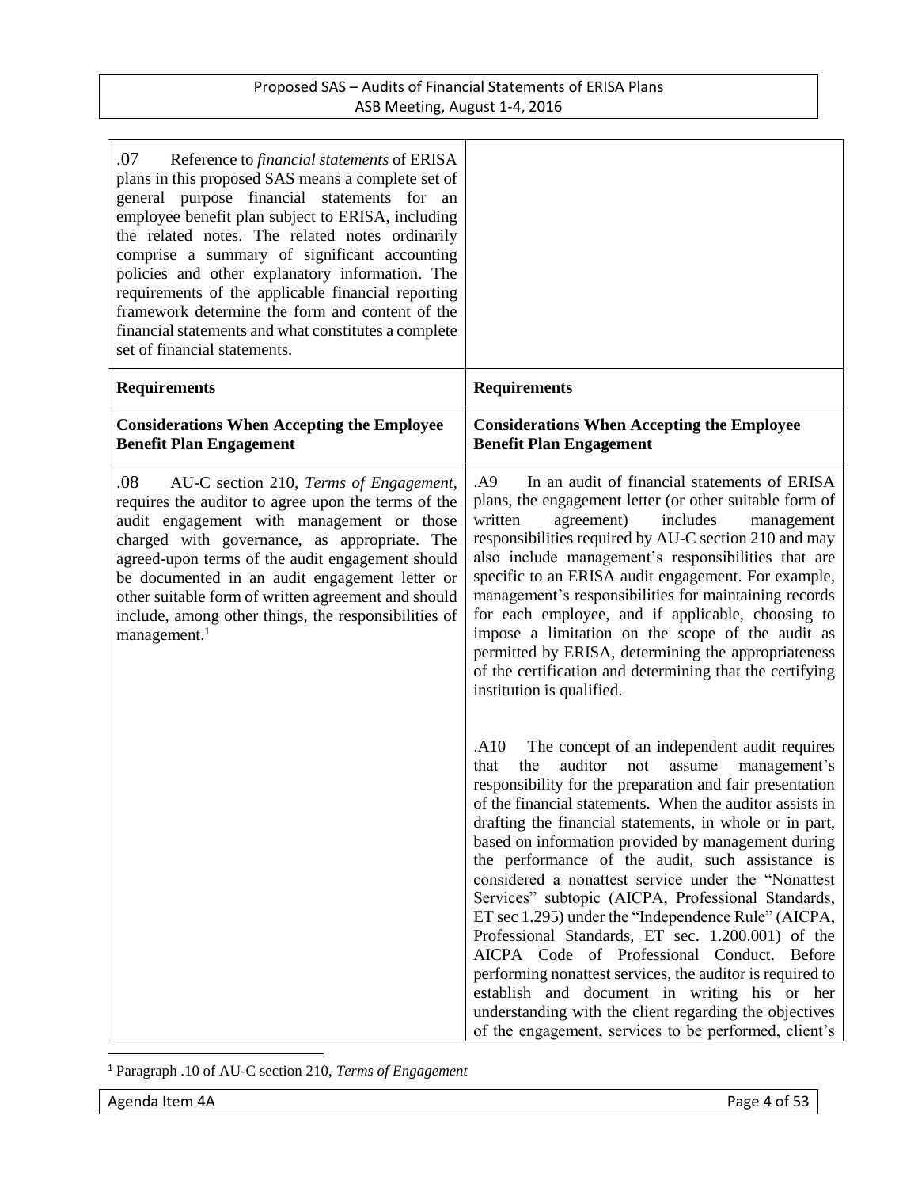| .07 Reference to *financial statements* of ERISA plans in this proposed SAS means a complete set of general purpose financial statements for an employee benefit plan subject to ERISA, including the related notes. The related notes ordinarily comprise a summary of significant accounting policies and other explanatory information. The requirements of the applicable financial reporting framework determine the form and content of the financial statements and what constitutes a complete set of financial statements. | |
|---|---|
| **Requirements** | **Requirements** |
| **Considerations When Accepting the Employee Benefit Plan Engagement** | **Considerations When Accepting the Employee Benefit Plan Engagement** |
| .08 AU-C section 210, *Terms of Engagement*, requires the auditor to agree upon the terms of the audit engagement with management or those charged with governance, as appropriate. The agreed-upon terms of the audit engagement should be documented in an audit engagement letter or other suitable form of written agreement and should include, among other things, the responsibilities of management.[1] | .A9 In an audit of financial statements of ERISA plans, the engagement letter (or other suitable form of written agreement) includes management responsibilities required by AU-C section 210 and may also include management's responsibilities that are specific to an ERISA audit engagement. For example, management's responsibilities for maintaining records for each employee, and if applicable, choosing to impose a limitation on the scope of the audit as permitted by ERISA, determining the appropriateness of the certification and determining that the certifying institution is qualified.<br><br>.A10 The concept of an independent audit requires that the auditor not assume management's responsibility for the preparation and fair presentation of the financial statements. When the auditor assists in drafting the financial statements, in whole or in part, based on information provided by management during the performance of the audit, such assistance is considered a nonattest service under the "Nonattest Services" subtopic (AICPA, Professional Standards, ET sec 1.295) under the "Independence Rule" (AICPA, Professional Standards, ET sec. 1.200.001) of the AICPA Code of Professional Conduct. Before performing nonattest services, the auditor is required to establish and document in writing his or her understanding with the client regarding the objectives of the engagement, services to be performed, client's |

[1] Paragraph .10 of AU-C section 210, *Terms of Engagement*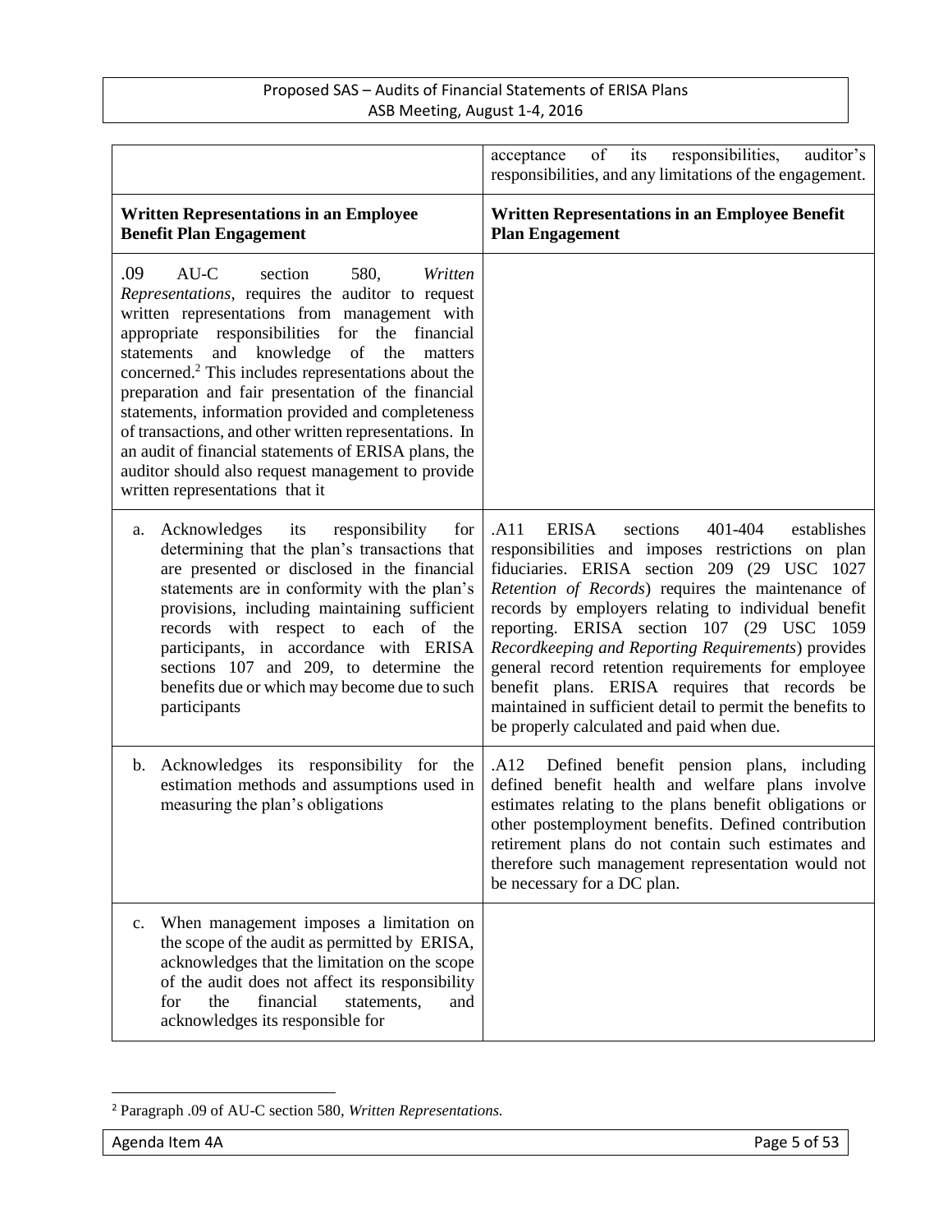| | acceptance of its responsibilities, auditor's responsibilities, and any limitations of the engagement. |
|---|---|
| **Written Representations in an Employee Benefit Plan Engagement** | **Written Representations in an Employee Benefit Plan Engagement** |
| .09 AU-C section 580, *Written Representations*, requires the auditor to request written representations from management with appropriate responsibilities for the financial statements and knowledge of the matters concerned.[2] This includes representations about the preparation and fair presentation of the financial statements, information provided and completeness of transactions, and other written representations. In an audit of financial statements of ERISA plans, the auditor should also request management to provide written representations that it | |
| a. Acknowledges its responsibility for determining that the plan's transactions that are presented or disclosed in the financial statements are in conformity with the plan's provisions, including maintaining sufficient records with respect to each of the participants, in accordance with ERISA sections 107 and 209, to determine the benefits due or which may become due to such participants | .A11 ERISA sections 401-404 establishes responsibilities and imposes restrictions on plan fiduciaries. ERISA section 209 (29 USC 1027 *Retention of Records*) requires the maintenance of records by employers relating to individual benefit reporting. ERISA section 107 (29 USC 1059 *Recordkeeping and Reporting Requirements*) provides general record retention requirements for employee benefit plans. ERISA requires that records be maintained in sufficient detail to permit the benefits to be properly calculated and paid when due. |
| b. Acknowledges its responsibility for the estimation methods and assumptions used in measuring the plan's obligations | .A12 Defined benefit pension plans, including defined benefit health and welfare plans involve estimates relating to the plans benefit obligations or other postemployment benefits. Defined contribution retirement plans do not contain such estimates and therefore such management representation would not be necessary for a DC plan. |
| c. When management imposes a limitation on the scope of the audit as permitted by ERISA, acknowledges that the limitation on the scope of the audit does not affect its responsibility for the financial statements, and acknowledges its responsible for | |

[2] Paragraph .09 of AU-C section 580, *Written Representations.*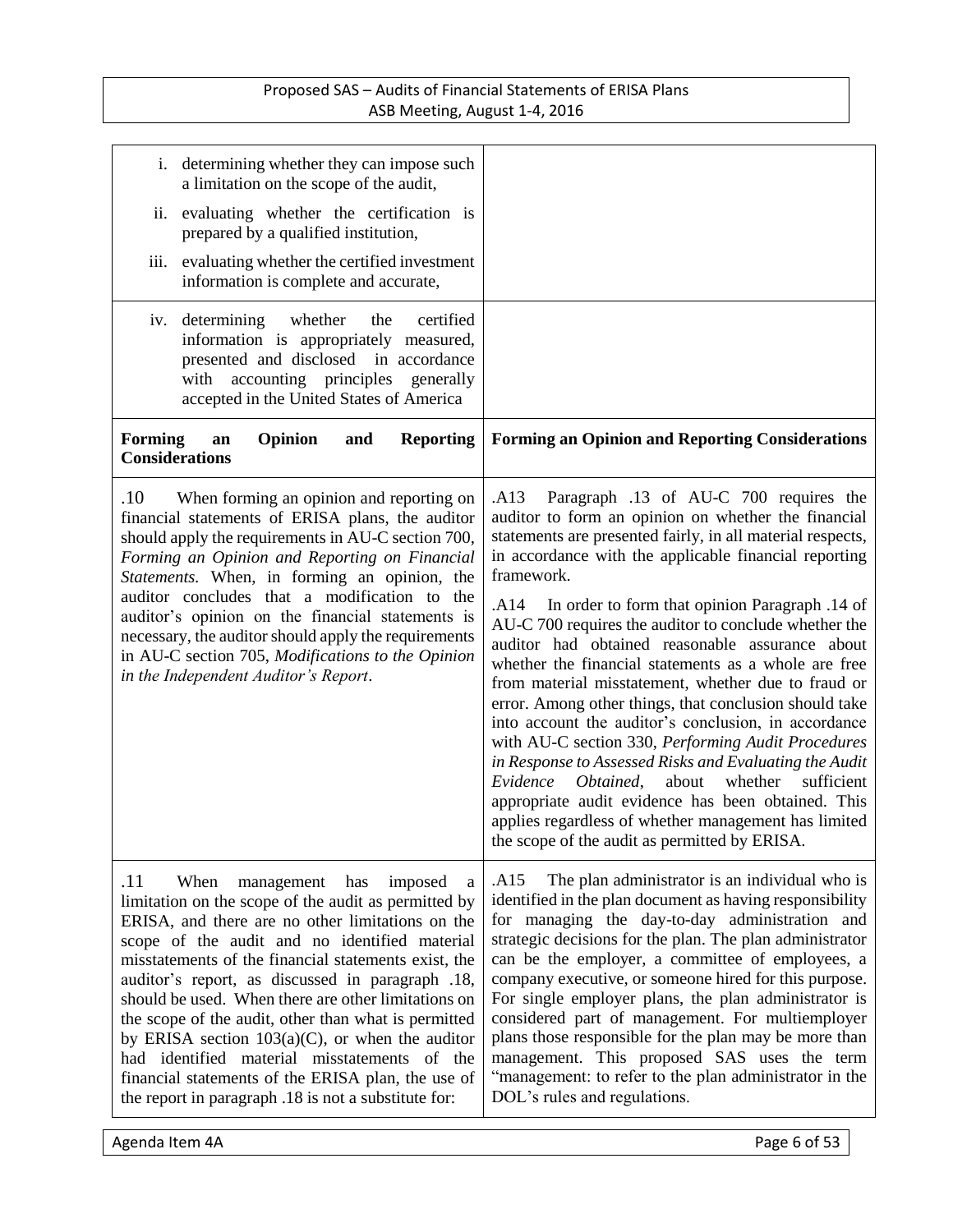| | |
|---|---|
| i. determining whether they can impose such a limitation on the scope of the audit,<br>ii. evaluating whether the certification is prepared by a qualified institution,<br>iii. evaluating whether the certified investment information is complete and accurate, | |
| iv. determining whether the certified information is appropriately measured, presented and disclosed in accordance with accounting principles generally accepted in the United States of America | |
| **Forming an Opinion and Reporting Considerations** | **Forming an Opinion and Reporting Considerations** |
| .10 When forming an opinion and reporting on financial statements of ERISA plans, the auditor should apply the requirements in AU-C section 700, *Forming an Opinion and Reporting on Financial Statements.* When, in forming an opinion, the auditor concludes that a modification to the auditor's opinion on the financial statements is necessary, the auditor should apply the requirements in AU-C section 705, *Modifications to the Opinion in the Independent Auditor's Report*. | .A13 Paragraph .13 of AU-C 700 requires the auditor to form an opinion on whether the financial statements are presented fairly, in all material respects, in accordance with the applicable financial reporting framework.<br><br>.A14 In order to form that opinion Paragraph .14 of AU-C 700 requires the auditor to conclude whether the auditor had obtained reasonable assurance about whether the financial statements as a whole are free from material misstatement, whether due to fraud or error. Among other things, that conclusion should take into account the auditor's conclusion, in accordance with AU-C section 330, *Performing Audit Procedures in Response to Assessed Risks and Evaluating the Audit Evidence Obtained*, about whether sufficient appropriate audit evidence has been obtained. This applies regardless of whether management has limited the scope of the audit as permitted by ERISA. |
| .11 When management has imposed a limitation on the scope of the audit as permitted by ERISA, and there are no other limitations on the scope of the audit and no identified material misstatements of the financial statements exist, the auditor's report, as discussed in paragraph .18, should be used. When there are other limitations on the scope of the audit, other than what is permitted by ERISA section 103(a)(C), or when the auditor had identified material misstatements of the financial statements of the ERISA plan, the use of the report in paragraph .18 is not a substitute for: | .A15 The plan administrator is an individual who is identified in the plan document as having responsibility for managing the day-to-day administration and strategic decisions for the plan. The plan administrator can be the employer, a committee of employees, a company executive, or someone hired for this purpose. For single employer plans, the plan administrator is considered part of management. For multiemployer plans those responsible for the plan may be more than management. This proposed SAS uses the term "management: to refer to the plan administrator in the DOL's rules and regulations. |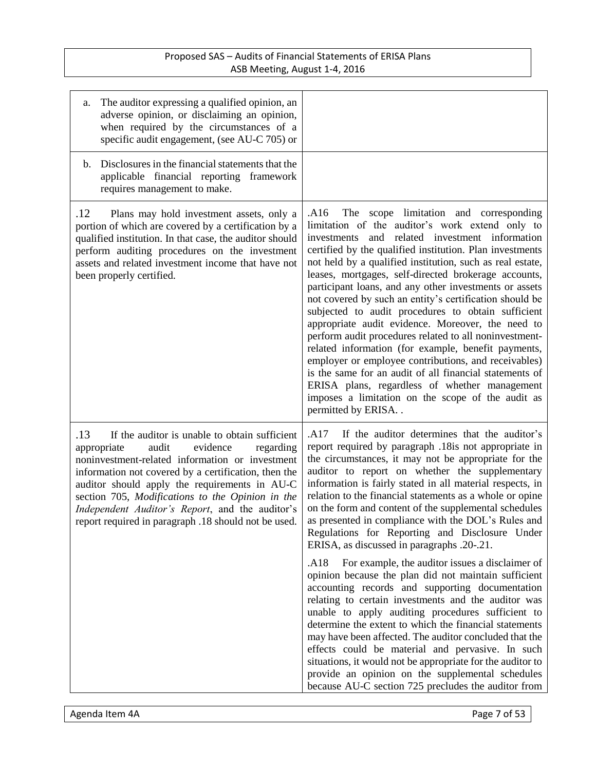| | |
|---|---|
| a. The auditor expressing a qualified opinion, an adverse opinion, or disclaiming an opinion, when required by the circumstances of a specific audit engagement, (see AU-C 705) or | |
| b. Disclosures in the financial statements that the applicable financial reporting framework requires management to make. | |
| .12 Plans may hold investment assets, only a portion of which are covered by a certification by a qualified institution. In that case, the auditor should perform auditing procedures on the investment assets and related investment income that have not been properly certified. | .A16 The scope limitation and corresponding limitation of the auditor's work extend only to investments and related investment information certified by the qualified institution. Plan investments not held by a qualified institution, such as real estate, leases, mortgages, self-directed brokerage accounts, participant loans, and any other investments or assets not covered by such an entity's certification should be subjected to audit procedures to obtain sufficient appropriate audit evidence. Moreover, the need to perform audit procedures related to all noninvestment-related information (for example, benefit payments, employer or employee contributions, and receivables) is the same for an audit of all financial statements of ERISA plans, regardless of whether management imposes a limitation on the scope of the audit as permitted by ERISA. . |
| .13 If the auditor is unable to obtain sufficient appropriate audit evidence regarding noninvestment-related information or investment information not covered by a certification, then the auditor should apply the requirements in AU-C section 705, *Modifications to the Opinion in the Independent Auditor's Report*, and the auditor's report required in paragraph .18 should not be used. | .A17 If the auditor determines that the auditor's report required by paragraph .18is not appropriate in the circumstances, it may not be appropriate for the auditor to report on whether the supplementary information is fairly stated in all material respects, in relation to the financial statements as a whole or opine on the form and content of the supplemental schedules as presented in compliance with the DOL's Rules and Regulations for Reporting and Disclosure Under ERISA, as discussed in paragraphs .20-.21.<br><br>.A18 For example, the auditor issues a disclaimer of opinion because the plan did not maintain sufficient accounting records and supporting documentation relating to certain investments and the auditor was unable to apply auditing procedures sufficient to determine the extent to which the financial statements may have been affected. The auditor concluded that the effects could be material and pervasive. In such situations, it would not be appropriate for the auditor to provide an opinion on the supplemental schedules because AU-C section 725 precludes the auditor from |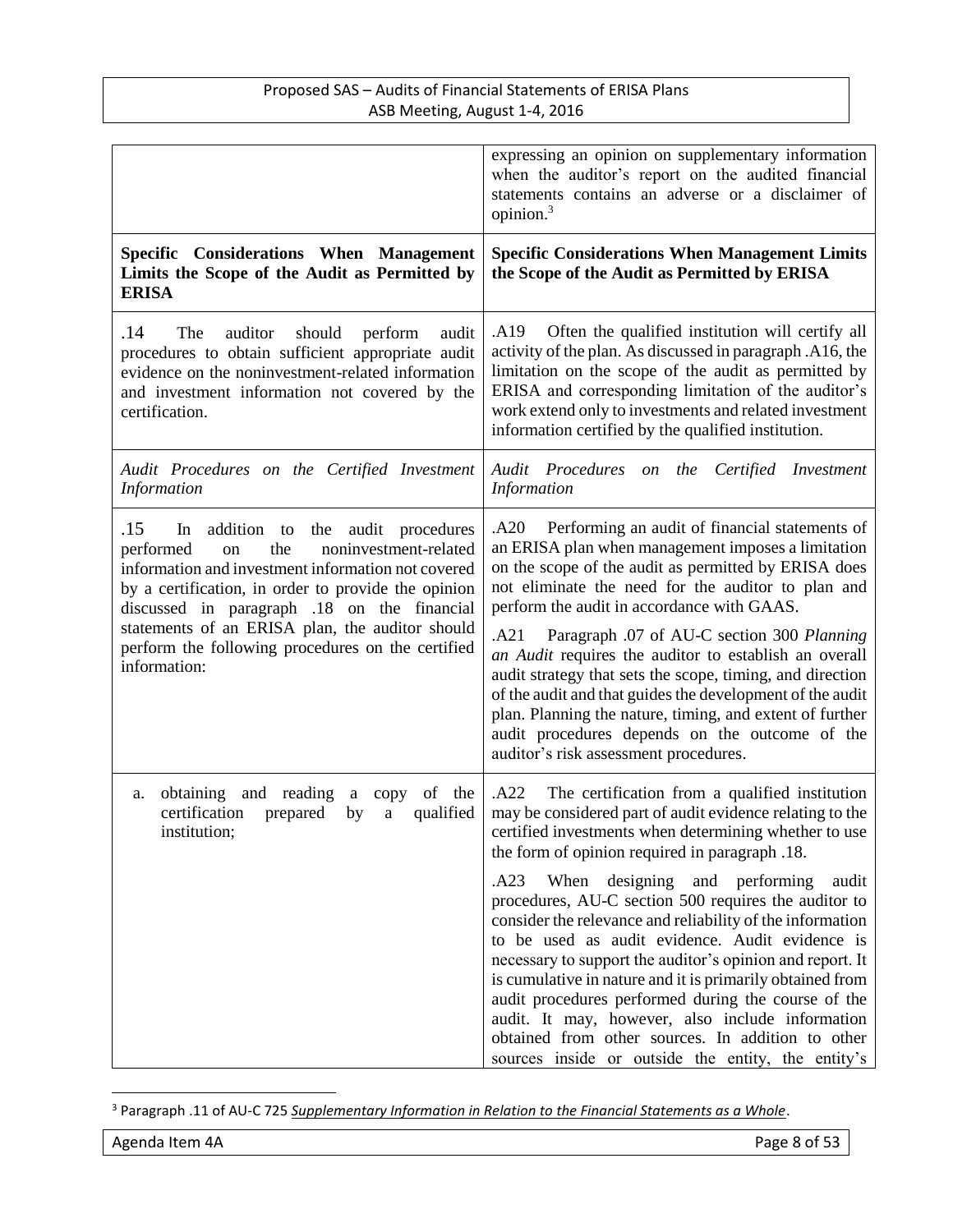| | |
|---|---|
| | expressing an opinion on supplementary information when the auditor's report on the audited financial statements contains an adverse or a disclaimer of opinion.[3] |
| **Specific Considerations When Management Limits the Scope of the Audit as Permitted by ERISA** | **Specific Considerations When Management Limits the Scope of the Audit as Permitted by ERISA** |
| .14 The auditor should perform audit procedures to obtain sufficient appropriate audit evidence on the noninvestment-related information and investment information not covered by the certification. | .A19 Often the qualified institution will certify all activity of the plan. As discussed in paragraph .A16, the limitation on the scope of the audit as permitted by ERISA and corresponding limitation of the auditor's work extend only to investments and related investment information certified by the qualified institution. |
| *Audit Procedures on the Certified Investment Information* | *Audit Procedures on the Certified Investment Information* |
| .15 In addition to the audit procedures performed on the noninvestment-related information and investment information not covered by a certification, in order to provide the opinion discussed in paragraph .18 on the financial statements of an ERISA plan, the auditor should perform the following procedures on the certified information: | .A20 Performing an audit of financial statements of an ERISA plan when management imposes a limitation on the scope of the audit as permitted by ERISA does not eliminate the need for the auditor to plan and perform the audit in accordance with GAAS.<br><br>.A21 Paragraph .07 of AU-C section 300 *Planning an Audit* requires the auditor to establish an overall audit strategy that sets the scope, timing, and direction of the audit and that guides the development of the audit plan. Planning the nature, timing, and extent of further audit procedures depends on the outcome of the auditor's risk assessment procedures. |
| a. obtaining and reading a copy of the certification prepared by a qualified institution; | .A22 The certification from a qualified institution may be considered part of audit evidence relating to the certified investments when determining whether to use the form of opinion required in paragraph .18.<br><br>.A23 When designing and performing audit procedures, AU-C section 500 requires the auditor to consider the relevance and reliability of the information to be used as audit evidence. Audit evidence is necessary to support the auditor's opinion and report. It is cumulative in nature and it is primarily obtained from audit procedures performed during the course of the audit. It may, however, also include information obtained from other sources. In addition to other sources inside or outside the entity, the entity's |

[3] Paragraph .11 of AU-C 725 *Supplementary Information in Relation to the Financial Statements as a Whole*.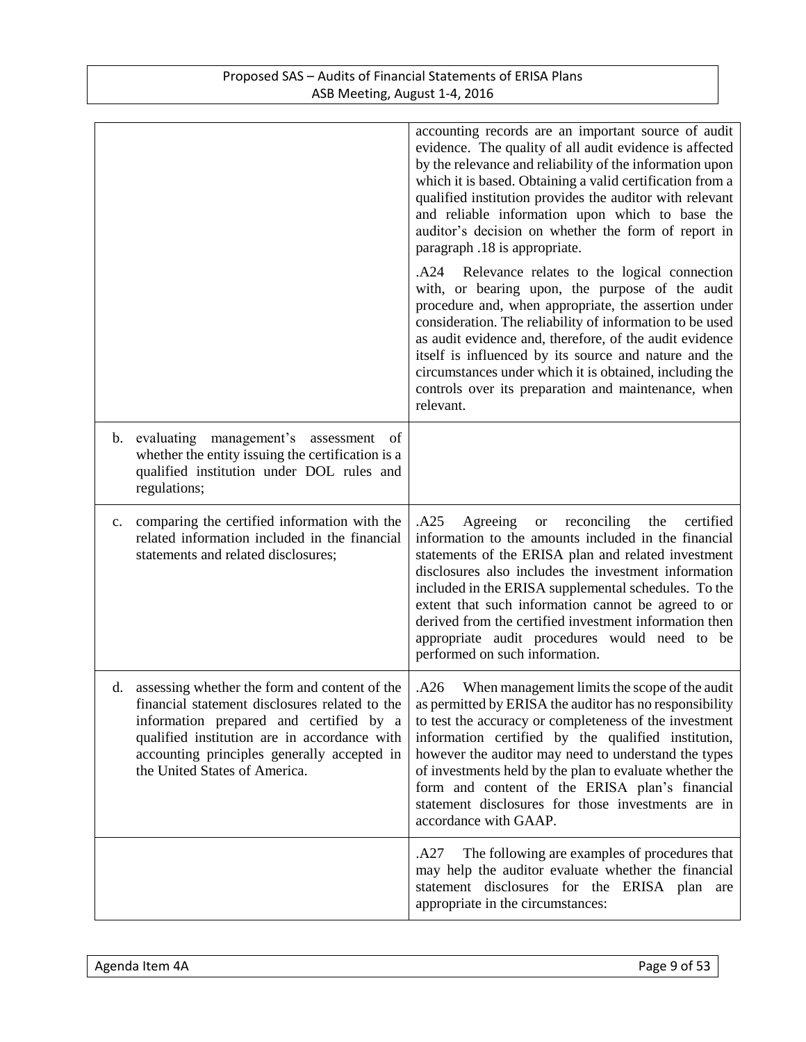| | |
|---|---|
| | accounting records are an important source of audit evidence. The quality of all audit evidence is affected by the relevance and reliability of the information upon which it is based. Obtaining a valid certification from a qualified institution provides the auditor with relevant and reliable information upon which to base the auditor's decision on whether the form of report in paragraph .18 is appropriate.<br><br>.A24 Relevance relates to the logical connection with, or bearing upon, the purpose of the audit procedure and, when appropriate, the assertion under consideration. The reliability of information to be used as audit evidence and, therefore, of the audit evidence itself is influenced by its source and nature and the circumstances under which it is obtained, including the controls over its preparation and maintenance, when relevant. |
| b. evaluating management's assessment of whether the entity issuing the certification is a qualified institution under DOL rules and regulations; | |
| c. comparing the certified information with the related information included in the financial statements and related disclosures; | .A25 Agreeing or reconciling the certified information to the amounts included in the financial statements of the ERISA plan and related investment disclosures also includes the investment information included in the ERISA supplemental schedules. To the extent that such information cannot be agreed to or derived from the certified investment information then appropriate audit procedures would need to be performed on such information. |
| d. assessing whether the form and content of the financial statement disclosures related to the information prepared and certified by a qualified institution are in accordance with accounting principles generally accepted in the United States of America. | .A26 When management limits the scope of the audit as permitted by ERISA the auditor has no responsibility to test the accuracy or completeness of the investment information certified by the qualified institution, however the auditor may need to understand the types of investments held by the plan to evaluate whether the form and content of the ERISA plan's financial statement disclosures for those investments are in accordance with GAAP. |
| | .A27 The following are examples of procedures that may help the auditor evaluate whether the financial statement disclosures for the ERISA plan are appropriate in the circumstances: |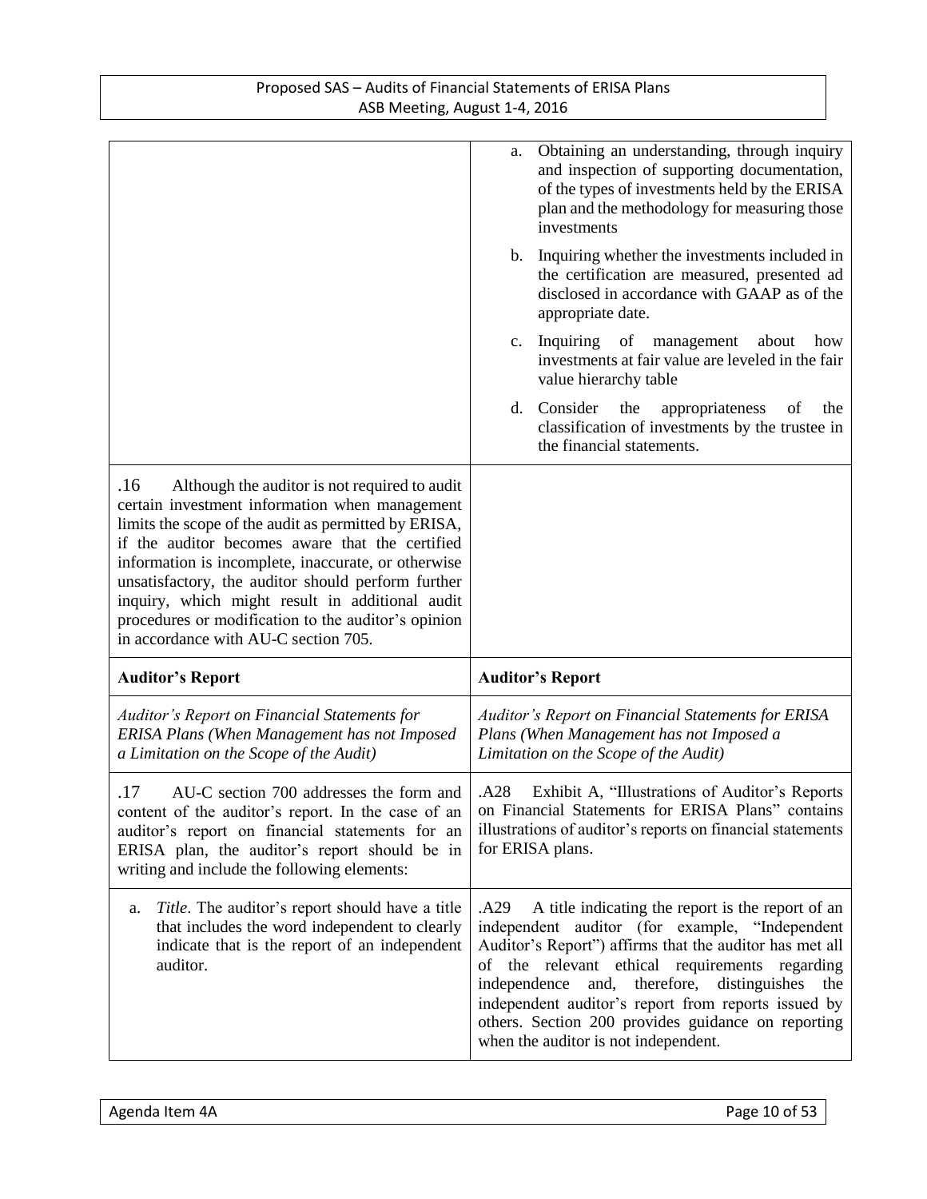| | |
|---|---|
| | a. Obtaining an understanding, through inquiry and inspection of supporting documentation, of the types of investments held by the ERISA plan and the methodology for measuring those investments<br><br>b. Inquiring whether the investments included in the certification are measured, presented ad disclosed in accordance with GAAP as of the appropriate date.<br><br>c. Inquiring of management about how investments at fair value are leveled in the fair value hierarchy table<br><br>d. Consider the appropriateness of the classification of investments by the trustee in the financial statements. |
| .16 Although the auditor is not required to audit certain investment information when management limits the scope of the audit as permitted by ERISA, if the auditor becomes aware that the certified information is incomplete, inaccurate, or otherwise unsatisfactory, the auditor should perform further inquiry, which might result in additional audit procedures or modification to the auditor's opinion in accordance with AU-C section 705. | |
| **Auditor's Report** | **Auditor's Report** |
| *Auditor's Report on Financial Statements for ERISA Plans (When Management has not Imposed a Limitation on the Scope of the Audit)* | *Auditor's Report on Financial Statements for ERISA Plans (When Management has not Imposed a Limitation on the Scope of the Audit)* |
| .17 AU-C section 700 addresses the form and content of the auditor's report. In the case of an auditor's report on financial statements for an ERISA plan, the auditor's report should be in writing and include the following elements: | .A28 Exhibit A, "Illustrations of Auditor's Reports on Financial Statements for ERISA Plans" contains illustrations of auditor's reports on financial statements for ERISA plans. |
| a. *Title*. The auditor's report should have a title that includes the word independent to clearly indicate that is the report of an independent auditor. | .A29 A title indicating the report is the report of an independent auditor (for example, "Independent Auditor's Report") affirms that the auditor has met all of the relevant ethical requirements regarding independence and, therefore, distinguishes the independent auditor's report from reports issued by others. Section 200 provides guidance on reporting when the auditor is not independent. |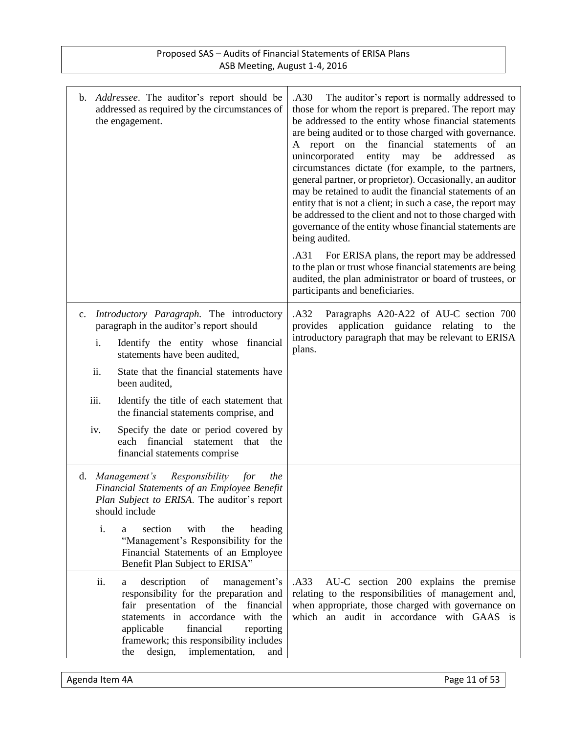| | |
|---|---|
| b. *Addressee*. The auditor's report should be addressed as required by the circumstances of the engagement. | .A30 The auditor's report is normally addressed to those for whom the report is prepared. The report may be addressed to the entity whose financial statements are being audited or to those charged with governance. A report on the financial statements of an unincorporated entity may be addressed as circumstances dictate (for example, to the partners, general partner, or proprietor). Occasionally, an auditor may be retained to audit the financial statements of an entity that is not a client; in such a case, the report may be addressed to the client and not to those charged with governance of the entity whose financial statements are being audited.<br><br>.A31 For ERISA plans, the report may be addressed to the plan or trust whose financial statements are being audited, the plan administrator or board of trustees, or participants and beneficiaries. |
| c. *Introductory Paragraph.* The introductory paragraph in the auditor's report should<br>i. Identify the entity whose financial statements have been audited,<br>ii. State that the financial statements have been audited,<br>iii. Identify the title of each statement that the financial statements comprise, and<br>iv. Specify the date or period covered by each financial statement that the financial statements comprise | .A32 Paragraphs A20-A22 of AU-C section 700 provides application guidance relating to the introductory paragraph that may be relevant to ERISA plans. |
| d. *Management's Responsibility for the Financial Statements of an Employee Benefit Plan Subject to ERISA*. The auditor's report should include<br>i. a section with the heading "Management's Responsibility for the Financial Statements of an Employee Benefit Plan Subject to ERISA" | |
| ii. a description of management's responsibility for the preparation and fair presentation of the financial statements in accordance with the applicable financial reporting framework; this responsibility includes the design, implementation, and | .A33 AU-C section 200 explains the premise relating to the responsibilities of management and, when appropriate, those charged with governance on which an audit in accordance with GAAS is |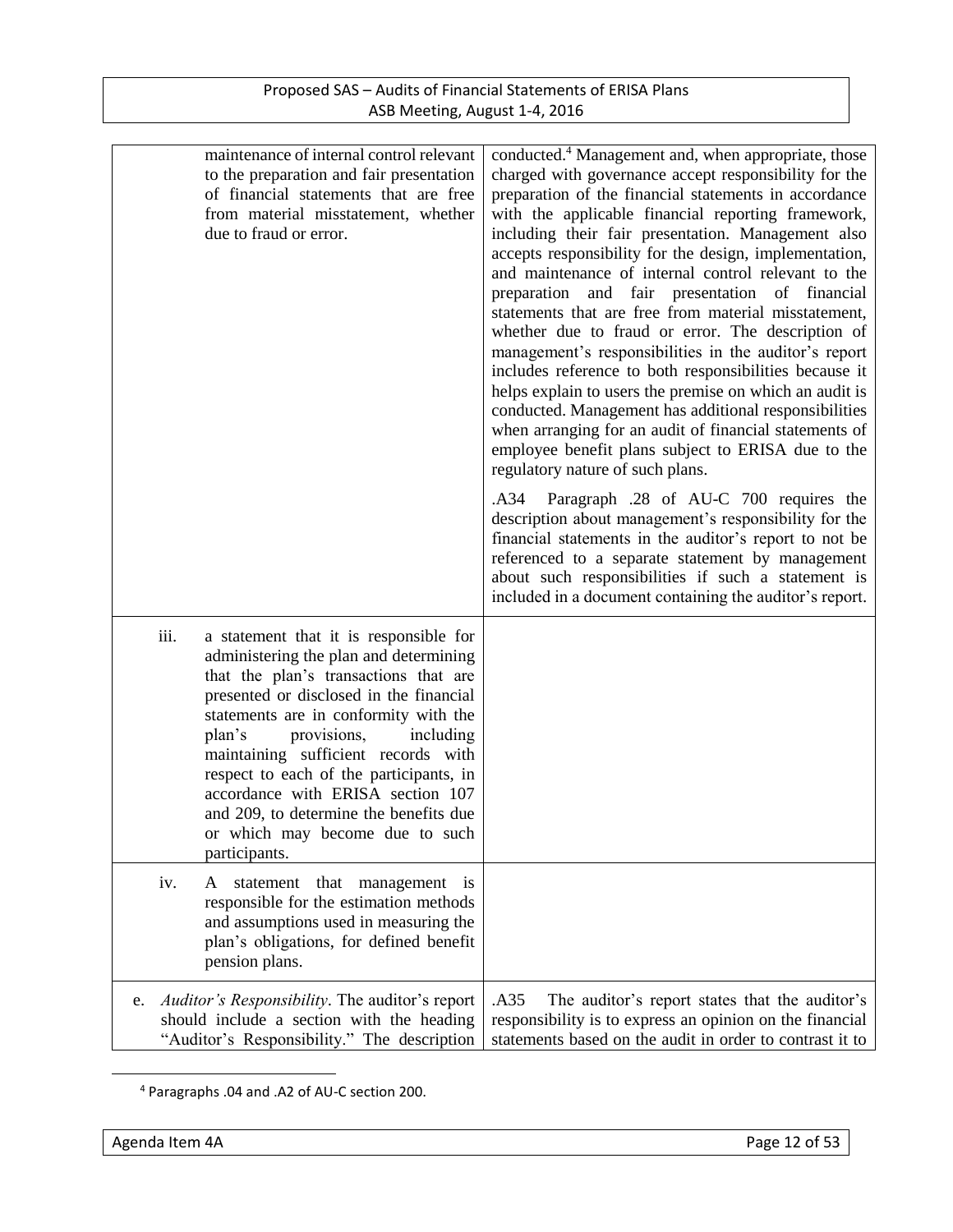| | |
|---|---|
| maintenance of internal control relevant to the preparation and fair presentation of financial statements that are free from material misstatement, whether due to fraud or error. | conducted.[4] Management and, when appropriate, those charged with governance accept responsibility for the preparation of the financial statements in accordance with the applicable financial reporting framework, including their fair presentation. Management also accepts responsibility for the design, implementation, and maintenance of internal control relevant to the preparation and fair presentation of financial statements that are free from material misstatement, whether due to fraud or error. The description of management's responsibilities in the auditor's report includes reference to both responsibilities because it helps explain to users the premise on which an audit is conducted. Management has additional responsibilities when arranging for an audit of financial statements of employee benefit plans subject to ERISA due to the regulatory nature of such plans.<br><br>.A34 Paragraph .28 of AU-C 700 requires the description about management's responsibility for the financial statements in the auditor's report to not be referenced to a separate statement by management about such responsibilities if such a statement is included in a document containing the auditor's report. |
| iii. a statement that it is responsible for administering the plan and determining that the plan's transactions that are presented or disclosed in the financial statements are in conformity with the plan's provisions, including maintaining sufficient records with respect to each of the participants, in accordance with ERISA section 107 and 209, to determine the benefits due or which may become due to such participants. | |
| iv. A statement that management is responsible for the estimation methods and assumptions used in measuring the plan's obligations, for defined benefit pension plans. | |
| e. *Auditor's Responsibility*. The auditor's report should include a section with the heading "Auditor's Responsibility." The description | .A35 The auditor's report states that the auditor's responsibility is to express an opinion on the financial statements based on the audit in order to contrast it to |

[4] Paragraphs .04 and .A2 of AU-C section 200.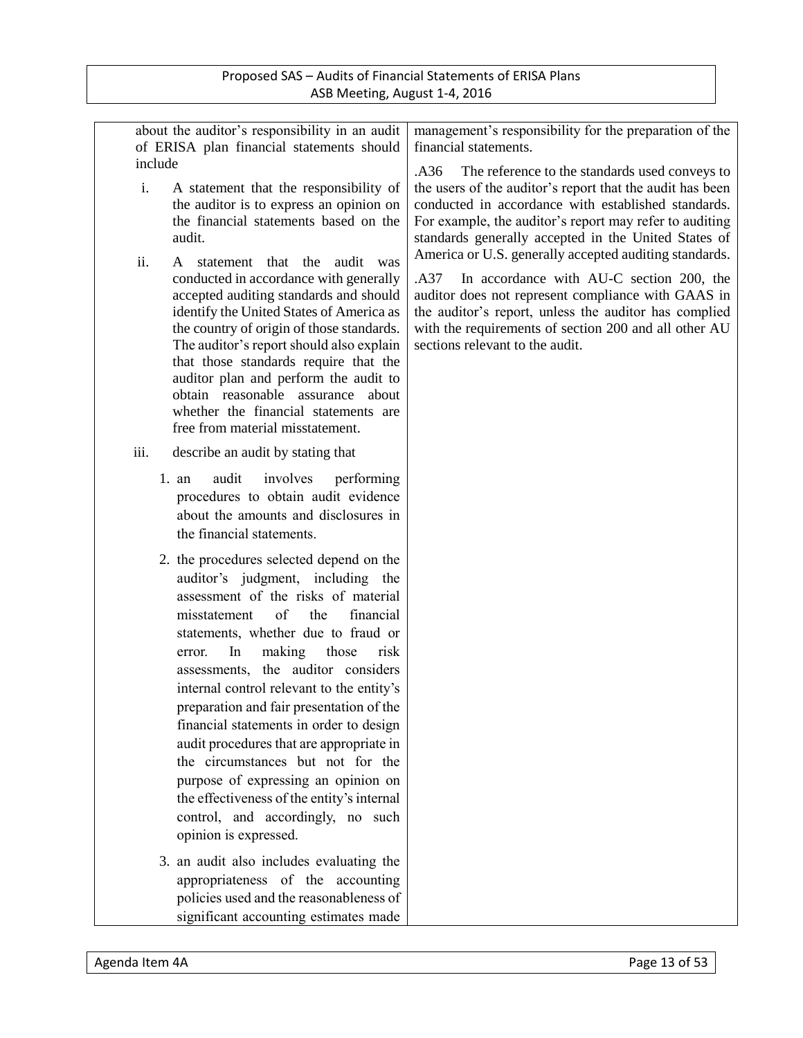about the auditor's responsibility in an audit of ERISA plan financial statements should include

i. A statement that the responsibility of the auditor is to express an opinion on the financial statements based on the audit.

ii. A statement that the audit was conducted in accordance with generally accepted auditing standards and should identify the United States of America as the country of origin of those standards. The auditor's report should also explain that those standards require that the auditor plan and perform the audit to obtain reasonable assurance about whether the financial statements are free from material misstatement.

iii. describe an audit by stating that

1. an audit involves performing procedures to obtain audit evidence about the amounts and disclosures in the financial statements.

2. the procedures selected depend on the auditor's judgment, including the assessment of the risks of material misstatement of the financial statements, whether due to fraud or error. In making those risk assessments, the auditor considers internal control relevant to the entity's preparation and fair presentation of the financial statements in order to design audit procedures that are appropriate in the circumstances but not for the purpose of expressing an opinion on the effectiveness of the entity's internal control, and accordingly, no such opinion is expressed.

3. an audit also includes evaluating the appropriateness of the accounting policies used and the reasonableness of significant accounting estimates made

management's responsibility for the preparation of the financial statements.

.A36 The reference to the standards used conveys to the users of the auditor's report that the audit has been conducted in accordance with established standards. For example, the auditor's report may refer to auditing standards generally accepted in the United States of America or U.S. generally accepted auditing standards.

.A37 In accordance with AU-C section 200, the auditor does not represent compliance with GAAS in the auditor's report, unless the auditor has complied with the requirements of section 200 and all other AU sections relevant to the audit.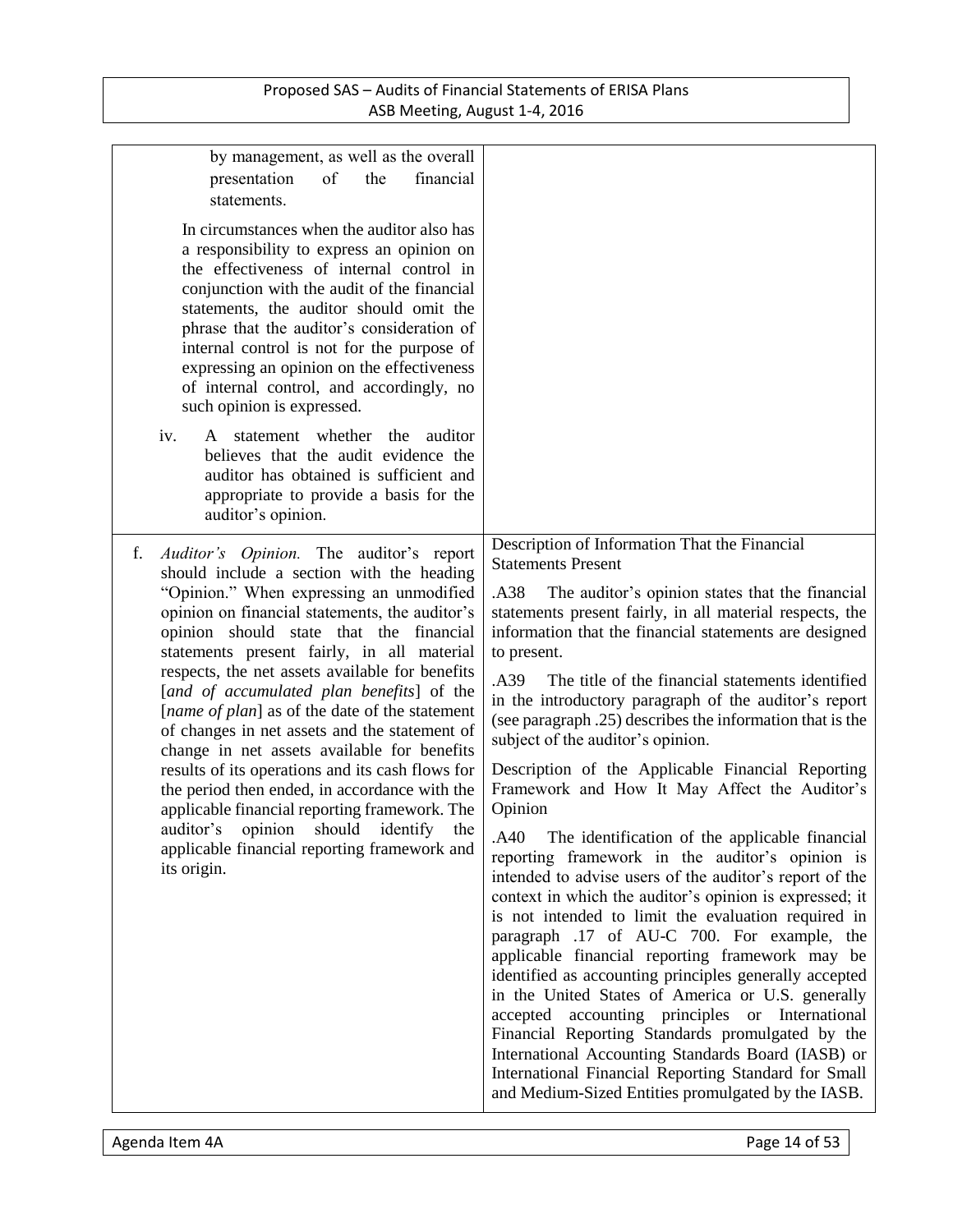| | |
|---|---|
| by management, as well as the overall presentation of the financial statements.<br><br>In circumstances when the auditor also has a responsibility to express an opinion on the effectiveness of internal control in conjunction with the audit of the financial statements, the auditor should omit the phrase that the auditor's consideration of internal control is not for the purpose of expressing an opinion on the effectiveness of internal control, and accordingly, no such opinion is expressed.<br><br>iv. A statement whether the auditor believes that the audit evidence the auditor has obtained is sufficient and appropriate to provide a basis for the auditor's opinion. | |
| f. *Auditor's Opinion.* The auditor's report should include a section with the heading "Opinion." When expressing an unmodified opinion on financial statements, the auditor's opinion should state that the financial statements present fairly, in all material respects, the net assets available for benefits [*and of accumulated plan benefits*] of the [*name of plan*] as of the date of the statement of changes in net assets and the statement of change in net assets available for benefits results of its operations and its cash flows for the period then ended, in accordance with the applicable financial reporting framework. The auditor's opinion should identify the applicable financial reporting framework and its origin. | Description of Information That the Financial Statements Present<br><br>.A38 The auditor's opinion states that the financial statements present fairly, in all material respects, the information that the financial statements are designed to present.<br><br>.A39 The title of the financial statements identified in the introductory paragraph of the auditor's report (see paragraph .25) describes the information that is the subject of the auditor's opinion.<br><br>Description of the Applicable Financial Reporting Framework and How It May Affect the Auditor's Opinion<br><br>.A40 The identification of the applicable financial reporting framework in the auditor's opinion is intended to advise users of the auditor's report of the context in which the auditor's opinion is expressed; it is not intended to limit the evaluation required in paragraph .17 of AU-C 700. For example, the applicable financial reporting framework may be identified as accounting principles generally accepted in the United States of America or U.S. generally accepted accounting principles or International Financial Reporting Standards promulgated by the International Accounting Standards Board (IASB) or International Financial Reporting Standard for Small and Medium-Sized Entities promulgated by the IASB. |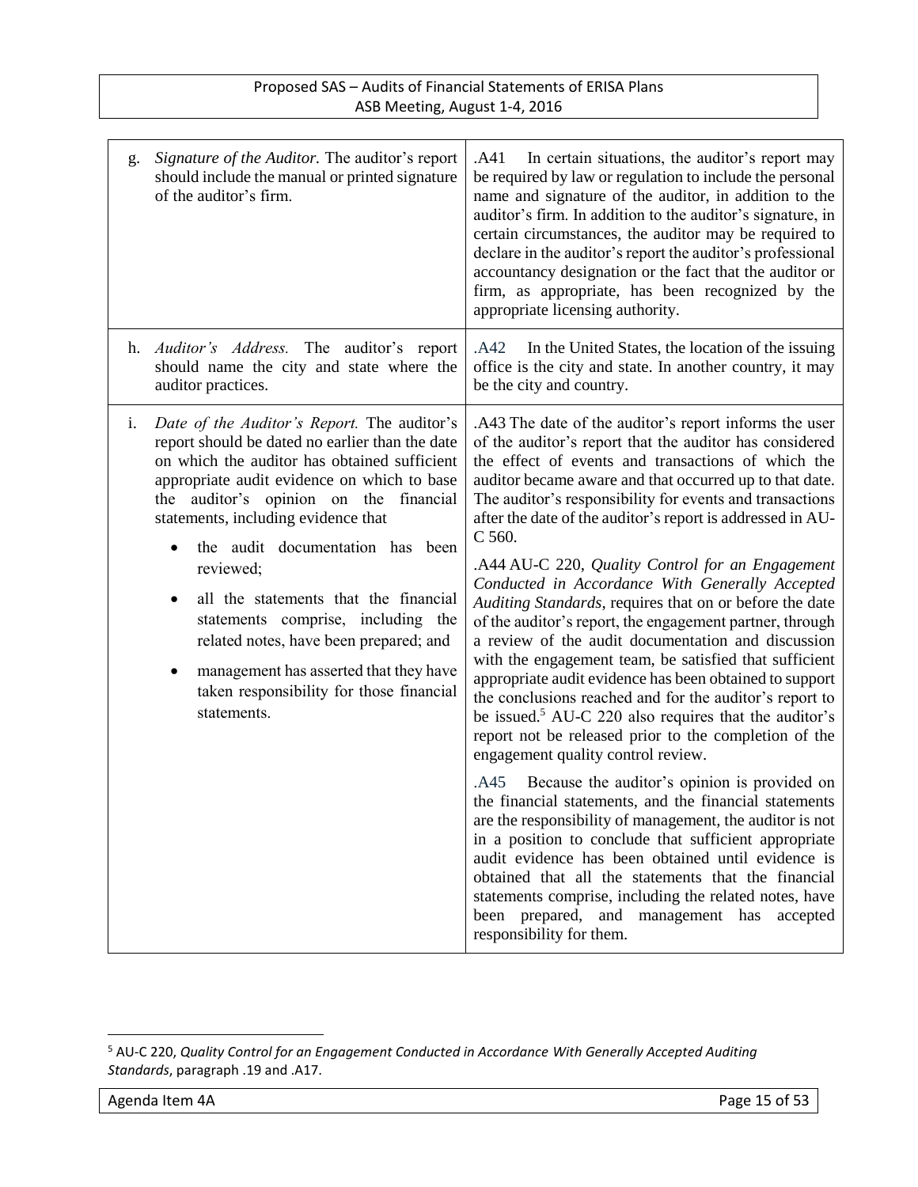| | |
|---|---|
| g. *Signature of the Auditor.* The auditor's report should include the manual or printed signature of the auditor's firm. | .A41 In certain situations, the auditor's report may be required by law or regulation to include the personal name and signature of the auditor, in addition to the auditor's firm. In addition to the auditor's signature, in certain circumstances, the auditor may be required to declare in the auditor's report the auditor's professional accountancy designation or the fact that the auditor or firm, as appropriate, has been recognized by the appropriate licensing authority. |
| h. *Auditor's Address.* The auditor's report should name the city and state where the auditor practices. | .A42 In the United States, the location of the issuing office is the city and state. In another country, it may be the city and country. |
| i. *Date of the Auditor's Report.* The auditor's report should be dated no earlier than the date on which the auditor has obtained sufficient appropriate audit evidence on which to base the auditor's opinion on the financial statements, including evidence that<br>• the audit documentation has been reviewed;<br>• all the statements that the financial statements comprise, including the related notes, have been prepared; and<br>• management has asserted that they have taken responsibility for those financial statements. | .A43 The date of the auditor's report informs the user of the auditor's report that the auditor has considered the effect of events and transactions of which the auditor became aware and that occurred up to that date. The auditor's responsibility for events and transactions after the date of the auditor's report is addressed in AU-C 560.<br><br>.A44 AU-C 220, *Quality Control for an Engagement Conducted in Accordance With Generally Accepted Auditing Standards*, requires that on or before the date of the auditor's report, the engagement partner, through a review of the audit documentation and discussion with the engagement team, be satisfied that sufficient appropriate audit evidence has been obtained to support the conclusions reached and for the auditor's report to be issued.[5] AU-C 220 also requires that the auditor's report not be released prior to the completion of the engagement quality control review.<br><br>.A45 Because the auditor's opinion is provided on the financial statements, and the financial statements are the responsibility of management, the auditor is not in a position to conclude that sufficient appropriate audit evidence has been obtained until evidence is obtained that all the statements that the financial statements comprise, including the related notes, have been prepared, and management has accepted responsibility for them. |

[5] AU-C 220, *Quality Control for an Engagement Conducted in Accordance With Generally Accepted Auditing Standards*, paragraph .19 and .A17.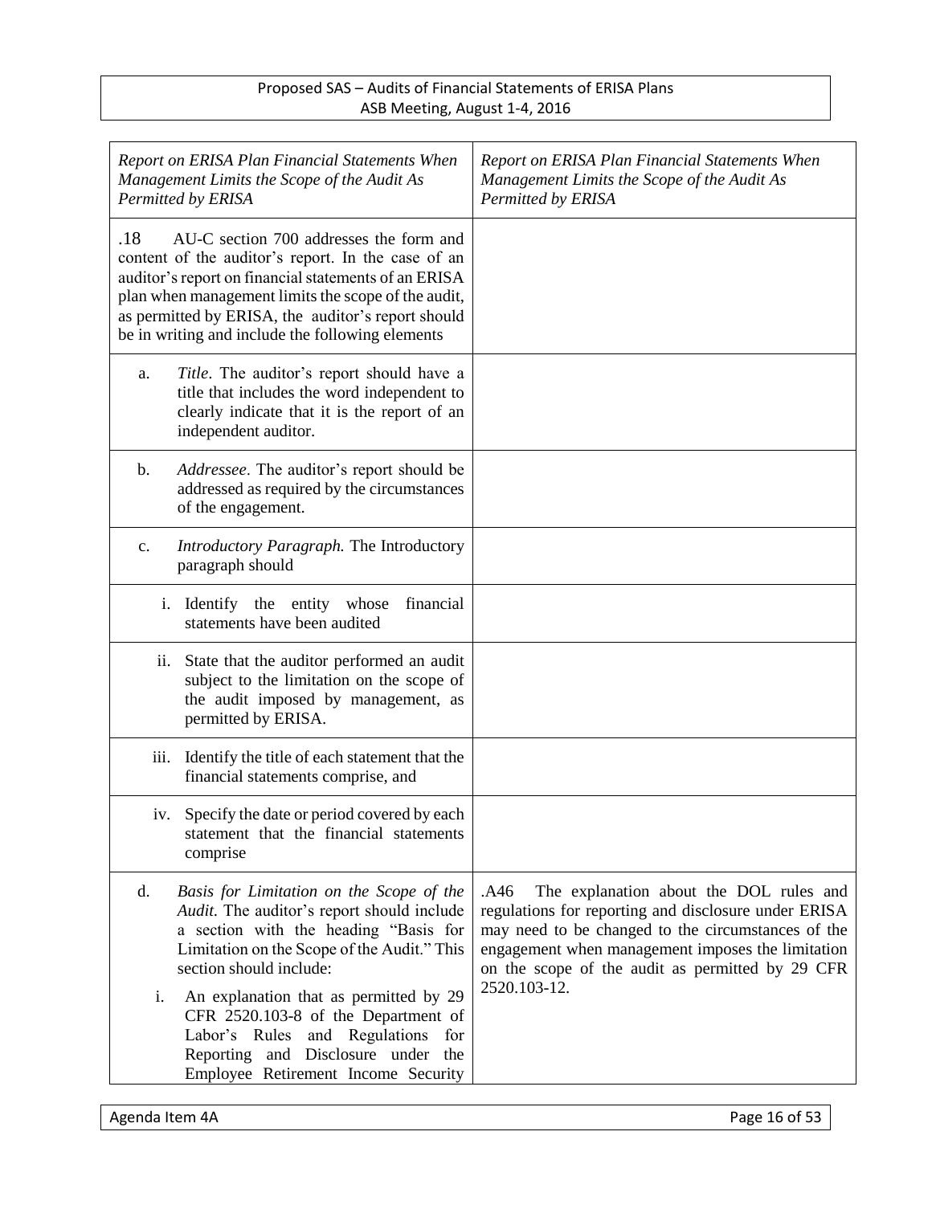| *Report on ERISA Plan Financial Statements When Management Limits the Scope of the Audit As Permitted by ERISA* | *Report on ERISA Plan Financial Statements When Management Limits the Scope of the Audit As Permitted by ERISA* |
|---|---|
| .18 AU-C section 700 addresses the form and content of the auditor's report. In the case of an auditor's report on financial statements of an ERISA plan when management limits the scope of the audit, as permitted by ERISA, the auditor's report should be in writing and include the following elements | |
| a. *Title*. The auditor's report should have a title that includes the word independent to clearly indicate that it is the report of an independent auditor. | |
| b. *Addressee*. The auditor's report should be addressed as required by the circumstances of the engagement. | |
| c. *Introductory Paragraph.* The Introductory paragraph should | |
| i. Identify the entity whose financial statements have been audited | |
| ii. State that the auditor performed an audit subject to the limitation on the scope of the audit imposed by management, as permitted by ERISA. | |
| iii. Identify the title of each statement that the financial statements comprise, and | |
| iv. Specify the date or period covered by each statement that the financial statements comprise | |
| d. *Basis for Limitation on the Scope of the Audit.* The auditor's report should include a section with the heading "Basis for Limitation on the Scope of the Audit." This section should include:<br><br>i. An explanation that as permitted by 29 CFR 2520.103-8 of the Department of Labor's Rules and Regulations for Reporting and Disclosure under the Employee Retirement Income Security | .A46 The explanation about the DOL rules and regulations for reporting and disclosure under ERISA may need to be changed to the circumstances of the engagement when management imposes the limitation on the scope of the audit as permitted by 29 CFR 2520.103-12. |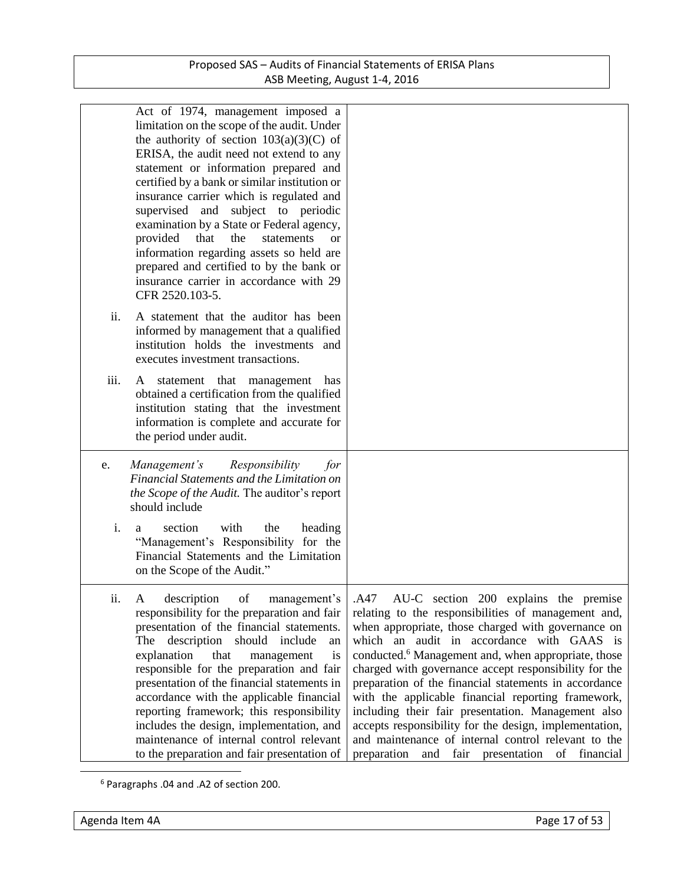| | |
|---|---|
| Act of 1974, management imposed a limitation on the scope of the audit. Under the authority of section 103(a)(3)(C) of ERISA, the audit need not extend to any statement or information prepared and certified by a bank or similar institution or insurance carrier which is regulated and supervised and subject to periodic examination by a State or Federal agency, provided that the statements or information regarding assets so held are prepared and certified to by the bank or insurance carrier in accordance with 29 CFR 2520.103-5.<br><br>ii. A statement that the auditor has been informed by management that a qualified institution holds the investments and executes investment transactions.<br><br>iii. A statement that management has obtained a certification from the qualified institution stating that the investment information is complete and accurate for the period under audit. | |
| e. *Management's Responsibility for Financial Statements and the Limitation on the Scope of the Audit.* The auditor's report should include<br><br>i. a section with the heading "Management's Responsibility for the Financial Statements and the Limitation on the Scope of the Audit." | |
| ii. A description of management's responsibility for the preparation and fair presentation of the financial statements. The description should include an explanation that management is responsible for the preparation and fair presentation of the financial statements in accordance with the applicable financial reporting framework; this responsibility includes the design, implementation, and maintenance of internal control relevant to the preparation and fair presentation of | .A47 AU-C section 200 explains the premise relating to the responsibilities of management and, when appropriate, those charged with governance on which an audit in accordance with GAAS is conducted.[6] Management and, when appropriate, those charged with governance accept responsibility for the preparation of the financial statements in accordance with the applicable financial reporting framework, including their fair presentation. Management also accepts responsibility for the design, implementation, and maintenance of internal control relevant to the preparation and fair presentation of financial |

[6] Paragraphs .04 and .A2 of section 200.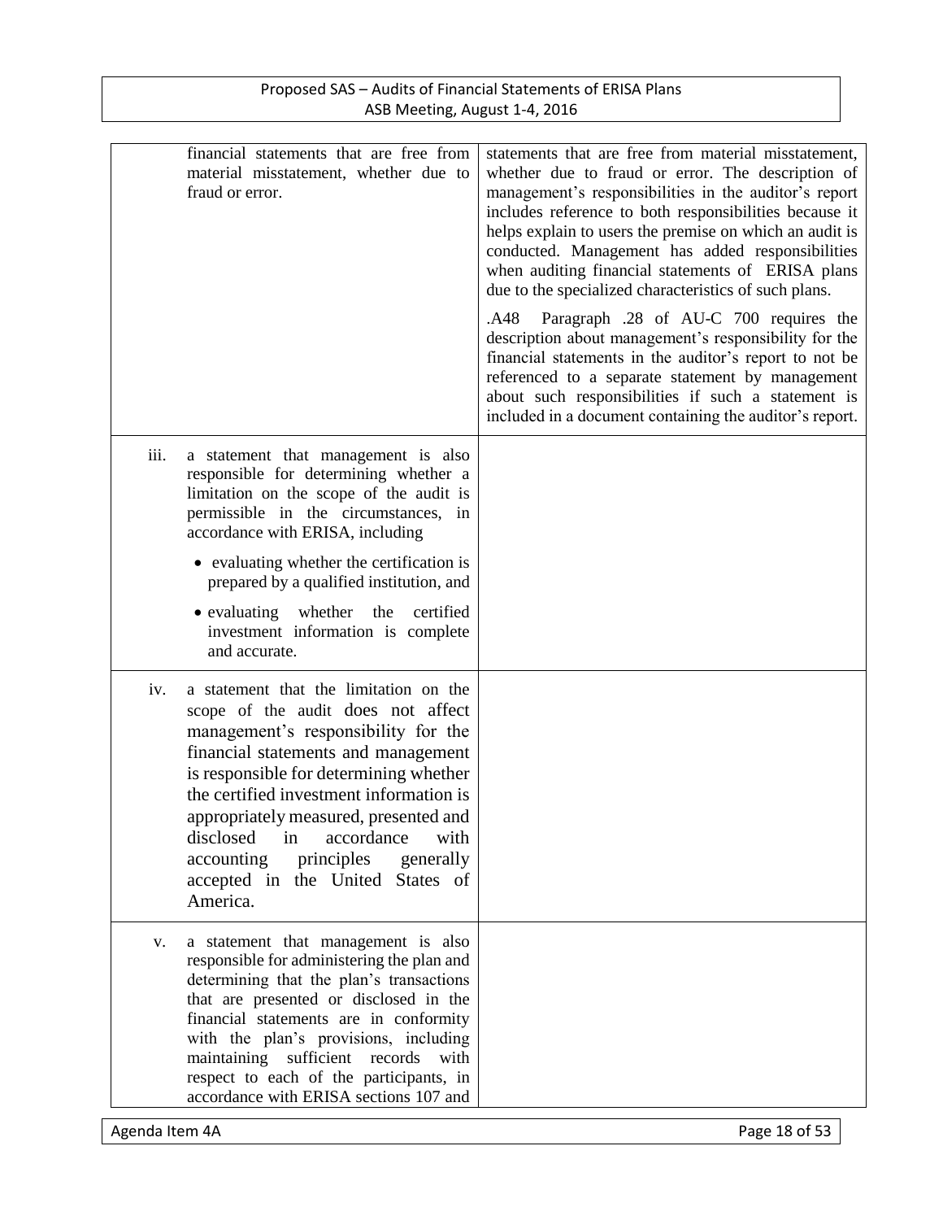| | |
|---|---|
| financial statements that are free from material misstatement, whether due to fraud or error. | statements that are free from material misstatement, whether due to fraud or error. The description of management's responsibilities in the auditor's report includes reference to both responsibilities because it helps explain to users the premise on which an audit is conducted. Management has added responsibilities when auditing financial statements of ERISA plans due to the specialized characteristics of such plans.<br><br>.A48 Paragraph .28 of AU-C 700 requires the description about management's responsibility for the financial statements in the auditor's report to not be referenced to a separate statement by management about such responsibilities if such a statement is included in a document containing the auditor's report. |
| iii. a statement that management is also responsible for determining whether a limitation on the scope of the audit is permissible in the circumstances, in accordance with ERISA, including<br><br>• evaluating whether the certification is prepared by a qualified institution, and<br><br>• evaluating whether the certified investment information is complete and accurate. | |
| iv. a statement that the limitation on the scope of the audit does not affect management's responsibility for the financial statements and management is responsible for determining whether the certified investment information is appropriately measured, presented and disclosed in accordance with accounting principles generally accepted in the United States of America. | |
| v. a statement that management is also responsible for administering the plan and determining that the plan's transactions that are presented or disclosed in the financial statements are in conformity with the plan's provisions, including maintaining sufficient records with respect to each of the participants, in accordance with ERISA sections 107 and | |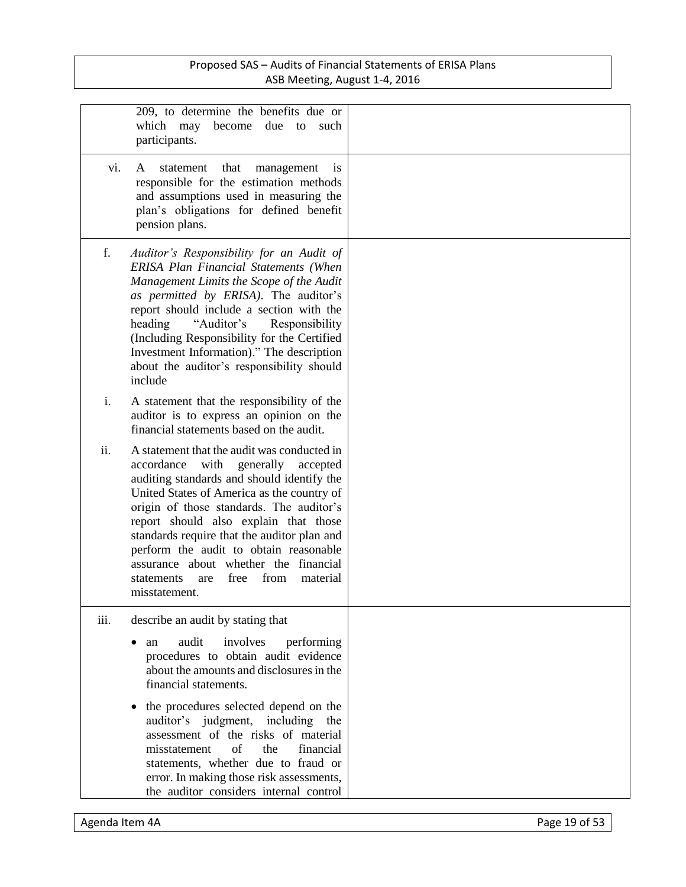| | |
|---|---|
| 209, to determine the benefits due or which may become due to such participants. | |
| vi. A statement that management is responsible for the estimation methods and assumptions used in measuring the plan's obligations for defined benefit pension plans. | |
| f. *Auditor's Responsibility for an Audit of ERISA Plan Financial Statements (When Management Limits the Scope of the Audit as permitted by ERISA)*. The auditor's report should include a section with the heading "Auditor's Responsibility (Including Responsibility for the Certified Investment Information)." The description about the auditor's responsibility should include<br><br>i. A statement that the responsibility of the auditor is to express an opinion on the financial statements based on the audit.<br><br>ii. A statement that the audit was conducted in accordance with generally accepted auditing standards and should identify the United States of America as the country of origin of those standards. The auditor's report should also explain that those standards require that the auditor plan and perform the audit to obtain reasonable assurance about whether the financial statements are free from material misstatement. | |
| iii. describe an audit by stating that<br><br>• an audit involves performing procedures to obtain audit evidence about the amounts and disclosures in the financial statements.<br><br>• the procedures selected depend on the auditor's judgment, including the assessment of the risks of material misstatement of the financial statements, whether due to fraud or error. In making those risk assessments, the auditor considers internal control | |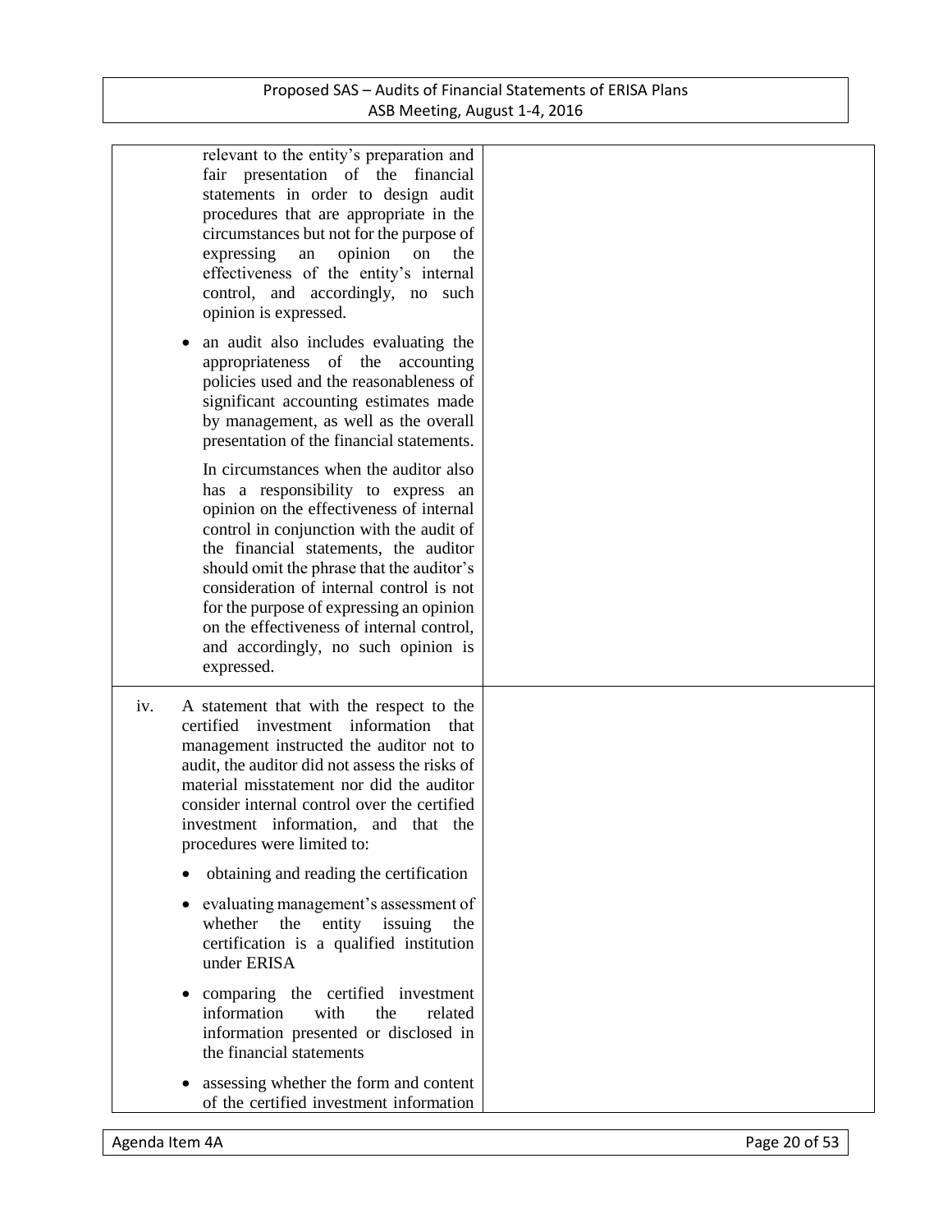| | |
|---|---|
| relevant to the entity's preparation and fair presentation of the financial statements in order to design audit procedures that are appropriate in the circumstances but not for the purpose of expressing an opinion on the effectiveness of the entity's internal control, and accordingly, no such opinion is expressed.<br><br>• an audit also includes evaluating the appropriateness of the accounting policies used and the reasonableness of significant accounting estimates made by management, as well as the overall presentation of the financial statements.<br><br>In circumstances when the auditor also has a responsibility to express an opinion on the effectiveness of internal control in conjunction with the audit of the financial statements, the auditor should omit the phrase that the auditor's consideration of internal control is not for the purpose of expressing an opinion on the effectiveness of internal control, and accordingly, no such opinion is expressed. | |
| iv. A statement that with the respect to the certified investment information that management instructed the auditor not to audit, the auditor did not assess the risks of material misstatement nor did the auditor consider internal control over the certified investment information, and that the procedures were limited to:<br><br>• obtaining and reading the certification<br><br>• evaluating management's assessment of whether the entity issuing the certification is a qualified institution under ERISA<br><br>• comparing the certified investment information with the related information presented or disclosed in the financial statements<br><br>• assessing whether the form and content of the certified investment information | |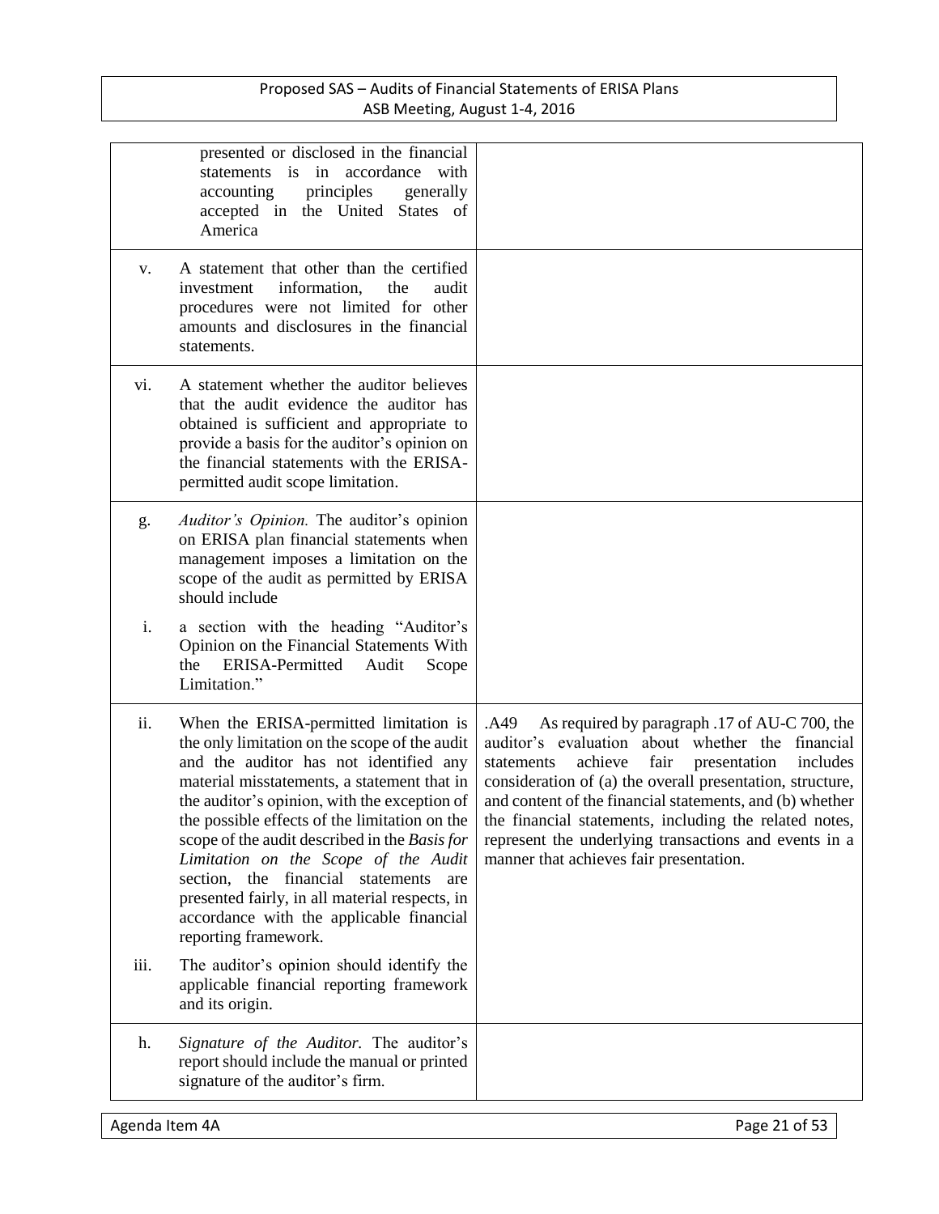| | |
|---|---|
| presented or disclosed in the financial statements is in accordance with accounting principles generally accepted in the United States of America | |
| v. A statement that other than the certified investment information, the audit procedures were not limited for other amounts and disclosures in the financial statements. | |
| vi. A statement whether the auditor believes that the audit evidence the auditor has obtained is sufficient and appropriate to provide a basis for the auditor's opinion on the financial statements with the ERISA-permitted audit scope limitation. | |
| g. *Auditor's Opinion.* The auditor's opinion on ERISA plan financial statements when management imposes a limitation on the scope of the audit as permitted by ERISA should include<br><br>i. a section with the heading "Auditor's Opinion on the Financial Statements With the ERISA-Permitted Audit Scope Limitation." | |
| ii. When the ERISA-permitted limitation is the only limitation on the scope of the audit and the auditor has not identified any material misstatements, a statement that in the auditor's opinion, with the exception of the possible effects of the limitation on the scope of the audit described in the *Basis for Limitation on the Scope of the Audit* section, the financial statements are presented fairly, in all material respects, in accordance with the applicable financial reporting framework.<br><br>iii. The auditor's opinion should identify the applicable financial reporting framework and its origin. | .A49 As required by paragraph .17 of AU-C 700, the auditor's evaluation about whether the financial statements achieve fair presentation includes consideration of (a) the overall presentation, structure, and content of the financial statements, and (b) whether the financial statements, including the related notes, represent the underlying transactions and events in a manner that achieves fair presentation. |
| h. *Signature of the Auditor.* The auditor's report should include the manual or printed signature of the auditor's firm. | |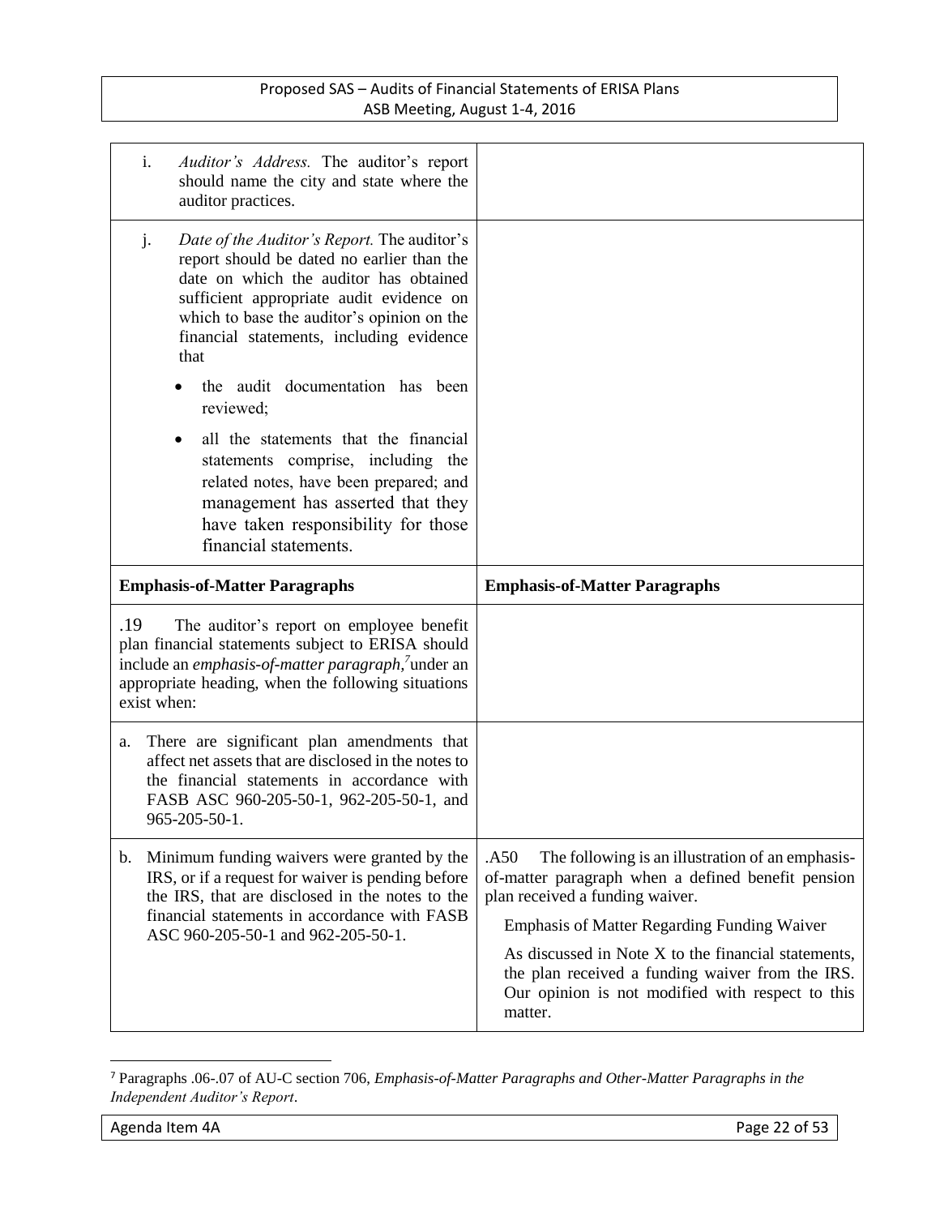| | |
|---|---|
| i. *Auditor's Address.* The auditor's report should name the city and state where the auditor practices. | |
| j. *Date of the Auditor's Report.* The auditor's report should be dated no earlier than the date on which the auditor has obtained sufficient appropriate audit evidence on which to base the auditor's opinion on the financial statements, including evidence that<br>• the audit documentation has been reviewed;<br>• all the statements that the financial statements comprise, including the related notes, have been prepared; and management has asserted that they have taken responsibility for those financial statements. | |
| **Emphasis-of-Matter Paragraphs** | **Emphasis-of-Matter Paragraphs** |
| .19 The auditor's report on employee benefit plan financial statements subject to ERISA should include an *emphasis-of-matter paragraph,*[7] under an appropriate heading, when the following situations exist when: | |
| a. There are significant plan amendments that affect net assets that are disclosed in the notes to the financial statements in accordance with FASB ASC 960-205-50-1, 962-205-50-1, and 965-205-50-1. | |
| b. Minimum funding waivers were granted by the IRS, or if a request for waiver is pending before the IRS, that are disclosed in the notes to the financial statements in accordance with FASB ASC 960-205-50-1 and 962-205-50-1. | .A50 The following is an illustration of an emphasis-of-matter paragraph when a defined benefit pension plan received a funding waiver.<br><br>Emphasis of Matter Regarding Funding Waiver<br><br>As discussed in Note X to the financial statements, the plan received a funding waiver from the IRS. Our opinion is not modified with respect to this matter. |

[7] Paragraphs .06-.07 of AU-C section 706, *Emphasis-of-Matter Paragraphs and Other-Matter Paragraphs in the Independent Auditor's Report*.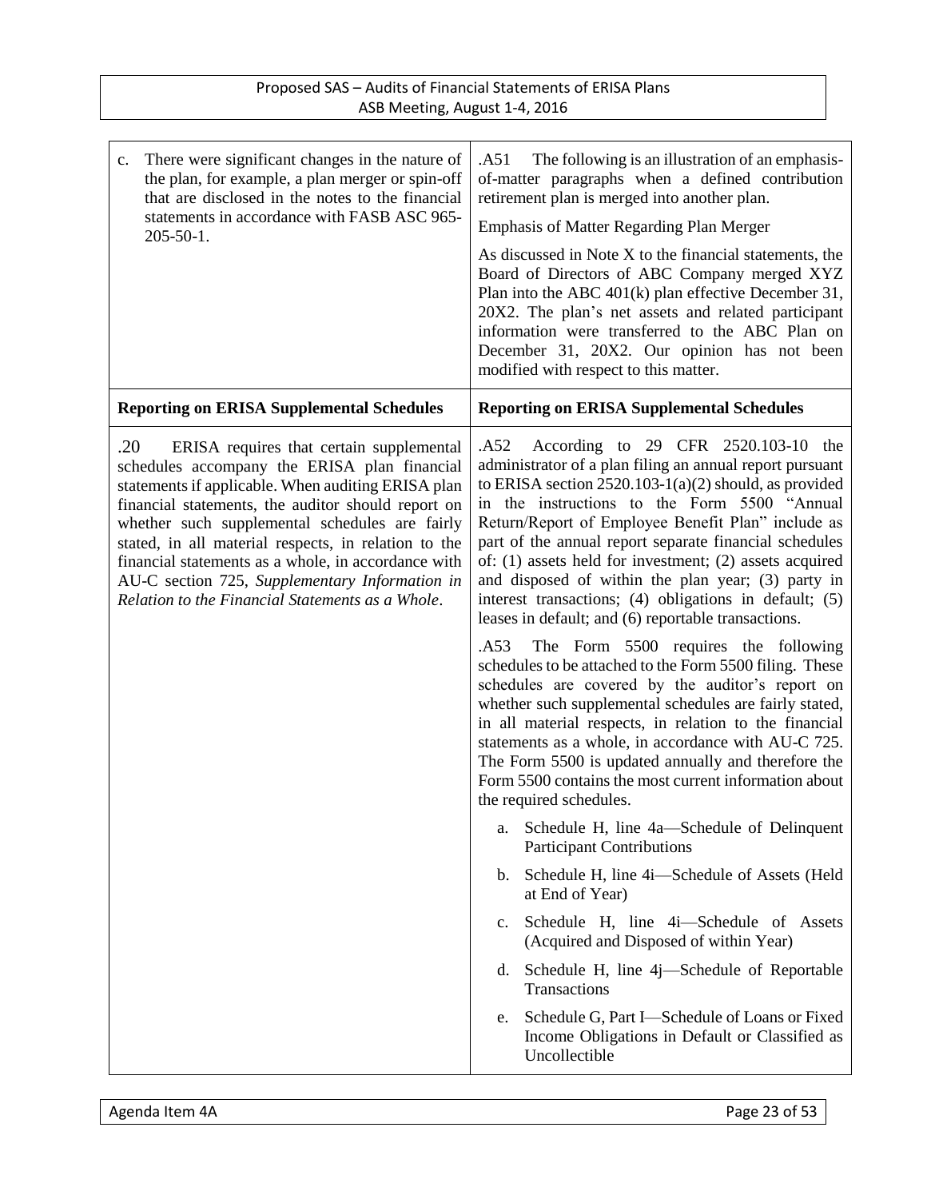| | |
|---|---|
| c. There were significant changes in the nature of the plan, for example, a plan merger or spin-off that are disclosed in the notes to the financial statements in accordance with FASB ASC 965-205-50-1. | .A51 The following is an illustration of an emphasis-of-matter paragraphs when a defined contribution retirement plan is merged into another plan.<br><br>Emphasis of Matter Regarding Plan Merger<br><br>As discussed in Note X to the financial statements, the Board of Directors of ABC Company merged XYZ Plan into the ABC 401(k) plan effective December 31, 20X2. The plan's net assets and related participant information were transferred to the ABC Plan on December 31, 20X2. Our opinion has not been modified with respect to this matter. |
| **Reporting on ERISA Supplemental Schedules** | **Reporting on ERISA Supplemental Schedules** |
| .20 ERISA requires that certain supplemental schedules accompany the ERISA plan financial statements if applicable. When auditing ERISA plan financial statements, the auditor should report on whether such supplemental schedules are fairly stated, in all material respects, in relation to the financial statements as a whole, in accordance with AU-C section 725, *Supplementary Information in Relation to the Financial Statements as a Whole*. | .A52 According to 29 CFR 2520.103-10 the administrator of a plan filing an annual report pursuant to ERISA section 2520.103-1(a)(2) should, as provided in the instructions to the Form 5500 "Annual Return/Report of Employee Benefit Plan" include as part of the annual report separate financial schedules of: (1) assets held for investment; (2) assets acquired and disposed of within the plan year; (3) party in interest transactions; (4) obligations in default; (5) leases in default; and (6) reportable transactions.<br><br>.A53 The Form 5500 requires the following schedules to be attached to the Form 5500 filing. These schedules are covered by the auditor's report on whether such supplemental schedules are fairly stated, in all material respects, in relation to the financial statements as a whole, in accordance with AU-C 725. The Form 5500 is updated annually and therefore the Form 5500 contains the most current information about the required schedules.<br><br>a. Schedule H, line 4a—Schedule of Delinquent Participant Contributions<br><br>b. Schedule H, line 4i—Schedule of Assets (Held at End of Year)<br><br>c. Schedule H, line 4i—Schedule of Assets (Acquired and Disposed of within Year)<br><br>d. Schedule H, line 4j—Schedule of Reportable Transactions<br><br>e. Schedule G, Part I—Schedule of Loans or Fixed Income Obligations in Default or Classified as Uncollectible |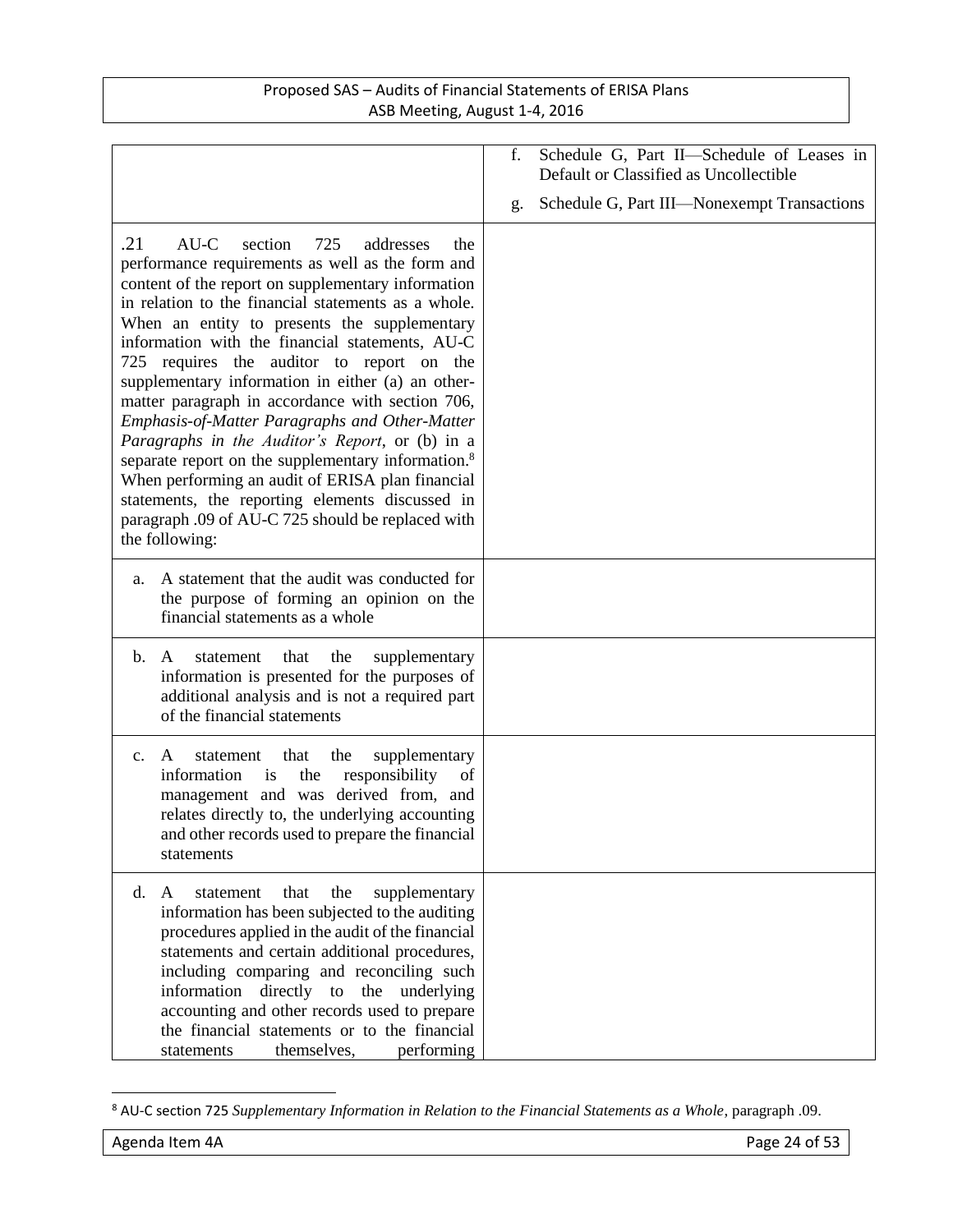| | |
|---|---|
| | f. Schedule G, Part II—Schedule of Leases in Default or Classified as Uncollectible<br><br>g. Schedule G, Part III—Nonexempt Transactions |
| .21 AU-C section 725 addresses the performance requirements as well as the form and content of the report on supplementary information in relation to the financial statements as a whole. When an entity to presents the supplementary information with the financial statements, AU-C 725 requires the auditor to report on the supplementary information in either (a) an other-matter paragraph in accordance with section 706, *Emphasis-of-Matter Paragraphs and Other-Matter Paragraphs in the Auditor's Report*, or (b) in a separate report on the supplementary information.[8] When performing an audit of ERISA plan financial statements, the reporting elements discussed in paragraph .09 of AU-C 725 should be replaced with the following: | |
| a. A statement that the audit was conducted for the purpose of forming an opinion on the financial statements as a whole | |
| b. A statement that the supplementary information is presented for the purposes of additional analysis and is not a required part of the financial statements | |
| c. A statement that the supplementary information is the responsibility of management and was derived from, and relates directly to, the underlying accounting and other records used to prepare the financial statements | |
| d. A statement that the supplementary information has been subjected to the auditing procedures applied in the audit of the financial statements and certain additional procedures, including comparing and reconciling such information directly to the underlying accounting and other records used to prepare the financial statements or to the financial statements themselves, performing | |

[8] AU-C section 725 *Supplementary Information in Relation to the Financial Statements as a Whole*, paragraph .09.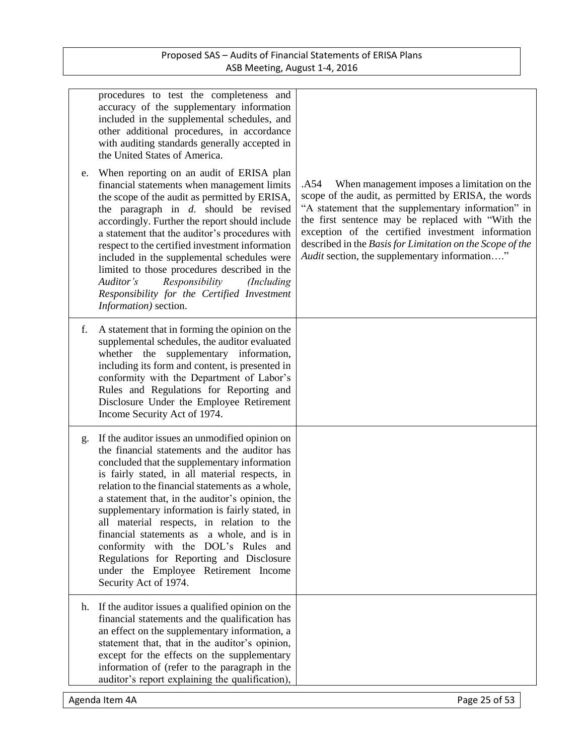| | |
|---|---|
| procedures to test the completeness and accuracy of the supplementary information included in the supplemental schedules, and other additional procedures, in accordance with auditing standards generally accepted in the United States of America. | |
| e. When reporting on an audit of ERISA plan financial statements when management limits the scope of the audit as permitted by ERISA, the paragraph in *d.* should be revised accordingly. Further the report should include a statement that the auditor's procedures with respect to the certified investment information included in the supplemental schedules were limited to those procedures described in the *Auditor's Responsibility (Including Responsibility for the Certified Investment Information)* section. | .A54 When management imposes a limitation on the scope of the audit, as permitted by ERISA, the words "A statement that the supplementary information" in the first sentence may be replaced with "With the exception of the certified investment information described in the *Basis for Limitation on the Scope of the Audit* section, the supplementary information…." |
| f. A statement that in forming the opinion on the supplemental schedules, the auditor evaluated whether the supplementary information, including its form and content, is presented in conformity with the Department of Labor's Rules and Regulations for Reporting and Disclosure Under the Employee Retirement Income Security Act of 1974. | |
| g. If the auditor issues an unmodified opinion on the financial statements and the auditor has concluded that the supplementary information is fairly stated, in all material respects, in relation to the financial statements as a whole, a statement that, in the auditor's opinion, the supplementary information is fairly stated, in all material respects, in relation to the financial statements as a whole, and is in conformity with the DOL's Rules and Regulations for Reporting and Disclosure under the Employee Retirement Income Security Act of 1974. | |
| h. If the auditor issues a qualified opinion on the financial statements and the qualification has an effect on the supplementary information, a statement that, that in the auditor's opinion, except for the effects on the supplementary information of (refer to the paragraph in the auditor's report explaining the qualification), | |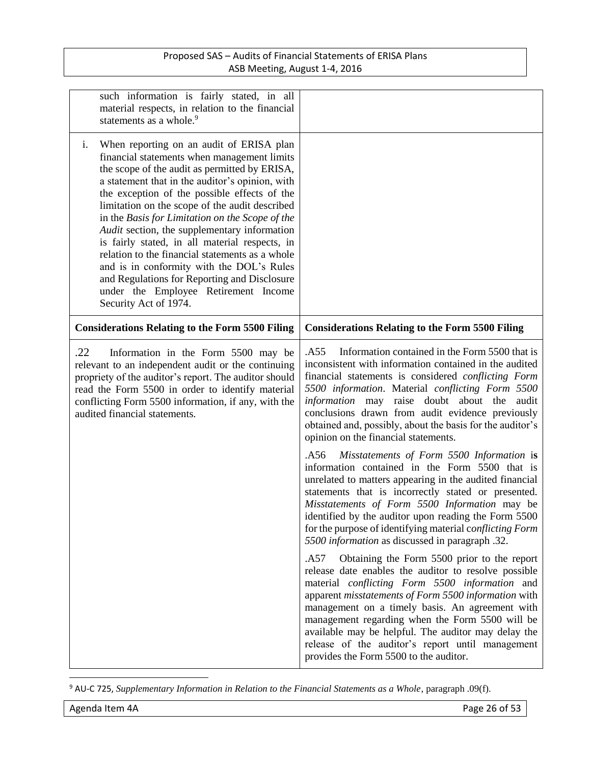| | |
|---|---|
| such information is fairly stated, in all material respects, in relation to the financial statements as a whole.[9] | |
| i. When reporting on an audit of ERISA plan financial statements when management limits the scope of the audit as permitted by ERISA, a statement that in the auditor's opinion, with the exception of the possible effects of the limitation on the scope of the audit described in the *Basis for Limitation on the Scope of the Audit* section, the supplementary information is fairly stated, in all material respects, in relation to the financial statements as a whole and is in conformity with the DOL's Rules and Regulations for Reporting and Disclosure under the Employee Retirement Income Security Act of 1974. | |
| **Considerations Relating to the Form 5500 Filing** | **Considerations Relating to the Form 5500 Filing** |
| .22 Information in the Form 5500 may be relevant to an independent audit or the continuing propriety of the auditor's report. The auditor should read the Form 5500 in order to identify material conflicting Form 5500 information, if any, with the audited financial statements. | .A55 Information contained in the Form 5500 that is inconsistent with information contained in the audited financial statements is considered *conflicting Form 5500 information*. Material *conflicting Form 5500 information* may raise doubt about the audit conclusions drawn from audit evidence previously obtained and, possibly, about the basis for the auditor's opinion on the financial statements.<br><br>.A56 *Misstatements of Form 5500 Information* is information contained in the Form 5500 that is unrelated to matters appearing in the audited financial statements that is incorrectly stated or presented. *Misstatements of Form 5500 Information* may be identified by the auditor upon reading the Form 5500 for the purpose of identifying material *conflicting Form 5500 information* as discussed in paragraph .32.<br><br>.A57 Obtaining the Form 5500 prior to the report release date enables the auditor to resolve possible material *conflicting Form 5500 information* and apparent *misstatements of Form 5500 information* with management on a timely basis. An agreement with management regarding when the Form 5500 will be available may be helpful. The auditor may delay the release of the auditor's report until management provides the Form 5500 to the auditor. |

[9] AU-C 725, *Supplementary Information in Relation to the Financial Statements as a Whole*, paragraph .09(f).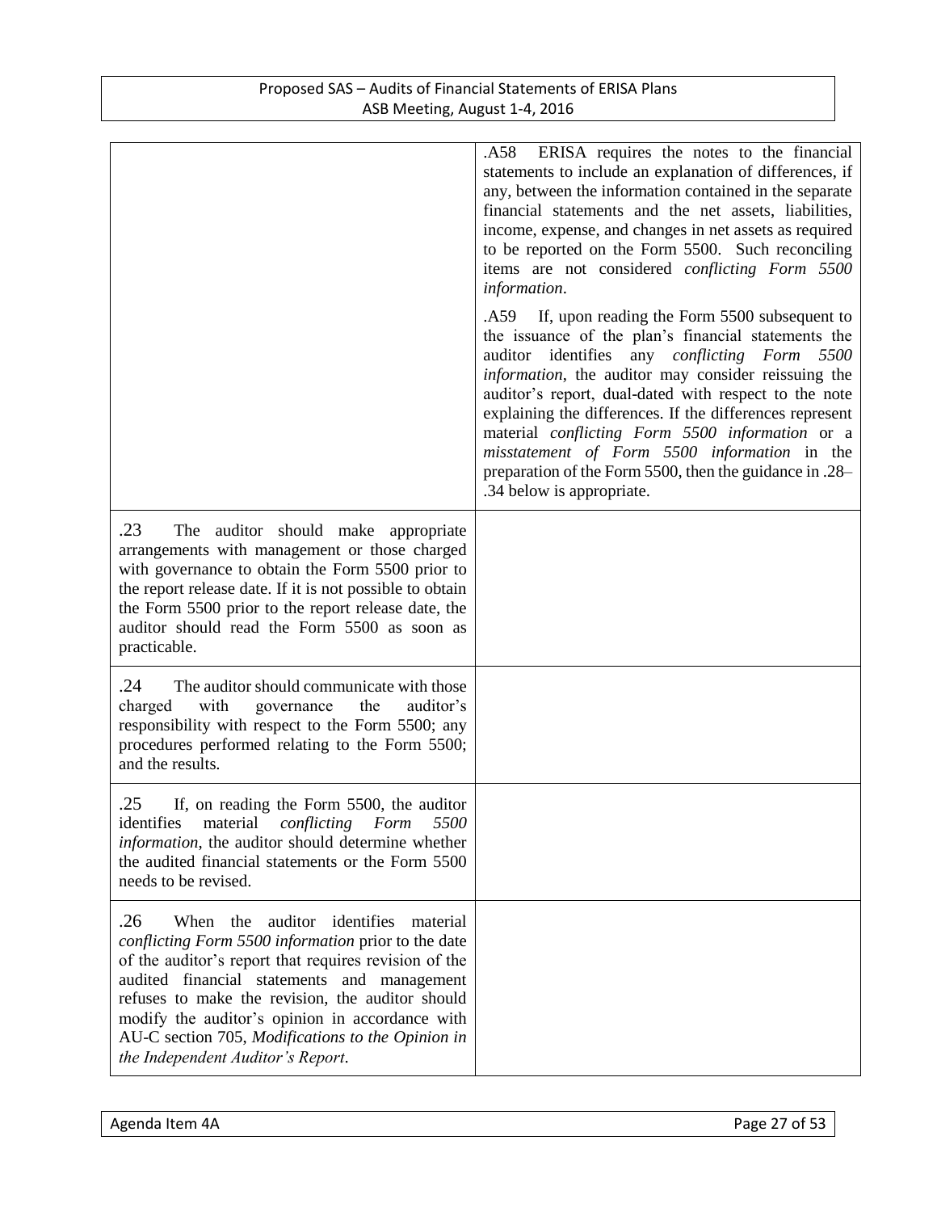| | |
|---|---|
| | .A58 ERISA requires the notes to the financial statements to include an explanation of differences, if any, between the information contained in the separate financial statements and the net assets, liabilities, income, expense, and changes in net assets as required to be reported on the Form 5500. Such reconciling items are not considered *conflicting Form 5500 information*.<br><br>.A59 If, upon reading the Form 5500 subsequent to the issuance of the plan's financial statements the auditor identifies any *conflicting Form 5500 information*, the auditor may consider reissuing the auditor's report, dual-dated with respect to the note explaining the differences. If the differences represent material *conflicting Form 5500 information* or a *misstatement of Form 5500 information* in the preparation of the Form 5500, then the guidance in .28–.34 below is appropriate. |
| .23 The auditor should make appropriate arrangements with management or those charged with governance to obtain the Form 5500 prior to the report release date. If it is not possible to obtain the Form 5500 prior to the report release date, the auditor should read the Form 5500 as soon as practicable. | |
| .24 The auditor should communicate with those charged with governance the auditor's responsibility with respect to the Form 5500; any procedures performed relating to the Form 5500; and the results. | |
| .25 If, on reading the Form 5500, the auditor identifies material *conflicting Form 5500 information*, the auditor should determine whether the audited financial statements or the Form 5500 needs to be revised. | |
| .26 When the auditor identifies material *conflicting Form 5500 information* prior to the date of the auditor's report that requires revision of the audited financial statements and management refuses to make the revision, the auditor should modify the auditor's opinion in accordance with AU-C section 705, *Modifications to the Opinion in the Independent Auditor's Report*. | |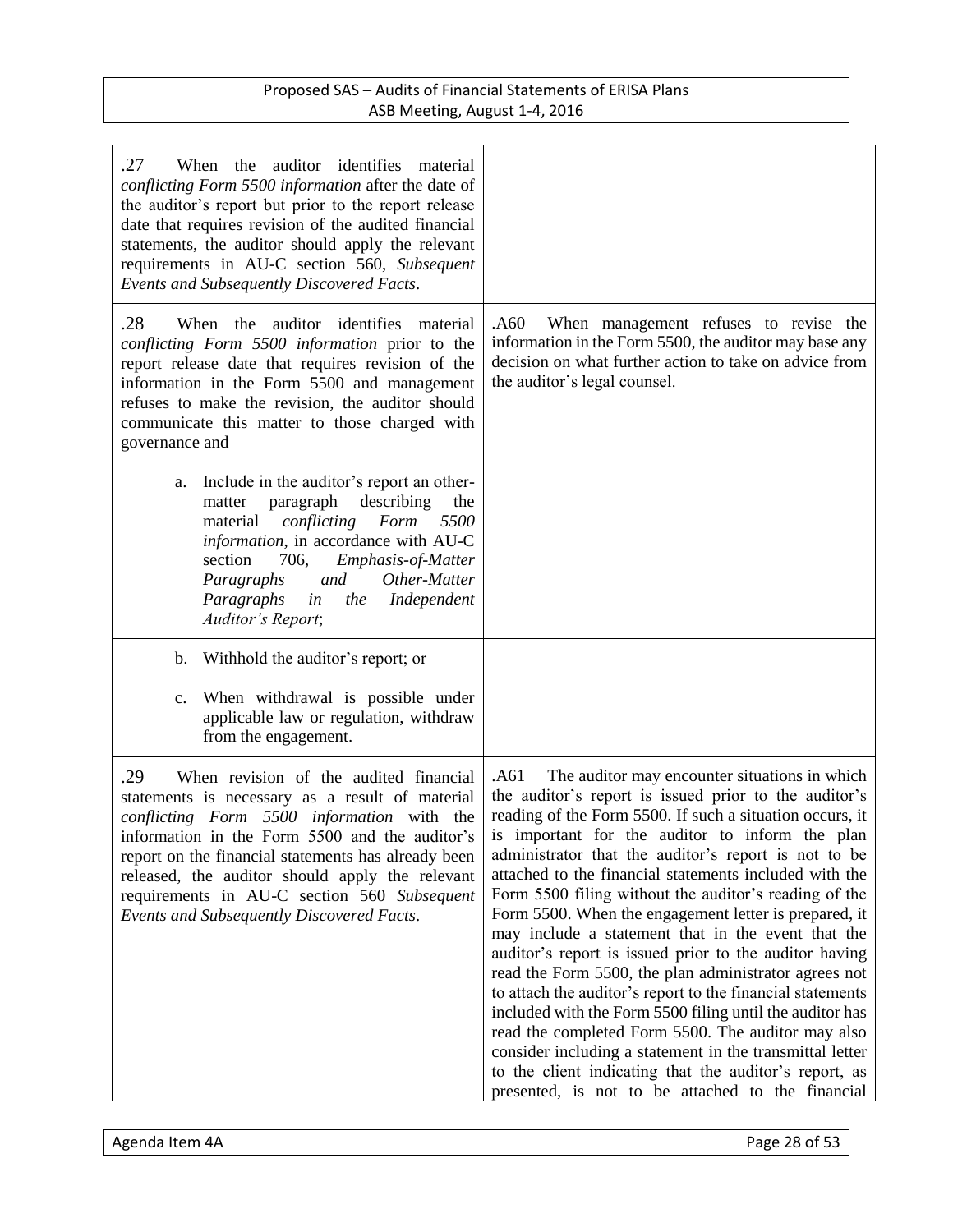| | |
|---|---|
| .27 When the auditor identifies material *conflicting Form 5500 information* after the date of the auditor's report but prior to the report release date that requires revision of the audited financial statements, the auditor should apply the relevant requirements in AU-C section 560, *Subsequent Events and Subsequently Discovered Facts*. | |
| .28 When the auditor identifies material *conflicting Form 5500 information* prior to the report release date that requires revision of the information in the Form 5500 and management refuses to make the revision, the auditor should communicate this matter to those charged with governance and | .A60 When management refuses to revise the information in the Form 5500, the auditor may base any decision on what further action to take on advice from the auditor's legal counsel. |
| a. Include in the auditor's report an other-matter paragraph describing the material *conflicting Form 5500 information*, in accordance with AU-C section 706, *Emphasis-of-Matter Paragraphs and Other-Matter Paragraphs in the Independent Auditor's Report*; | |
| b. Withhold the auditor's report; or | |
| c. When withdrawal is possible under applicable law or regulation, withdraw from the engagement. | |
| .29 When revision of the audited financial statements is necessary as a result of material *conflicting Form 5500 information* with the information in the Form 5500 and the auditor's report on the financial statements has already been released, the auditor should apply the relevant requirements in AU-C section 560 *Subsequent Events and Subsequently Discovered Facts*. | .A61 The auditor may encounter situations in which the auditor's report is issued prior to the auditor's reading of the Form 5500. If such a situation occurs, it is important for the auditor to inform the plan administrator that the auditor's report is not to be attached to the financial statements included with the Form 5500 filing without the auditor's reading of the Form 5500. When the engagement letter is prepared, it may include a statement that in the event that the auditor's report is issued prior to the auditor having read the Form 5500, the plan administrator agrees not to attach the auditor's report to the financial statements included with the Form 5500 filing until the auditor has read the completed Form 5500. The auditor may also consider including a statement in the transmittal letter to the client indicating that the auditor's report, as presented, is not to be attached to the financial |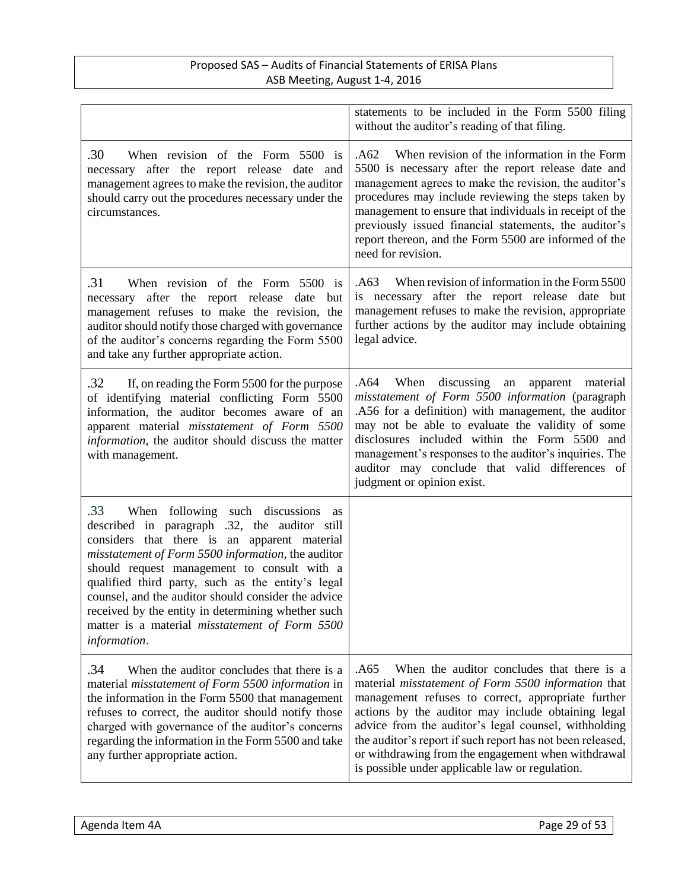| | |
|---|---|
| | statements to be included in the Form 5500 filing without the auditor's reading of that filing. |
| .30 When revision of the Form 5500 is necessary after the report release date and management agrees to make the revision, the auditor should carry out the procedures necessary under the circumstances. | .A62 When revision of the information in the Form 5500 is necessary after the report release date and management agrees to make the revision, the auditor's procedures may include reviewing the steps taken by management to ensure that individuals in receipt of the previously issued financial statements, the auditor's report thereon, and the Form 5500 are informed of the need for revision. |
| .31 When revision of the Form 5500 is necessary after the report release date but management refuses to make the revision, the auditor should notify those charged with governance of the auditor's concerns regarding the Form 5500 and take any further appropriate action. | .A63 When revision of information in the Form 5500 is necessary after the report release date but management refuses to make the revision, appropriate further actions by the auditor may include obtaining legal advice. |
| .32 If, on reading the Form 5500 for the purpose of identifying material conflicting Form 5500 information, the auditor becomes aware of an apparent material *misstatement of Form 5500 information*, the auditor should discuss the matter with management. | .A64 When discussing an apparent material *misstatement of Form 5500 information* (paragraph .A56 for a definition) with management, the auditor may not be able to evaluate the validity of some disclosures included within the Form 5500 and management's responses to the auditor's inquiries. The auditor may conclude that valid differences of judgment or opinion exist. |
| .33 When following such discussions as described in paragraph .32, the auditor still considers that there is an apparent material *misstatement of Form 5500 information*, the auditor should request management to consult with a qualified third party, such as the entity's legal counsel, and the auditor should consider the advice received by the entity in determining whether such matter is a material *misstatement of Form 5500 information*. | |
| .34 When the auditor concludes that there is a material *misstatement of Form 5500 information* in the information in the Form 5500 that management refuses to correct, the auditor should notify those charged with governance of the auditor's concerns regarding the information in the Form 5500 and take any further appropriate action. | .A65 When the auditor concludes that there is a material *misstatement of Form 5500 information* that management refuses to correct, appropriate further actions by the auditor may include obtaining legal advice from the auditor's legal counsel, withholding the auditor's report if such report has not been released, or withdrawing from the engagement when withdrawal is possible under applicable law or regulation. |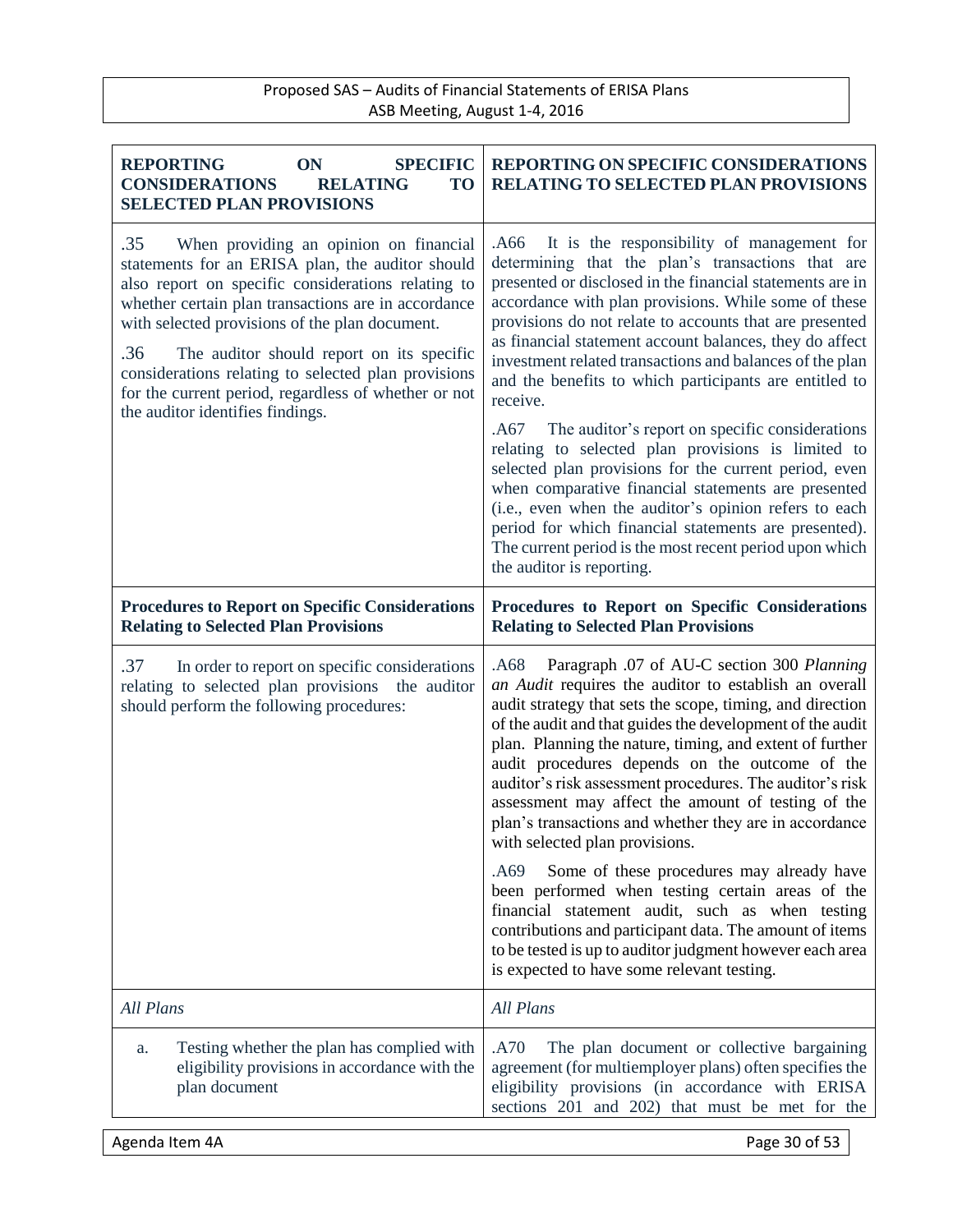| REPORTING ON SPECIFIC CONSIDERATIONS RELATING TO SELECTED PLAN PROVISIONS | REPORTING ON SPECIFIC CONSIDERATIONS RELATING TO SELECTED PLAN PROVISIONS |
|---|---|
| .35 When providing an opinion on financial statements for an ERISA plan, the auditor should also report on specific considerations relating to whether certain plan transactions are in accordance with selected provisions of the plan document.<br><br>.36 The auditor should report on its specific considerations relating to selected plan provisions for the current period, regardless of whether or not the auditor identifies findings. | .A66 It is the responsibility of management for determining that the plan's transactions that are presented or disclosed in the financial statements are in accordance with plan provisions. While some of these provisions do not relate to accounts that are presented as financial statement account balances, they do affect investment related transactions and balances of the plan and the benefits to which participants are entitled to receive.<br><br>.A67 The auditor's report on specific considerations relating to selected plan provisions is limited to selected plan provisions for the current period, even when comparative financial statements are presented (i.e., even when the auditor's opinion refers to each period for which financial statements are presented). The current period is the most recent period upon which the auditor is reporting. |
| **Procedures to Report on Specific Considerations Relating to Selected Plan Provisions** | **Procedures to Report on Specific Considerations Relating to Selected Plan Provisions** |
| .37 In order to report on specific considerations relating to selected plan provisions the auditor should perform the following procedures: | .A68 Paragraph .07 of AU-C section 300 *Planning an Audit* requires the auditor to establish an overall audit strategy that sets the scope, timing, and direction of the audit and that guides the development of the audit plan. Planning the nature, timing, and extent of further audit procedures depends on the outcome of the auditor's risk assessment procedures. The auditor's risk assessment may affect the amount of testing of the plan's transactions and whether they are in accordance with selected plan provisions.<br><br>.A69 Some of these procedures may already have been performed when testing certain areas of the financial statement audit, such as when testing contributions and participant data. The amount of items to be tested is up to auditor judgment however each area is expected to have some relevant testing. |
| *All Plans* | *All Plans* |
| a. Testing whether the plan has complied with eligibility provisions in accordance with the plan document | .A70 The plan document or collective bargaining agreement (for multiemployer plans) often specifies the eligibility provisions (in accordance with ERISA sections 201 and 202) that must be met for the |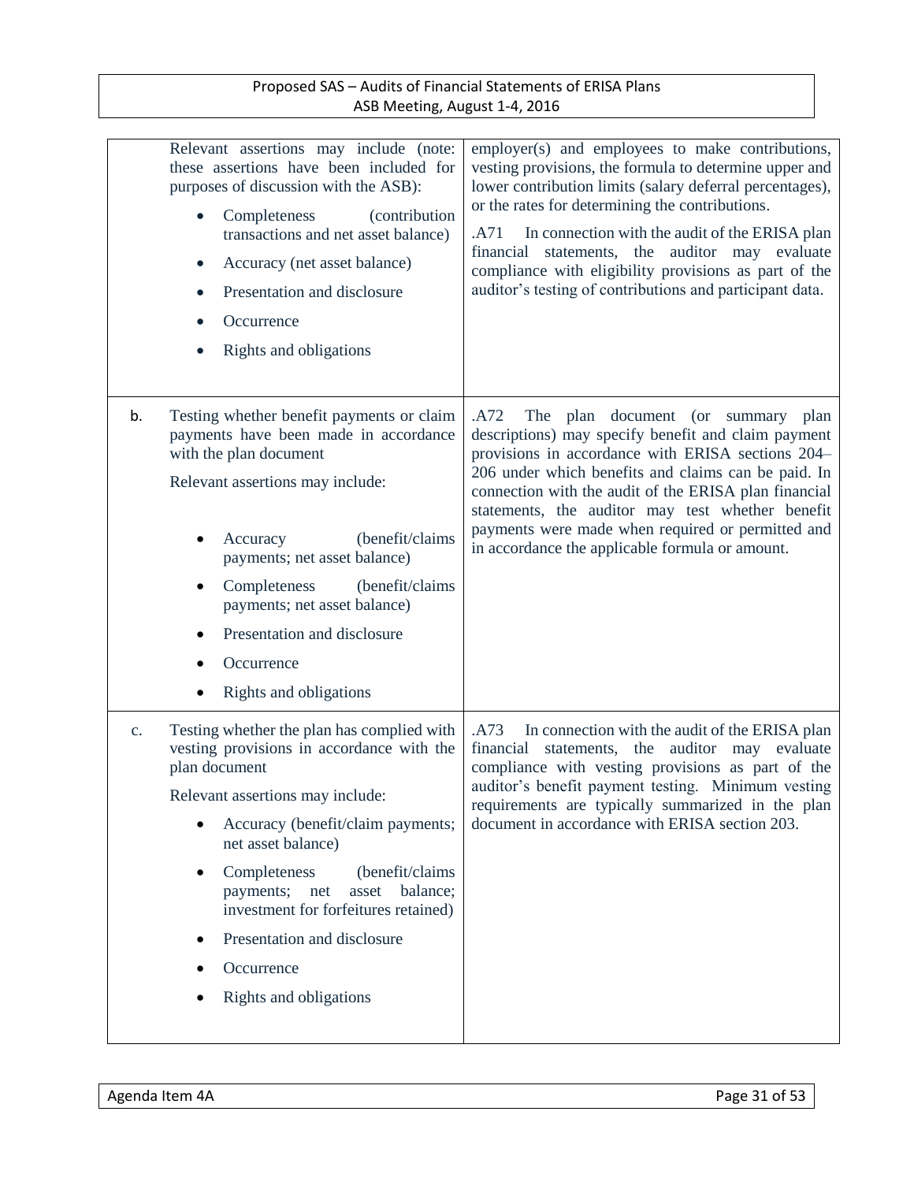| | | |
|---|---|---|
| | Relevant assertions may include (note: these assertions have been included for purposes of discussion with the ASB):<br><br>• Completeness (contribution transactions and net asset balance)<br>• Accuracy (net asset balance)<br>• Presentation and disclosure<br>• Occurrence<br>• Rights and obligations | employer(s) and employees to make contributions, vesting provisions, the formula to determine upper and lower contribution limits (salary deferral percentages), or the rates for determining the contributions.<br><br>.A71 In connection with the audit of the ERISA plan financial statements, the auditor may evaluate compliance with eligibility provisions as part of the auditor's testing of contributions and participant data. |
| b. | Testing whether benefit payments or claim payments have been made in accordance with the plan document<br><br>Relevant assertions may include:<br><br>• Accuracy (benefit/claims payments; net asset balance)<br>• Completeness (benefit/claims payments; net asset balance)<br>• Presentation and disclosure<br>• Occurrence<br>• Rights and obligations | .A72 The plan document (or summary plan descriptions) may specify benefit and claim payment provisions in accordance with ERISA sections 204–206 under which benefits and claims can be paid. In connection with the audit of the ERISA plan financial statements, the auditor may test whether benefit payments were made when required or permitted and in accordance the applicable formula or amount. |
| c. | Testing whether the plan has complied with vesting provisions in accordance with the plan document<br><br>Relevant assertions may include:<br><br>• Accuracy (benefit/claim payments; net asset balance)<br>• Completeness (benefit/claims payments; net asset balance; investment for forfeitures retained)<br>• Presentation and disclosure<br>• Occurrence<br>• Rights and obligations | .A73 In connection with the audit of the ERISA plan financial statements, the auditor may evaluate compliance with vesting provisions as part of the auditor's benefit payment testing. Minimum vesting requirements are typically summarized in the plan document in accordance with ERISA section 203. |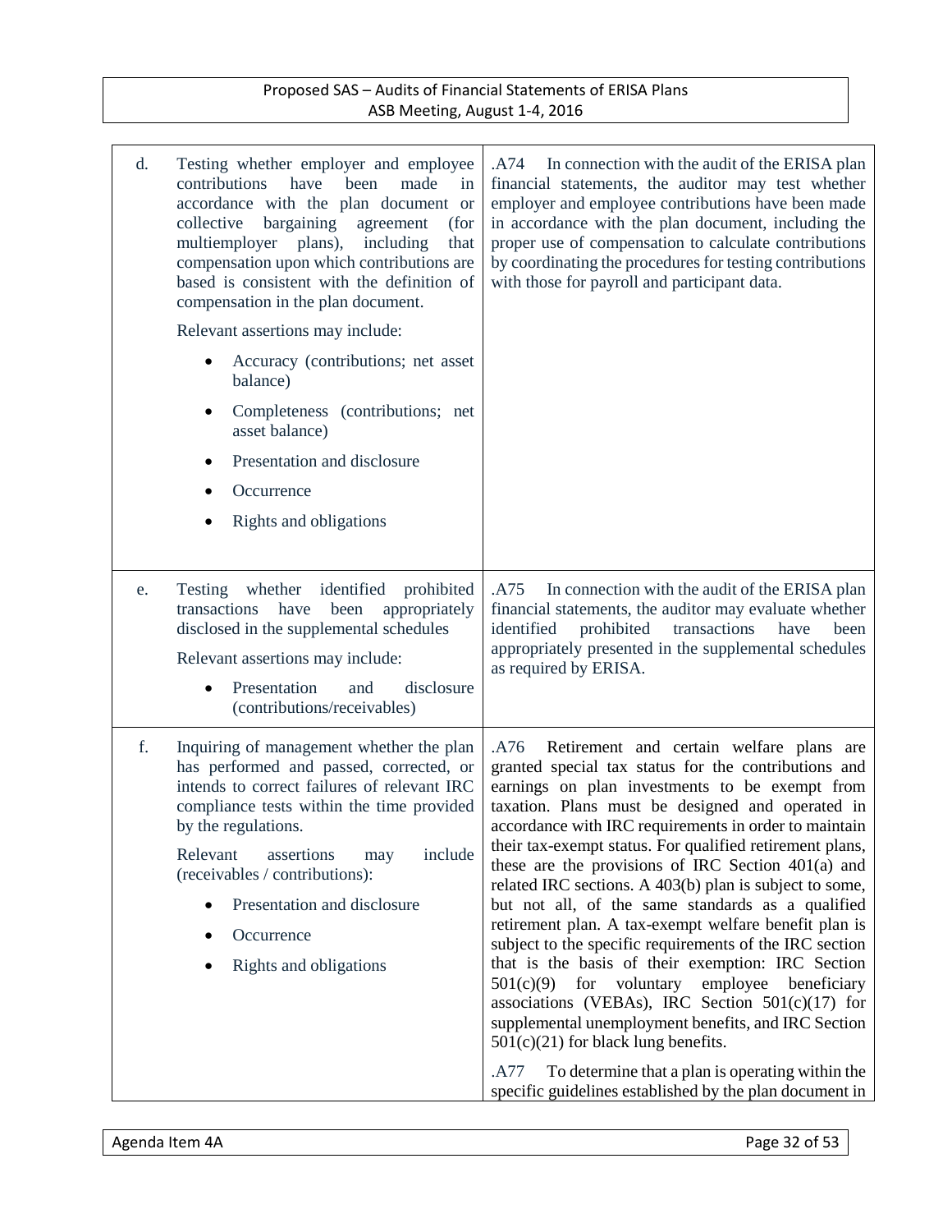| | | |
|---|---|---|
| d. | Testing whether employer and employee contributions have been made in accordance with the plan document or collective bargaining agreement (for multiemployer plans), including that compensation upon which contributions are based is consistent with the definition of compensation in the plan document.<br><br>Relevant assertions may include:<br><br>• Accuracy (contributions; net asset balance)<br>• Completeness (contributions; net asset balance)<br>• Presentation and disclosure<br>• Occurrence<br>• Rights and obligations | .A74 In connection with the audit of the ERISA plan financial statements, the auditor may test whether employer and employee contributions have been made in accordance with the plan document, including the proper use of compensation to calculate contributions by coordinating the procedures for testing contributions with those for payroll and participant data. |
| e. | Testing whether identified prohibited transactions have been appropriately disclosed in the supplemental schedules<br><br>Relevant assertions may include:<br><br>• Presentation and disclosure (contributions/receivables) | .A75 In connection with the audit of the ERISA plan financial statements, the auditor may evaluate whether identified prohibited transactions have been appropriately presented in the supplemental schedules as required by ERISA. |
| f. | Inquiring of management whether the plan has performed and passed, corrected, or intends to correct failures of relevant IRC compliance tests within the time provided by the regulations.<br><br>Relevant assertions may include (receivables / contributions):<br><br>• Presentation and disclosure<br>• Occurrence<br>• Rights and obligations | .A76 Retirement and certain welfare plans are granted special tax status for the contributions and earnings on plan investments to be exempt from taxation. Plans must be designed and operated in accordance with IRC requirements in order to maintain their tax-exempt status. For qualified retirement plans, these are the provisions of IRC Section 401(a) and related IRC sections. A 403(b) plan is subject to some, but not all, of the same standards as a qualified retirement plan. A tax-exempt welfare benefit plan is subject to the specific requirements of the IRC section that is the basis of their exemption: IRC Section 501(c)(9) for voluntary employee beneficiary associations (VEBAs), IRC Section 501(c)(17) for supplemental unemployment benefits, and IRC Section 501(c)(21) for black lung benefits.<br><br>.A77 To determine that a plan is operating within the specific guidelines established by the plan document in |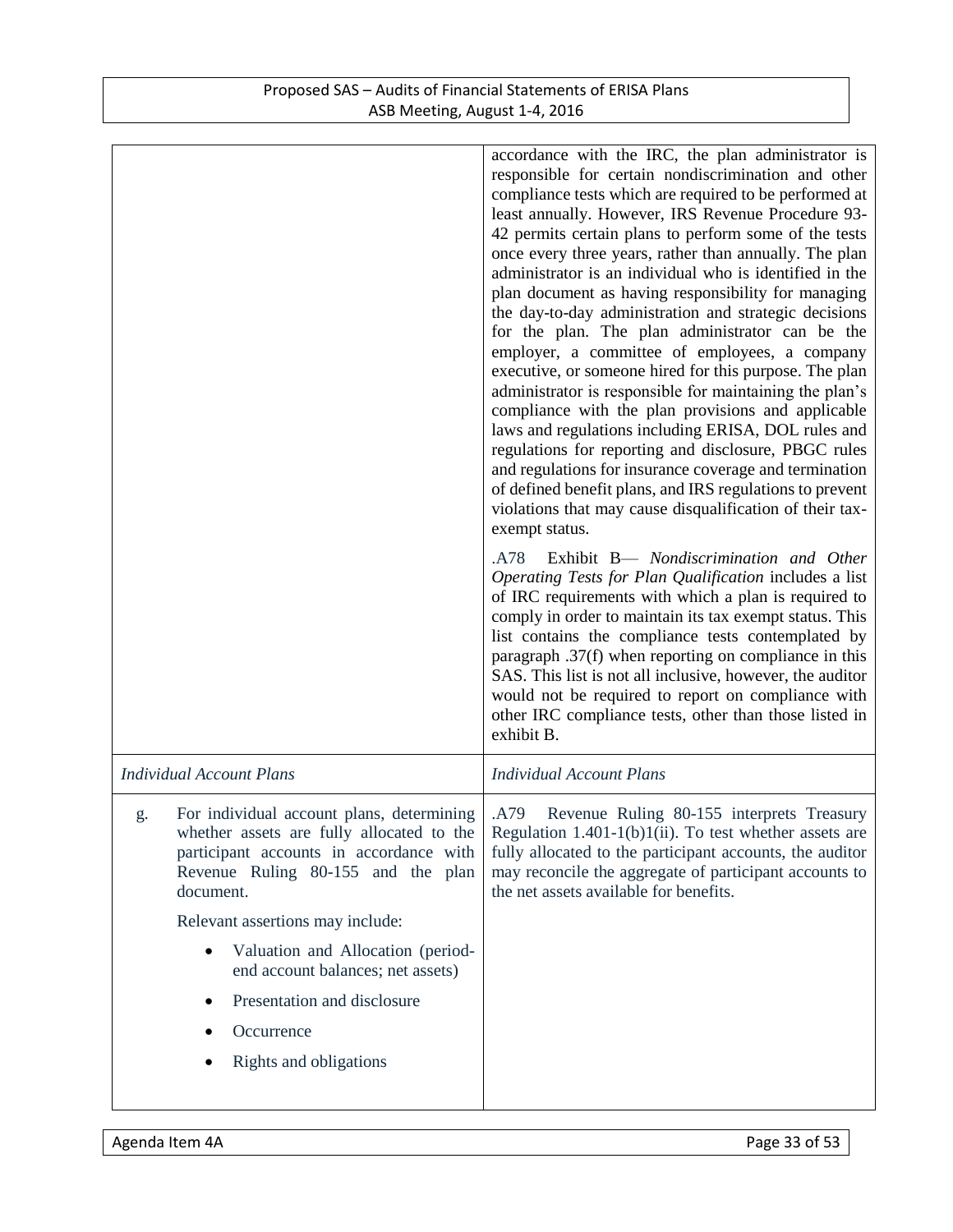| | |
|---|---|
| | accordance with the IRC, the plan administrator is responsible for certain nondiscrimination and other compliance tests which are required to be performed at least annually. However, IRS Revenue Procedure 93-42 permits certain plans to perform some of the tests once every three years, rather than annually. The plan administrator is an individual who is identified in the plan document as having responsibility for managing the day-to-day administration and strategic decisions for the plan. The plan administrator can be the employer, a committee of employees, a company executive, or someone hired for this purpose. The plan administrator is responsible for maintaining the plan's compliance with the plan provisions and applicable laws and regulations including ERISA, DOL rules and regulations for reporting and disclosure, PBGC rules and regulations for insurance coverage and termination of defined benefit plans, and IRS regulations to prevent violations that may cause disqualification of their tax-exempt status.<br><br>.A78 Exhibit B— *Nondiscrimination and Other Operating Tests for Plan Qualification* includes a list of IRC requirements with which a plan is required to comply in order to maintain its tax exempt status. This list contains the compliance tests contemplated by paragraph .37(f) when reporting on compliance in this SAS. This list is not all inclusive, however, the auditor would not be required to report on compliance with other IRC compliance tests, other than those listed in exhibit B. |
| *Individual Account Plans* | *Individual Account Plans* |
| g. For individual account plans, determining whether assets are fully allocated to the participant accounts in accordance with Revenue Ruling 80-155 and the plan document.<br><br>Relevant assertions may include:<br>• Valuation and Allocation (period-end account balances; net assets)<br>• Presentation and disclosure<br>• Occurrence<br>• Rights and obligations | .A79 Revenue Ruling 80-155 interprets Treasury Regulation 1.401-1(b)1(ii). To test whether assets are fully allocated to the participant accounts, the auditor may reconcile the aggregate of participant accounts to the net assets available for benefits. |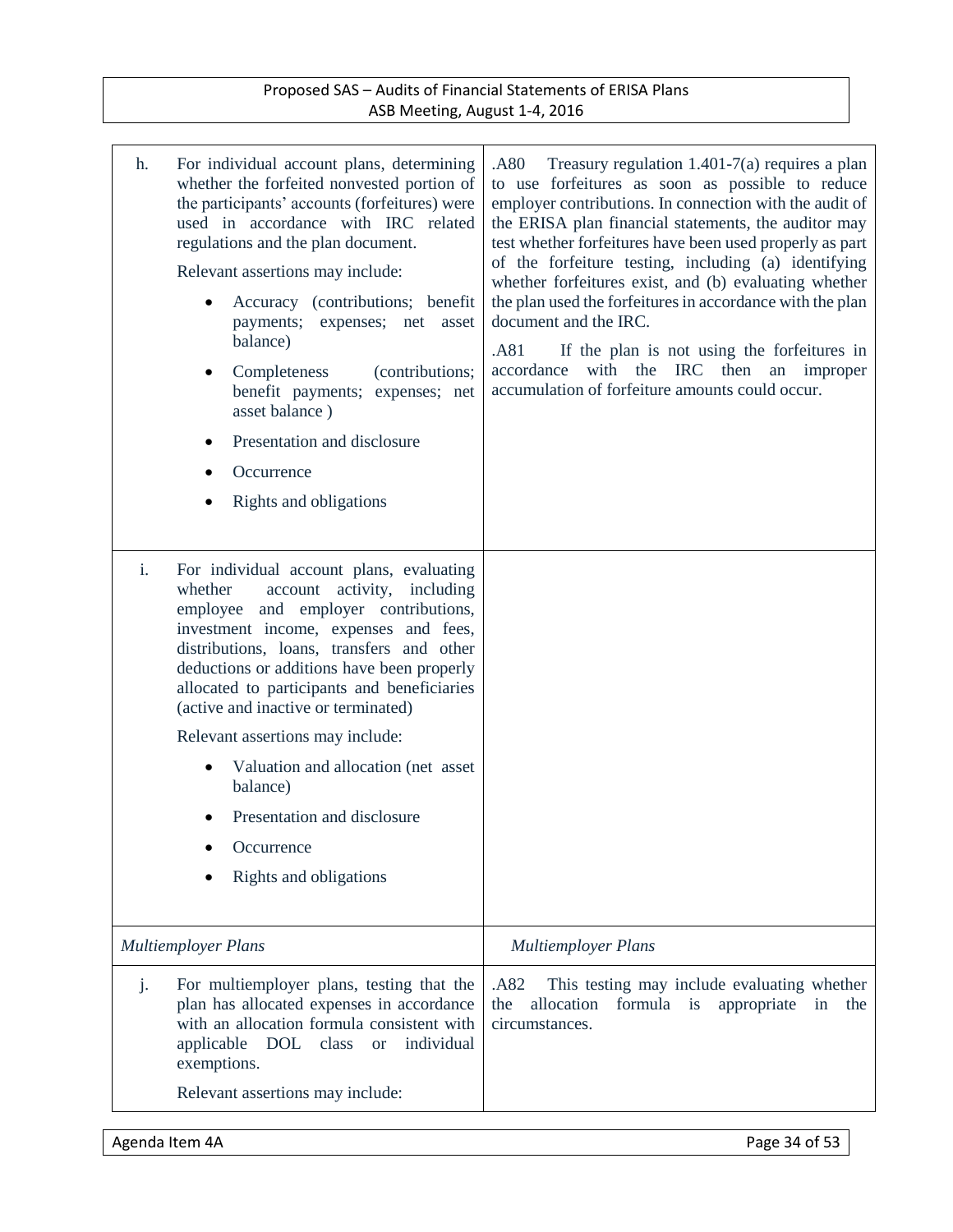| | |
|---|---|
| h. For individual account plans, determining whether the forfeited nonvested portion of the participants' accounts (forfeitures) were used in accordance with IRC related regulations and the plan document.<br><br>Relevant assertions may include:<br><br>• Accuracy (contributions; benefit payments; expenses; net asset balance)<br>• Completeness (contributions; benefit payments; expenses; net asset balance )<br>• Presentation and disclosure<br>• Occurrence<br>• Rights and obligations | .A80 Treasury regulation 1.401-7(a) requires a plan to use forfeitures as soon as possible to reduce employer contributions. In connection with the audit of the ERISA plan financial statements, the auditor may test whether forfeitures have been used properly as part of the forfeiture testing, including (a) identifying whether forfeitures exist, and (b) evaluating whether the plan used the forfeitures in accordance with the plan document and the IRC.<br><br>.A81 If the plan is not using the forfeitures in accordance with the IRC then an improper accumulation of forfeiture amounts could occur. |
| i. For individual account plans, evaluating whether account activity, including employee and employer contributions, investment income, expenses and fees, distributions, loans, transfers and other deductions or additions have been properly allocated to participants and beneficiaries (active and inactive or terminated)<br><br>Relevant assertions may include:<br><br>• Valuation and allocation (net asset balance)<br>• Presentation and disclosure<br>• Occurrence<br>• Rights and obligations | |
| *Multiemployer Plans* | *Multiemployer Plans* |
| j. For multiemployer plans, testing that the plan has allocated expenses in accordance with an allocation formula consistent with applicable DOL class or individual exemptions.<br><br>Relevant assertions may include: | .A82 This testing may include evaluating whether the allocation formula is appropriate in the circumstances. |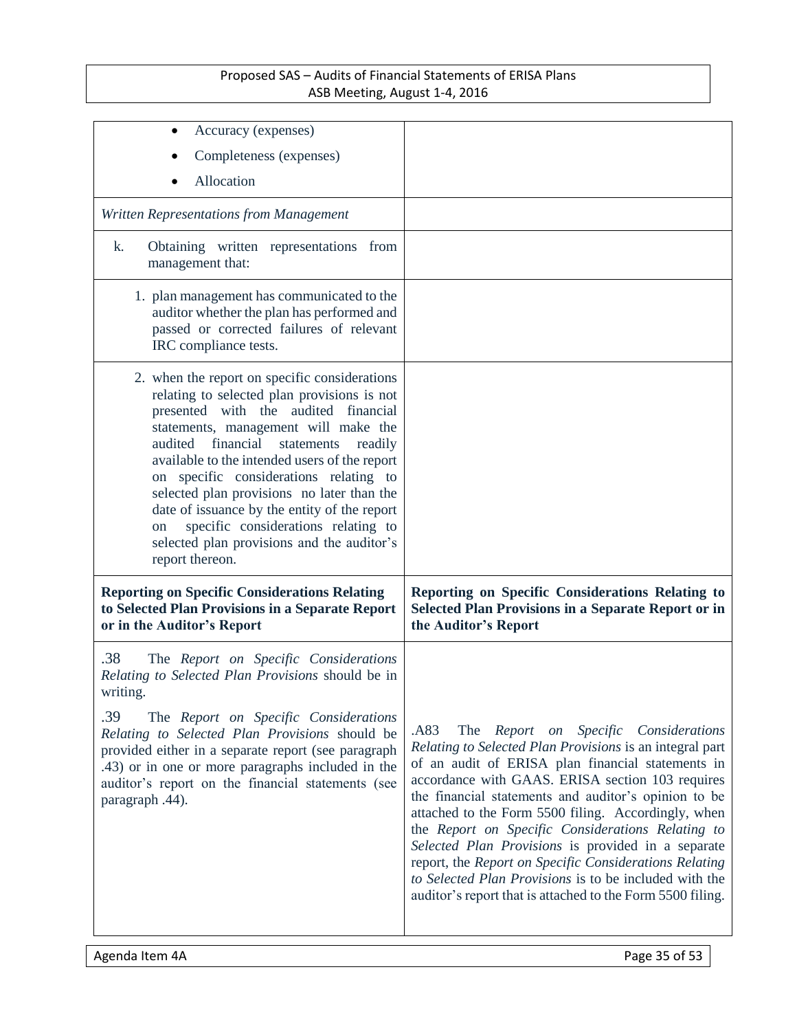| | |
|---|---|
| • Accuracy (expenses)<br>• Completeness (expenses)<br>• Allocation | |
| *Written Representations from Management* | |
| k. Obtaining written representations from management that: | |
| 1. plan management has communicated to the auditor whether the plan has performed and passed or corrected failures of relevant IRC compliance tests. | |
| 2. when the report on specific considerations relating to selected plan provisions is not presented with the audited financial statements, management will make the audited financial statements readily available to the intended users of the report on specific considerations relating to selected plan provisions no later than the date of issuance by the entity of the report on specific considerations relating to selected plan provisions and the auditor's report thereon. | |
| **Reporting on Specific Considerations Relating to Selected Plan Provisions in a Separate Report or in the Auditor's Report** | **Reporting on Specific Considerations Relating to Selected Plan Provisions in a Separate Report or in the Auditor's Report** |
| .38 The *Report on Specific Considerations Relating to Selected Plan Provisions* should be in writing.<br><br>.39 The *Report on Specific Considerations Relating to Selected Plan Provisions* should be provided either in a separate report (see paragraph .43) or in one or more paragraphs included in the auditor's report on the financial statements (see paragraph .44). | .A83 The *Report on Specific Considerations Relating to Selected Plan Provisions* is an integral part of an audit of ERISA plan financial statements in accordance with GAAS. ERISA section 103 requires the financial statements and auditor's opinion to be attached to the Form 5500 filing. Accordingly, when the *Report on Specific Considerations Relating to Selected Plan Provisions* is provided in a separate report, the *Report on Specific Considerations Relating to Selected Plan Provisions* is to be included with the auditor's report that is attached to the Form 5500 filing. |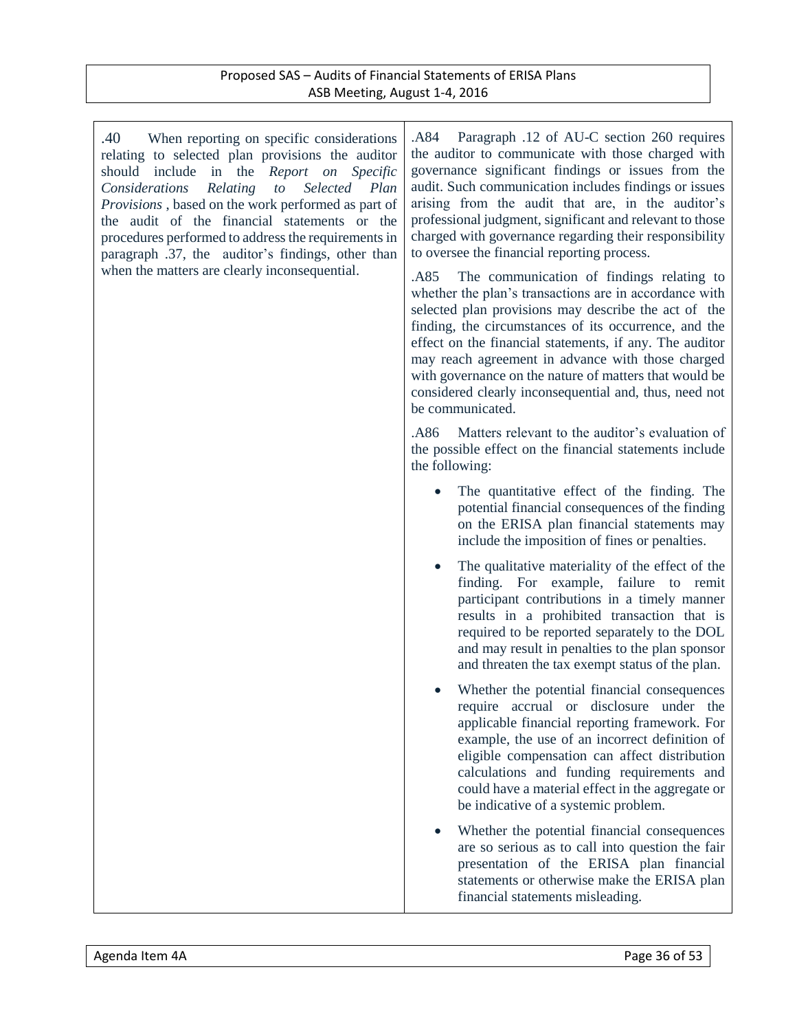.40 When reporting on specific considerations relating to selected plan provisions the auditor should include in the *Report on Specific Considerations Relating to Selected Plan Provisions* , based on the work performed as part of the audit of the financial statements or the procedures performed to address the requirements in paragraph .37, the auditor's findings, other than when the matters are clearly inconsequential.

.A84 Paragraph .12 of AU-C section 260 requires the auditor to communicate with those charged with governance significant findings or issues from the audit. Such communication includes findings or issues arising from the audit that are, in the auditor's professional judgment, significant and relevant to those charged with governance regarding their responsibility to oversee the financial reporting process.

.A85 The communication of findings relating to whether the plan's transactions are in accordance with selected plan provisions may describe the act of the finding, the circumstances of its occurrence, and the effect on the financial statements, if any. The auditor may reach agreement in advance with those charged with governance on the nature of matters that would be considered clearly inconsequential and, thus, need not be communicated.

.A86 Matters relevant to the auditor's evaluation of the possible effect on the financial statements include the following:

- The quantitative effect of the finding. The potential financial consequences of the finding on the ERISA plan financial statements may include the imposition of fines or penalties.
- The qualitative materiality of the effect of the finding. For example, failure to remit participant contributions in a timely manner results in a prohibited transaction that is required to be reported separately to the DOL and may result in penalties to the plan sponsor and threaten the tax exempt status of the plan.
- Whether the potential financial consequences require accrual or disclosure under the applicable financial reporting framework. For example, the use of an incorrect definition of eligible compensation can affect distribution calculations and funding requirements and could have a material effect in the aggregate or be indicative of a systemic problem.
- Whether the potential financial consequences are so serious as to call into question the fair presentation of the ERISA plan financial statements or otherwise make the ERISA plan financial statements misleading.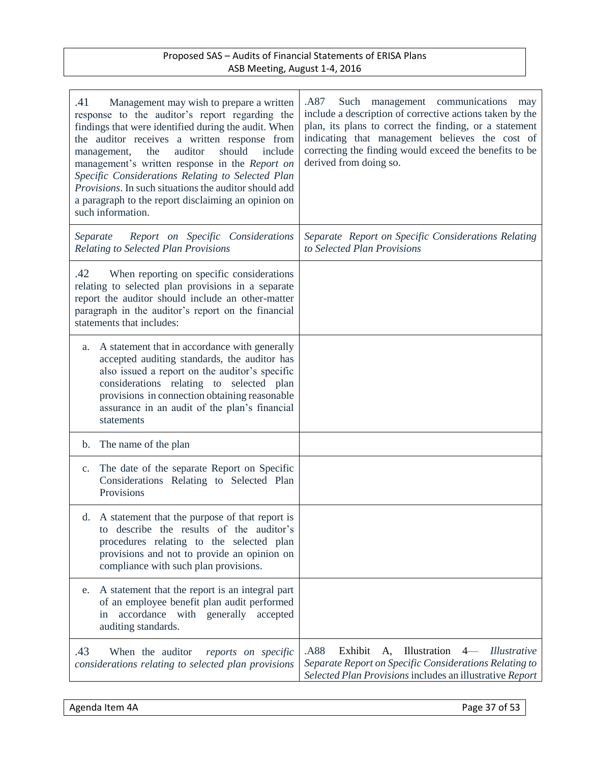| | |
|---|---|
| .41 Management may wish to prepare a written response to the auditor's report regarding the findings that were identified during the audit. When the auditor receives a written response from management, the auditor should include management's written response in the *Report on Specific Considerations Relating to Selected Plan Provisions*. In such situations the auditor should add a paragraph to the report disclaiming an opinion on such information. | .A87 Such management communications may include a description of corrective actions taken by the plan, its plans to correct the finding, or a statement indicating that management believes the cost of correcting the finding would exceed the benefits to be derived from doing so. |
| *Separate Report on Specific Considerations Relating to Selected Plan Provisions* | *Separate Report on Specific Considerations Relating to Selected Plan Provisions* |
| .42 When reporting on specific considerations relating to selected plan provisions in a separate report the auditor should include an other-matter paragraph in the auditor's report on the financial statements that includes: | |
| a. A statement that in accordance with generally accepted auditing standards, the auditor has also issued a report on the auditor's specific considerations relating to selected plan provisions in connection obtaining reasonable assurance in an audit of the plan's financial statements | |
| b. The name of the plan | |
| c. The date of the separate Report on Specific Considerations Relating to Selected Plan Provisions | |
| d. A statement that the purpose of that report is to describe the results of the auditor's procedures relating to the selected plan provisions and not to provide an opinion on compliance with such plan provisions. | |
| e. A statement that the report is an integral part of an employee benefit plan audit performed in accordance with generally accepted auditing standards. | |
| .43 When the auditor *reports on specific considerations relating to selected plan provisions* | .A88 Exhibit A, Illustration 4— *Illustrative Separate Report on Specific Considerations Relating to Selected Plan Provisions* includes an illustrative *Report* |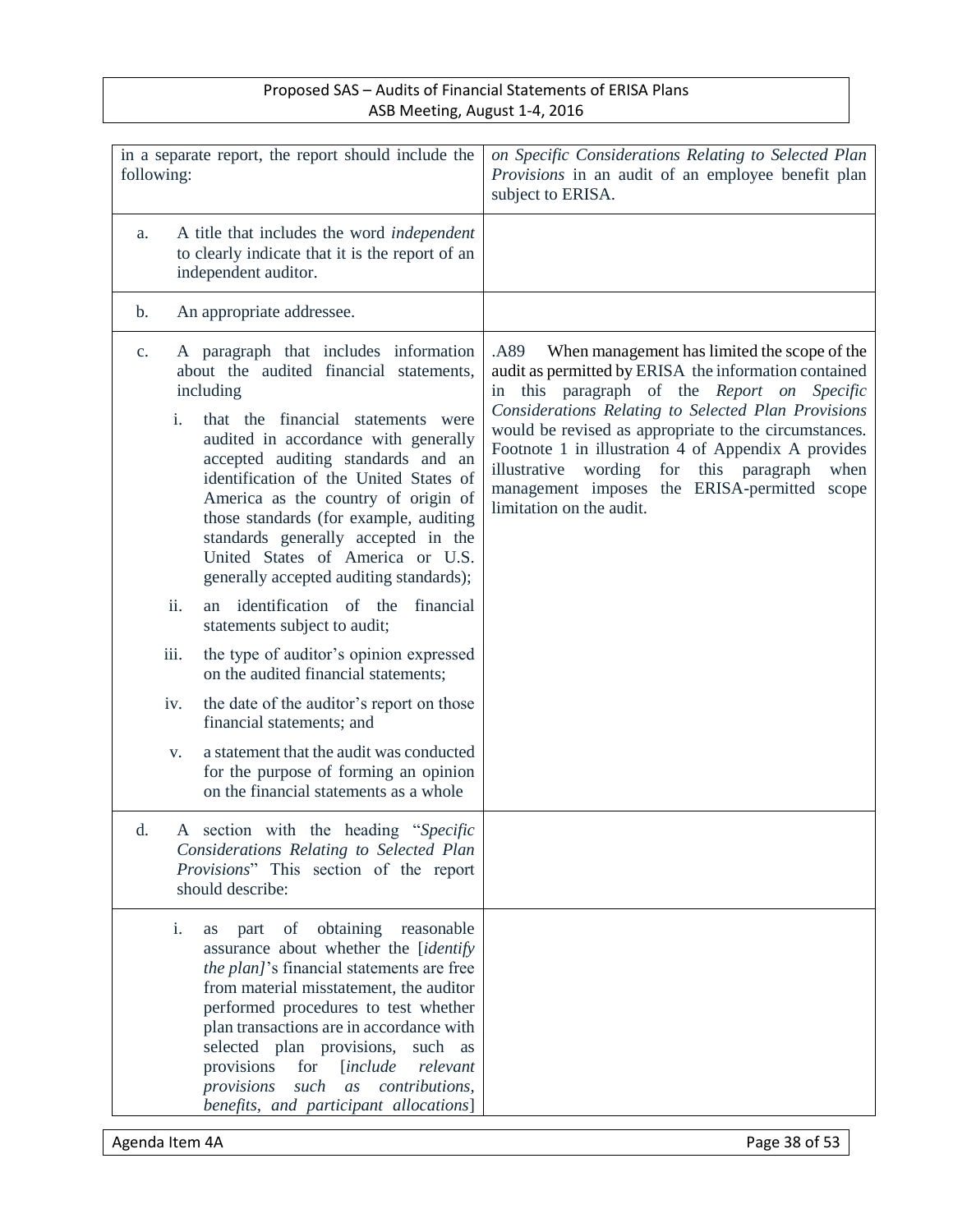| | |
|---|---|
| in a separate report, the report should include the following: | *on Specific Considerations Relating to Selected Plan Provisions* in an audit of an employee benefit plan subject to ERISA. |
| a. A title that includes the word *independent* to clearly indicate that it is the report of an independent auditor. | |
| b. An appropriate addressee. | |
| c. A paragraph that includes information about the audited financial statements, including<br><br>i. that the financial statements were audited in accordance with generally accepted auditing standards and an identification of the United States of America as the country of origin of those standards (for example, auditing standards generally accepted in the United States of America or U.S. generally accepted auditing standards);<br><br>ii. an identification of the financial statements subject to audit;<br><br>iii. the type of auditor's opinion expressed on the audited financial statements;<br><br>iv. the date of the auditor's report on those financial statements; and<br><br>v. a statement that the audit was conducted for the purpose of forming an opinion on the financial statements as a whole | .A89 When management has limited the scope of the audit as permitted by ERISA the information contained in this paragraph of the *Report on Specific Considerations Relating to Selected Plan Provisions* would be revised as appropriate to the circumstances. Footnote 1 in illustration 4 of Appendix A provides illustrative wording for this paragraph when management imposes the ERISA-permitted scope limitation on the audit. |
| d. A section with the heading "*Specific Considerations Relating to Selected Plan Provisions*" This section of the report should describe: | |
| i. as part of obtaining reasonable assurance about whether the [*identify the plan]*'s financial statements are free from material misstatement, the auditor performed procedures to test whether plan transactions are in accordance with selected plan provisions, such as provisions for [*include relevant provisions such as contributions, benefits, and participant allocations*] | |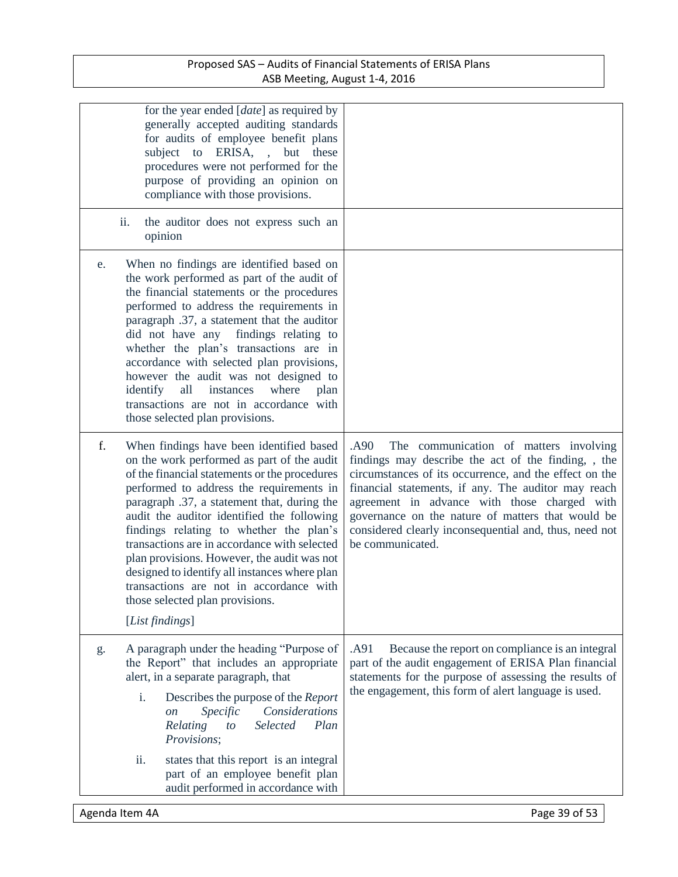| | |
|---|---|
| for the year ended [*date*] as required by generally accepted auditing standards for audits of employee benefit plans subject to ERISA, , but these procedures were not performed for the purpose of providing an opinion on compliance with those provisions. | |
| ii. the auditor does not express such an opinion | |
| e. When no findings are identified based on the work performed as part of the audit of the financial statements or the procedures performed to address the requirements in paragraph .37, a statement that the auditor did not have any findings relating to whether the plan's transactions are in accordance with selected plan provisions, however the audit was not designed to identify all instances where plan transactions are not in accordance with those selected plan provisions. | |
| f. When findings have been identified based on the work performed as part of the audit of the financial statements or the procedures performed to address the requirements in paragraph .37, a statement that, during the audit the auditor identified the following findings relating to whether the plan's transactions are in accordance with selected plan provisions. However, the audit was not designed to identify all instances where plan transactions are not in accordance with those selected plan provisions.<br><br>[*List findings*] | .A90 The communication of matters involving findings may describe the act of the finding, , the circumstances of its occurrence, and the effect on the financial statements, if any. The auditor may reach agreement in advance with those charged with governance on the nature of matters that would be considered clearly inconsequential and, thus, need not be communicated. |
| g. A paragraph under the heading "Purpose of the Report" that includes an appropriate alert, in a separate paragraph, that<br><br>i. Describes the purpose of the *Report on Specific Considerations Relating to Selected Plan Provisions*;<br><br>ii. states that this report is an integral part of an employee benefit plan audit performed in accordance with | .A91 Because the report on compliance is an integral part of the audit engagement of ERISA Plan financial statements for the purpose of assessing the results of the engagement, this form of alert language is used. |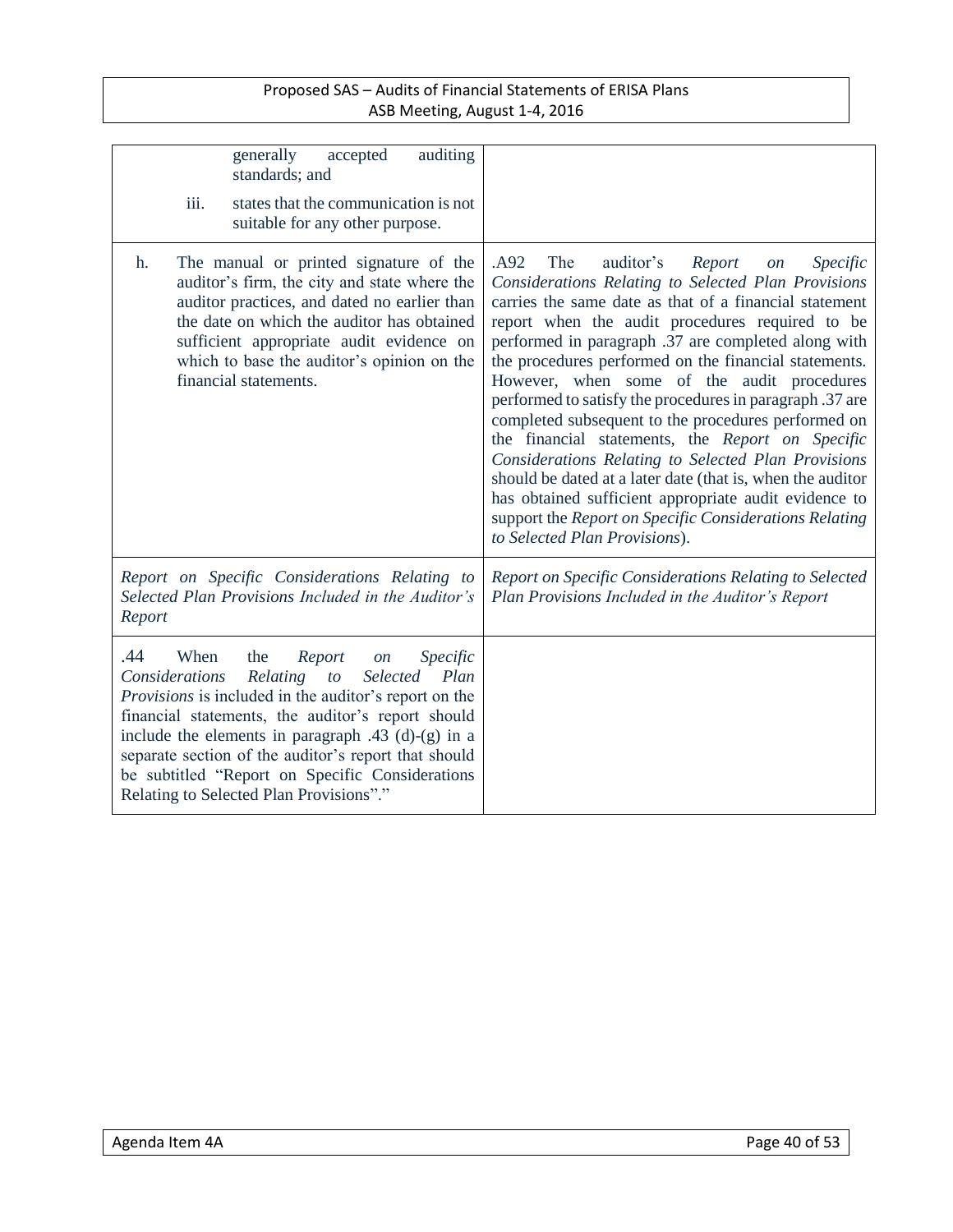| | |
|---|---|
| generally accepted auditing standards; and<br><br>iii. states that the communication is not suitable for any other purpose. | |
| h. The manual or printed signature of the auditor's firm, the city and state where the auditor practices, and dated no earlier than the date on which the auditor has obtained sufficient appropriate audit evidence on which to base the auditor's opinion on the financial statements. | .A92 The auditor's *Report on Specific Considerations Relating to Selected Plan Provisions* carries the same date as that of a financial statement report when the audit procedures required to be performed in paragraph .37 are completed along with the procedures performed on the financial statements. However, when some of the audit procedures performed to satisfy the procedures in paragraph .37 are completed subsequent to the procedures performed on the financial statements, the *Report on Specific Considerations Relating to Selected Plan Provisions* should be dated at a later date (that is, when the auditor has obtained sufficient appropriate audit evidence to support the *Report on Specific Considerations Relating to Selected Plan Provisions*). |
| *Report on Specific Considerations Relating to Selected Plan Provisions Included in the Auditor's Report* | *Report on Specific Considerations Relating to Selected Plan Provisions Included in the Auditor's Report* |
| .44 When the *Report on Specific Considerations Relating to Selected Plan Provisions* is included in the auditor's report on the financial statements, the auditor's report should include the elements in paragraph .43 (d)-(g) in a separate section of the auditor's report that should be subtitled "Report on Specific Considerations Relating to Selected Plan Provisions"." | |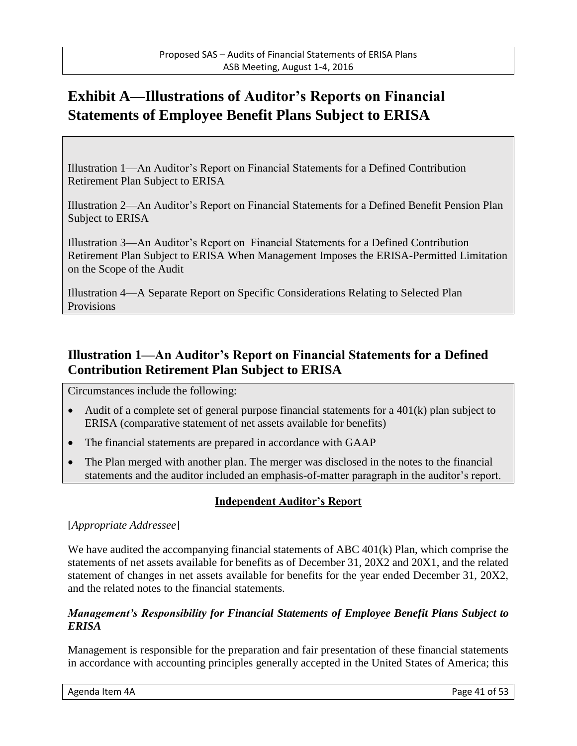# Exhibit A—Illustrations of Auditor's Reports on Financial Statements of Employee Benefit Plans Subject to ERISA

Illustration 1—An Auditor's Report on Financial Statements for a Defined Contribution Retirement Plan Subject to ERISA

Illustration 2—An Auditor's Report on Financial Statements for a Defined Benefit Pension Plan Subject to ERISA

Illustration 3—An Auditor's Report on Financial Statements for a Defined Contribution Retirement Plan Subject to ERISA When Management Imposes the ERISA-Permitted Limitation on the Scope of the Audit

Illustration 4—A Separate Report on Specific Considerations Relating to Selected Plan Provisions

## Illustration 1—An Auditor's Report on Financial Statements for a Defined Contribution Retirement Plan Subject to ERISA

Circumstances include the following:

- Audit of a complete set of general purpose financial statements for a 401(k) plan subject to ERISA (comparative statement of net assets available for benefits)
- The financial statements are prepared in accordance with GAAP
- The Plan merged with another plan. The merger was disclosed in the notes to the financial statements and the auditor included an emphasis-of-matter paragraph in the auditor's report.

**Independent Auditor's Report**

[*Appropriate Addressee*]

We have audited the accompanying financial statements of ABC 401(k) Plan, which comprise the statements of net assets available for benefits as of December 31, 20X2 and 20X1, and the related statement of changes in net assets available for benefits for the year ended December 31, 20X2, and the related notes to the financial statements.

***Management's Responsibility for Financial Statements of Employee Benefit Plans Subject to ERISA***

Management is responsible for the preparation and fair presentation of these financial statements in accordance with accounting principles generally accepted in the United States of America; this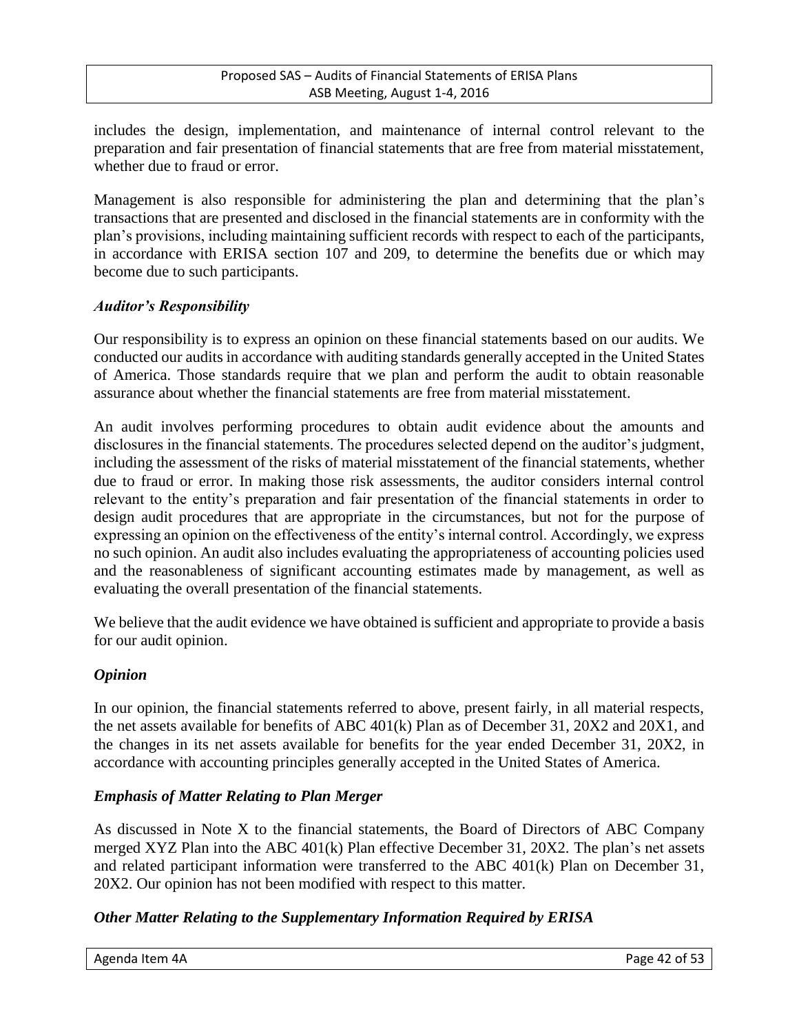includes the design, implementation, and maintenance of internal control relevant to the preparation and fair presentation of financial statements that are free from material misstatement, whether due to fraud or error.

Management is also responsible for administering the plan and determining that the plan's transactions that are presented and disclosed in the financial statements are in conformity with the plan's provisions, including maintaining sufficient records with respect to each of the participants, in accordance with ERISA section 107 and 209, to determine the benefits due or which may become due to such participants.

***Auditor's Responsibility***

Our responsibility is to express an opinion on these financial statements based on our audits. We conducted our audits in accordance with auditing standards generally accepted in the United States of America. Those standards require that we plan and perform the audit to obtain reasonable assurance about whether the financial statements are free from material misstatement.

An audit involves performing procedures to obtain audit evidence about the amounts and disclosures in the financial statements. The procedures selected depend on the auditor's judgment, including the assessment of the risks of material misstatement of the financial statements, whether due to fraud or error. In making those risk assessments, the auditor considers internal control relevant to the entity's preparation and fair presentation of the financial statements in order to design audit procedures that are appropriate in the circumstances, but not for the purpose of expressing an opinion on the effectiveness of the entity's internal control. Accordingly, we express no such opinion. An audit also includes evaluating the appropriateness of accounting policies used and the reasonableness of significant accounting estimates made by management, as well as evaluating the overall presentation of the financial statements.

We believe that the audit evidence we have obtained is sufficient and appropriate to provide a basis for our audit opinion.

***Opinion***

In our opinion, the financial statements referred to above, present fairly, in all material respects, the net assets available for benefits of ABC 401(k) Plan as of December 31, 20X2 and 20X1, and the changes in its net assets available for benefits for the year ended December 31, 20X2, in accordance with accounting principles generally accepted in the United States of America.

***Emphasis of Matter Relating to Plan Merger***

As discussed in Note X to the financial statements, the Board of Directors of ABC Company merged XYZ Plan into the ABC 401(k) Plan effective December 31, 20X2. The plan's net assets and related participant information were transferred to the ABC 401(k) Plan on December 31, 20X2. Our opinion has not been modified with respect to this matter.

***Other Matter Relating to the Supplementary Information Required by ERISA***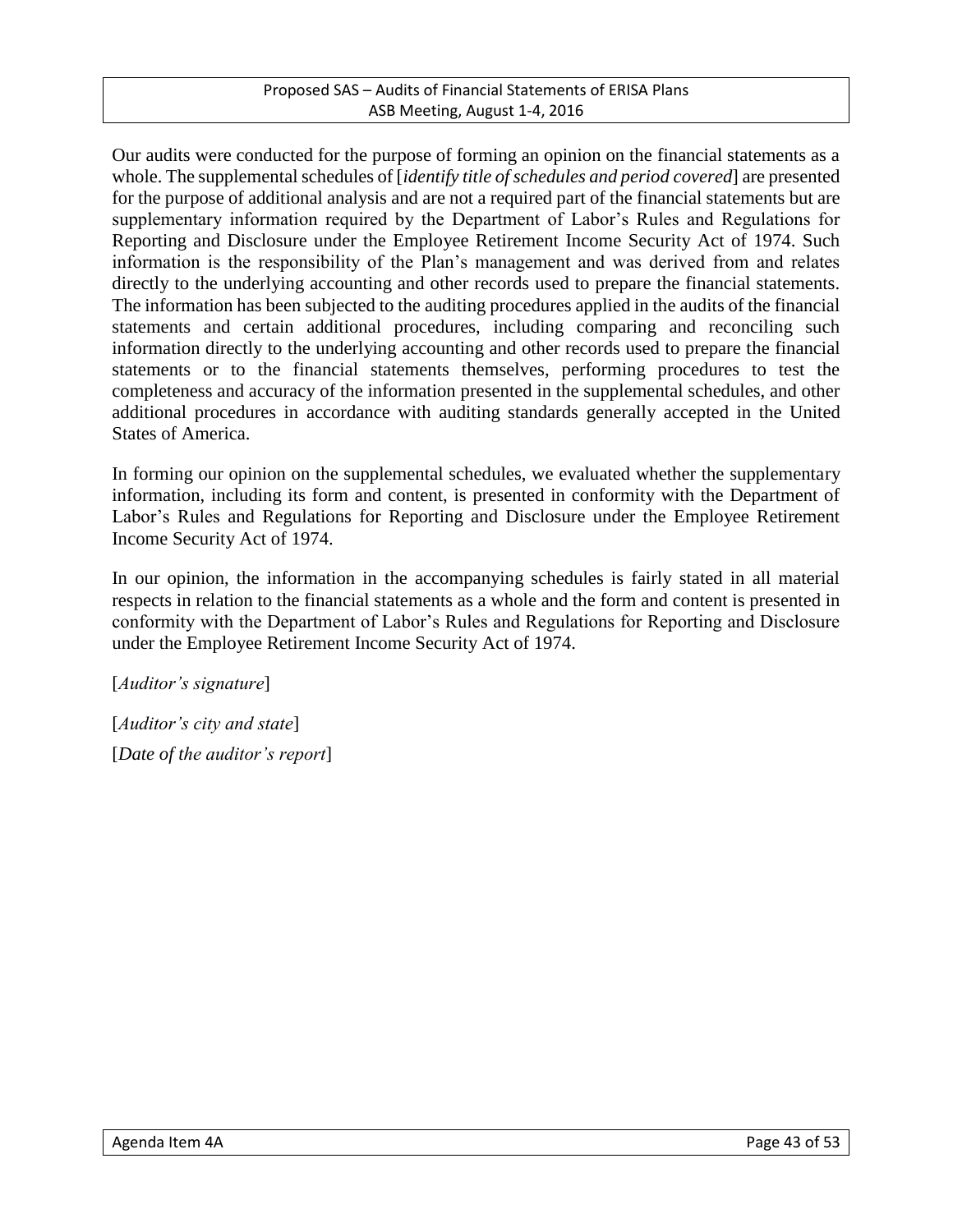Our audits were conducted for the purpose of forming an opinion on the financial statements as a whole. The supplemental schedules of [*identify title of schedules and period covered*] are presented for the purpose of additional analysis and are not a required part of the financial statements but are supplementary information required by the Department of Labor's Rules and Regulations for Reporting and Disclosure under the Employee Retirement Income Security Act of 1974. Such information is the responsibility of the Plan's management and was derived from and relates directly to the underlying accounting and other records used to prepare the financial statements. The information has been subjected to the auditing procedures applied in the audits of the financial statements and certain additional procedures, including comparing and reconciling such information directly to the underlying accounting and other records used to prepare the financial statements or to the financial statements themselves, performing procedures to test the completeness and accuracy of the information presented in the supplemental schedules, and other additional procedures in accordance with auditing standards generally accepted in the United States of America.

In forming our opinion on the supplemental schedules, we evaluated whether the supplementary information, including its form and content, is presented in conformity with the Department of Labor's Rules and Regulations for Reporting and Disclosure under the Employee Retirement Income Security Act of 1974.

In our opinion, the information in the accompanying schedules is fairly stated in all material respects in relation to the financial statements as a whole and the form and content is presented in conformity with the Department of Labor's Rules and Regulations for Reporting and Disclosure under the Employee Retirement Income Security Act of 1974.

[*Auditor's signature*]

[*Auditor's city and state*]
[*Date of the auditor's report*]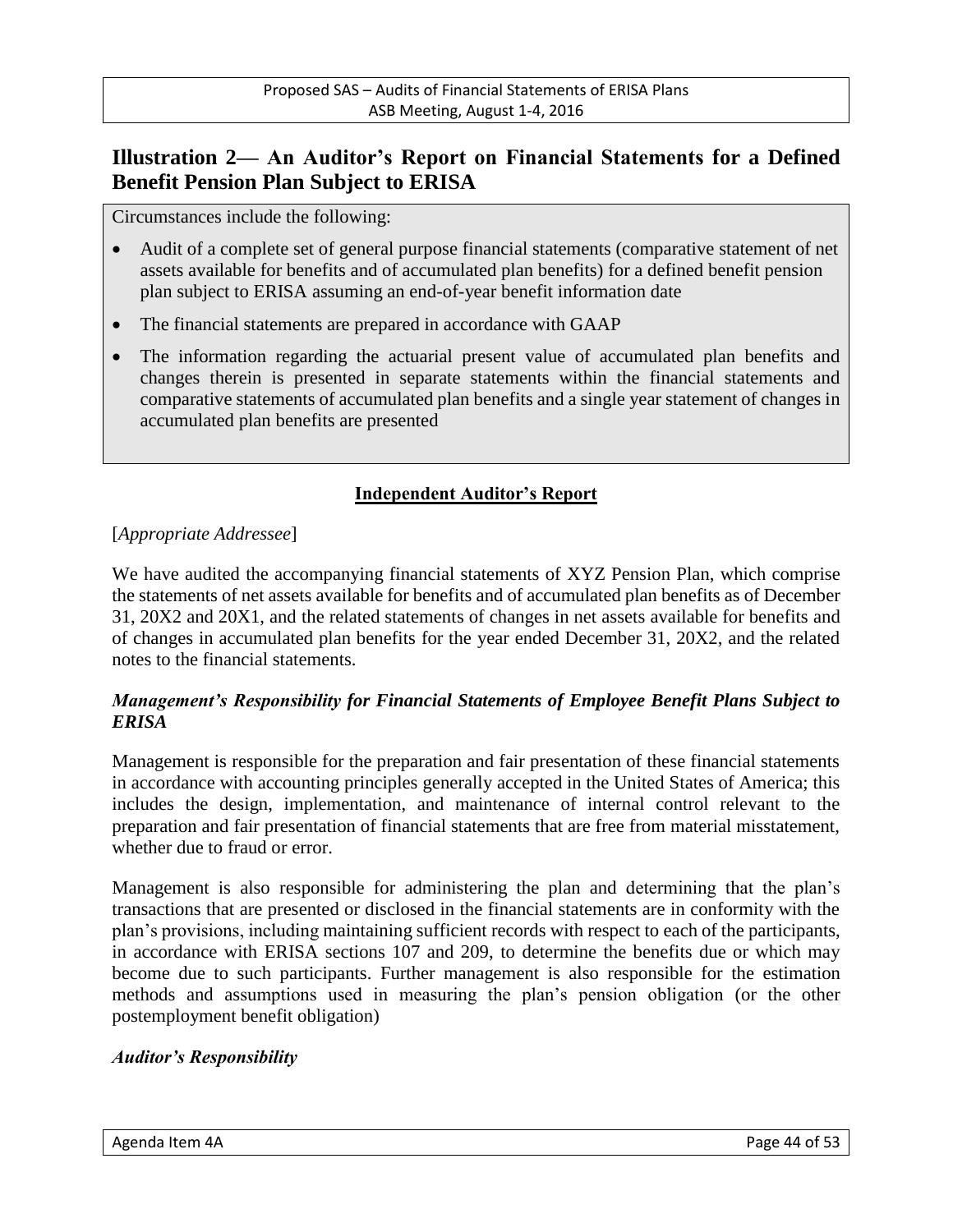## Illustration 2— An Auditor's Report on Financial Statements for a Defined Benefit Pension Plan Subject to ERISA

Circumstances include the following:

- Audit of a complete set of general purpose financial statements (comparative statement of net assets available for benefits and of accumulated plan benefits) for a defined benefit pension plan subject to ERISA assuming an end-of-year benefit information date
- The financial statements are prepared in accordance with GAAP
- The information regarding the actuarial present value of accumulated plan benefits and changes therein is presented in separate statements within the financial statements and comparative statements of accumulated plan benefits and a single year statement of changes in accumulated plan benefits are presented

**<u>Independent Auditor's Report</u>**

[*Appropriate Addressee*]

We have audited the accompanying financial statements of XYZ Pension Plan, which comprise the statements of net assets available for benefits and of accumulated plan benefits as of December 31, 20X2 and 20X1, and the related statements of changes in net assets available for benefits and of changes in accumulated plan benefits for the year ended December 31, 20X2, and the related notes to the financial statements.

***Management's Responsibility for Financial Statements of Employee Benefit Plans Subject to ERISA***

Management is responsible for the preparation and fair presentation of these financial statements in accordance with accounting principles generally accepted in the United States of America; this includes the design, implementation, and maintenance of internal control relevant to the preparation and fair presentation of financial statements that are free from material misstatement, whether due to fraud or error.

Management is also responsible for administering the plan and determining that the plan's transactions that are presented or disclosed in the financial statements are in conformity with the plan's provisions, including maintaining sufficient records with respect to each of the participants, in accordance with ERISA sections 107 and 209, to determine the benefits due or which may become due to such participants. Further management is also responsible for the estimation methods and assumptions used in measuring the plan's pension obligation (or the other postemployment benefit obligation)

***Auditor's Responsibility***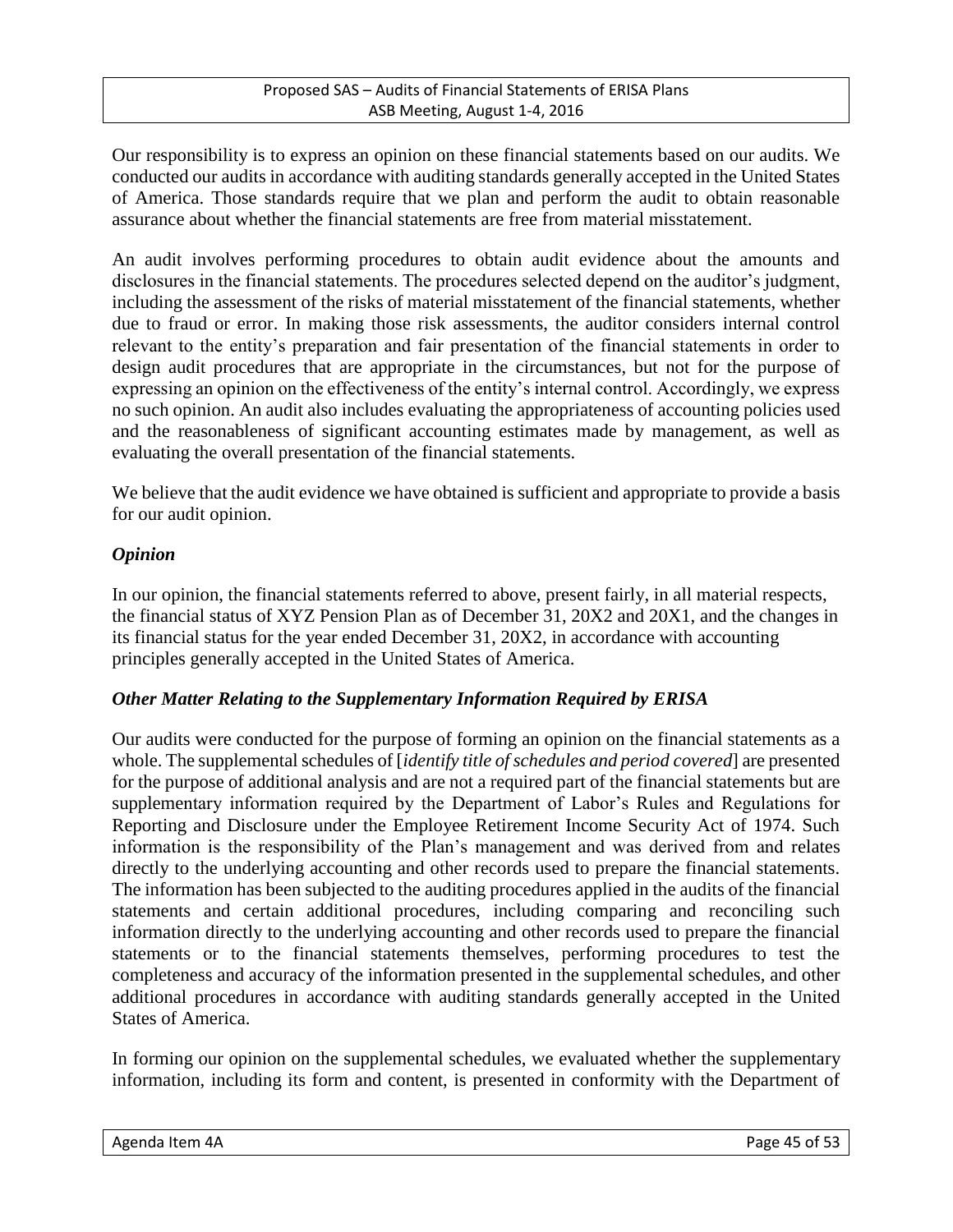Our responsibility is to express an opinion on these financial statements based on our audits. We conducted our audits in accordance with auditing standards generally accepted in the United States of America. Those standards require that we plan and perform the audit to obtain reasonable assurance about whether the financial statements are free from material misstatement.

An audit involves performing procedures to obtain audit evidence about the amounts and disclosures in the financial statements. The procedures selected depend on the auditor's judgment, including the assessment of the risks of material misstatement of the financial statements, whether due to fraud or error. In making those risk assessments, the auditor considers internal control relevant to the entity's preparation and fair presentation of the financial statements in order to design audit procedures that are appropriate in the circumstances, but not for the purpose of expressing an opinion on the effectiveness of the entity's internal control. Accordingly, we express no such opinion. An audit also includes evaluating the appropriateness of accounting policies used and the reasonableness of significant accounting estimates made by management, as well as evaluating the overall presentation of the financial statements.

We believe that the audit evidence we have obtained is sufficient and appropriate to provide a basis for our audit opinion.

***Opinion***

In our opinion, the financial statements referred to above, present fairly, in all material respects, the financial status of XYZ Pension Plan as of December 31, 20X2 and 20X1, and the changes in its financial status for the year ended December 31, 20X2, in accordance with accounting principles generally accepted in the United States of America.

***Other Matter Relating to the Supplementary Information Required by ERISA***

Our audits were conducted for the purpose of forming an opinion on the financial statements as a whole. The supplemental schedules of [*identify title of schedules and period covered*] are presented for the purpose of additional analysis and are not a required part of the financial statements but are supplementary information required by the Department of Labor's Rules and Regulations for Reporting and Disclosure under the Employee Retirement Income Security Act of 1974. Such information is the responsibility of the Plan's management and was derived from and relates directly to the underlying accounting and other records used to prepare the financial statements. The information has been subjected to the auditing procedures applied in the audits of the financial statements and certain additional procedures, including comparing and reconciling such information directly to the underlying accounting and other records used to prepare the financial statements or to the financial statements themselves, performing procedures to test the completeness and accuracy of the information presented in the supplemental schedules, and other additional procedures in accordance with auditing standards generally accepted in the United States of America.

In forming our opinion on the supplemental schedules, we evaluated whether the supplementary information, including its form and content, is presented in conformity with the Department of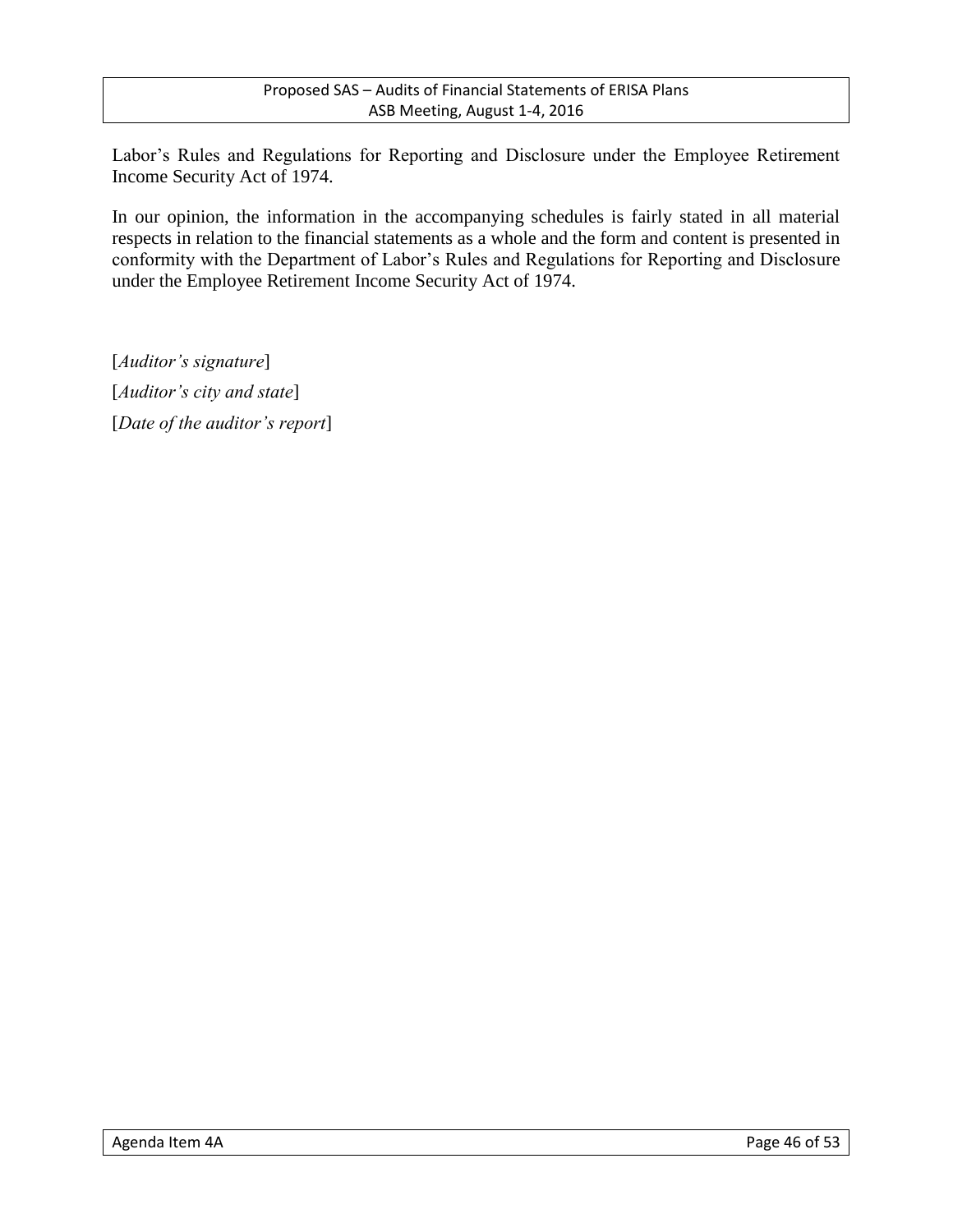Labor's Rules and Regulations for Reporting and Disclosure under the Employee Retirement Income Security Act of 1974.

In our opinion, the information in the accompanying schedules is fairly stated in all material respects in relation to the financial statements as a whole and the form and content is presented in conformity with the Department of Labor's Rules and Regulations for Reporting and Disclosure under the Employee Retirement Income Security Act of 1974.

[*Auditor's signature*]

[*Auditor's city and state*]

[*Date of the auditor's report*]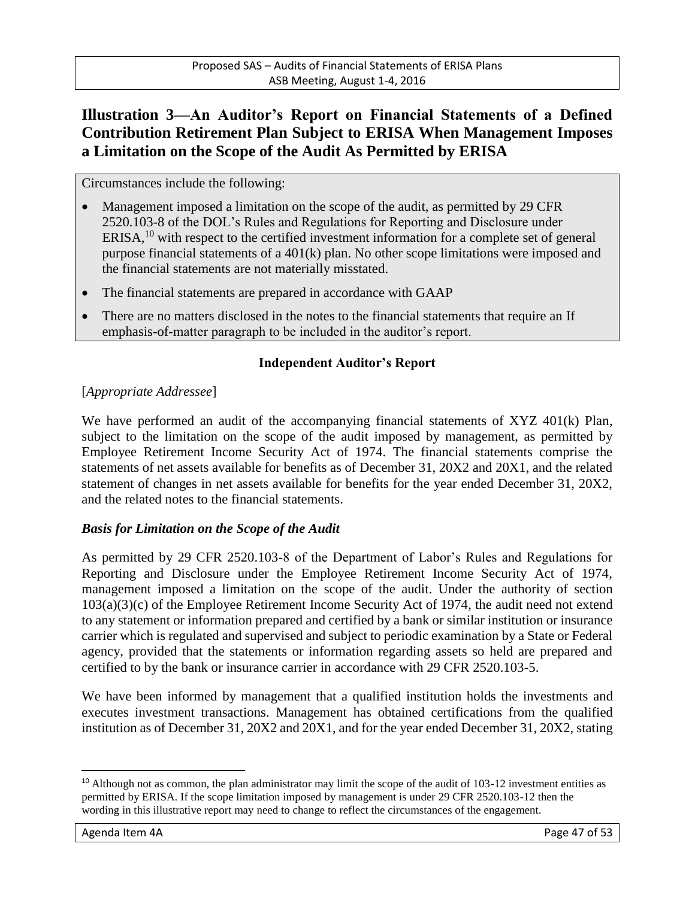## Illustration 3—An Auditor's Report on Financial Statements of a Defined Contribution Retirement Plan Subject to ERISA When Management Imposes a Limitation on the Scope of the Audit As Permitted by ERISA

Circumstances include the following:

- Management imposed a limitation on the scope of the audit, as permitted by 29 CFR 2520.103-8 of the DOL's Rules and Regulations for Reporting and Disclosure under ERISA,[10] with respect to the certified investment information for a complete set of general purpose financial statements of a 401(k) plan. No other scope limitations were imposed and the financial statements are not materially misstated.
- The financial statements are prepared in accordance with GAAP
- There are no matters disclosed in the notes to the financial statements that require an If emphasis-of-matter paragraph to be included in the auditor's report.

**Independent Auditor's Report**

[*Appropriate Addressee*]

We have performed an audit of the accompanying financial statements of XYZ 401(k) Plan, subject to the limitation on the scope of the audit imposed by management, as permitted by Employee Retirement Income Security Act of 1974. The financial statements comprise the statements of net assets available for benefits as of December 31, 20X2 and 20X1, and the related statement of changes in net assets available for benefits for the year ended December 31, 20X2, and the related notes to the financial statements.

***Basis for Limitation on the Scope of the Audit***

As permitted by 29 CFR 2520.103-8 of the Department of Labor's Rules and Regulations for Reporting and Disclosure under the Employee Retirement Income Security Act of 1974, management imposed a limitation on the scope of the audit. Under the authority of section 103(a)(3)(c) of the Employee Retirement Income Security Act of 1974, the audit need not extend to any statement or information prepared and certified by a bank or similar institution or insurance carrier which is regulated and supervised and subject to periodic examination by a State or Federal agency, provided that the statements or information regarding assets so held are prepared and certified to by the bank or insurance carrier in accordance with 29 CFR 2520.103-5.

We have been informed by management that a qualified institution holds the investments and executes investment transactions. Management has obtained certifications from the qualified institution as of December 31, 20X2 and 20X1, and for the year ended December 31, 20X2, stating

[10] Although not as common, the plan administrator may limit the scope of the audit of 103-12 investment entities as permitted by ERISA. If the scope limitation imposed by management is under 29 CFR 2520.103-12 then the wording in this illustrative report may need to change to reflect the circumstances of the engagement.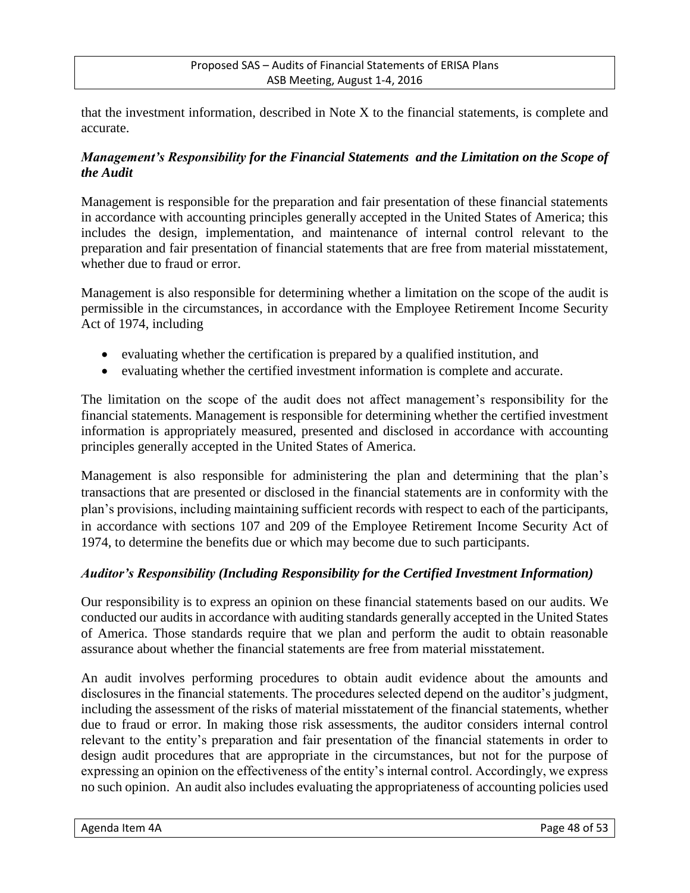that the investment information, described in Note X to the financial statements, is complete and accurate.

### *Management's Responsibility for the Financial Statements and the Limitation on the Scope of the Audit*

Management is responsible for the preparation and fair presentation of these financial statements in accordance with accounting principles generally accepted in the United States of America; this includes the design, implementation, and maintenance of internal control relevant to the preparation and fair presentation of financial statements that are free from material misstatement, whether due to fraud or error.

Management is also responsible for determining whether a limitation on the scope of the audit is permissible in the circumstances, in accordance with the Employee Retirement Income Security Act of 1974, including

- evaluating whether the certification is prepared by a qualified institution, and
- evaluating whether the certified investment information is complete and accurate.

The limitation on the scope of the audit does not affect management's responsibility for the financial statements. Management is responsible for determining whether the certified investment information is appropriately measured, presented and disclosed in accordance with accounting principles generally accepted in the United States of America.

Management is also responsible for administering the plan and determining that the plan's transactions that are presented or disclosed in the financial statements are in conformity with the plan's provisions, including maintaining sufficient records with respect to each of the participants, in accordance with sections 107 and 209 of the Employee Retirement Income Security Act of 1974, to determine the benefits due or which may become due to such participants.

### *Auditor's Responsibility (Including Responsibility for the Certified Investment Information)*

Our responsibility is to express an opinion on these financial statements based on our audits. We conducted our audits in accordance with auditing standards generally accepted in the United States of America. Those standards require that we plan and perform the audit to obtain reasonable assurance about whether the financial statements are free from material misstatement.

An audit involves performing procedures to obtain audit evidence about the amounts and disclosures in the financial statements. The procedures selected depend on the auditor's judgment, including the assessment of the risks of material misstatement of the financial statements, whether due to fraud or error. In making those risk assessments, the auditor considers internal control relevant to the entity's preparation and fair presentation of the financial statements in order to design audit procedures that are appropriate in the circumstances, but not for the purpose of expressing an opinion on the effectiveness of the entity's internal control. Accordingly, we express no such opinion. An audit also includes evaluating the appropriateness of accounting policies used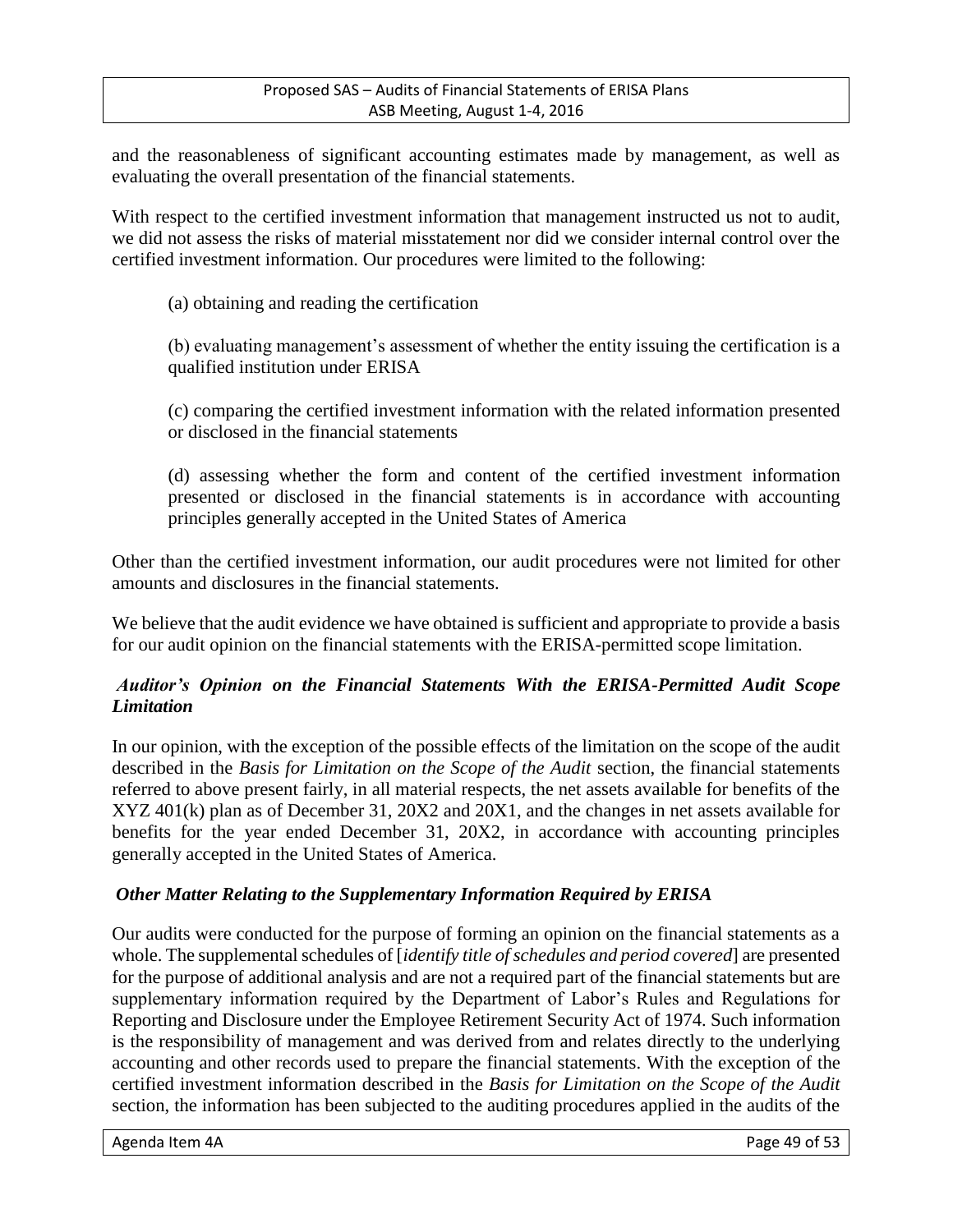and the reasonableness of significant accounting estimates made by management, as well as evaluating the overall presentation of the financial statements.

With respect to the certified investment information that management instructed us not to audit, we did not assess the risks of material misstatement nor did we consider internal control over the certified investment information. Our procedures were limited to the following:

(a) obtaining and reading the certification

(b) evaluating management's assessment of whether the entity issuing the certification is a qualified institution under ERISA

(c) comparing the certified investment information with the related information presented or disclosed in the financial statements

(d) assessing whether the form and content of the certified investment information presented or disclosed in the financial statements is in accordance with accounting principles generally accepted in the United States of America

Other than the certified investment information, our audit procedures were not limited for other amounts and disclosures in the financial statements.

We believe that the audit evidence we have obtained is sufficient and appropriate to provide a basis for our audit opinion on the financial statements with the ERISA-permitted scope limitation.

***Auditor's Opinion on the Financial Statements With the ERISA-Permitted Audit Scope Limitation***

In our opinion, with the exception of the possible effects of the limitation on the scope of the audit described in the *Basis for Limitation on the Scope of the Audit* section, the financial statements referred to above present fairly, in all material respects, the net assets available for benefits of the XYZ 401(k) plan as of December 31, 20X2 and 20X1, and the changes in net assets available for benefits for the year ended December 31, 20X2, in accordance with accounting principles generally accepted in the United States of America.

***Other Matter Relating to the Supplementary Information Required by ERISA***

Our audits were conducted for the purpose of forming an opinion on the financial statements as a whole. The supplemental schedules of [*identify title of schedules and period covered*] are presented for the purpose of additional analysis and are not a required part of the financial statements but are supplementary information required by the Department of Labor's Rules and Regulations for Reporting and Disclosure under the Employee Retirement Security Act of 1974. Such information is the responsibility of management and was derived from and relates directly to the underlying accounting and other records used to prepare the financial statements. With the exception of the certified investment information described in the *Basis for Limitation on the Scope of the Audit* section, the information has been subjected to the auditing procedures applied in the audits of the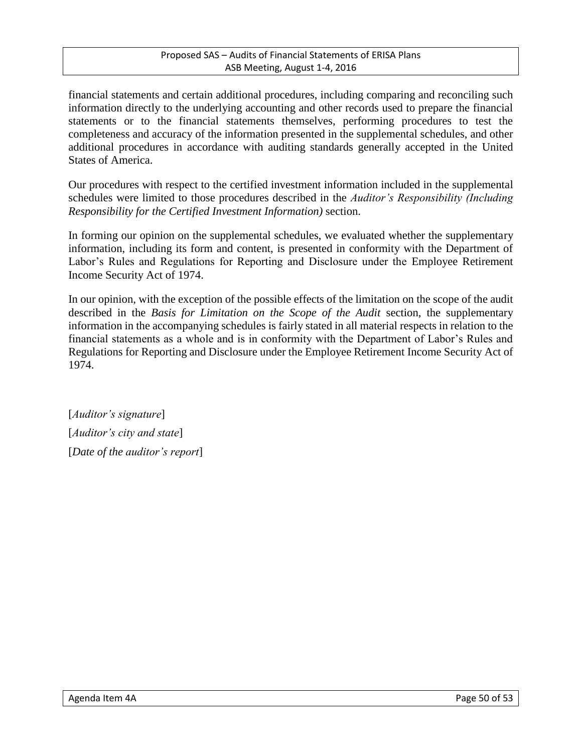financial statements and certain additional procedures, including comparing and reconciling such information directly to the underlying accounting and other records used to prepare the financial statements or to the financial statements themselves, performing procedures to test the completeness and accuracy of the information presented in the supplemental schedules, and other additional procedures in accordance with auditing standards generally accepted in the United States of America.

Our procedures with respect to the certified investment information included in the supplemental schedules were limited to those procedures described in the *Auditor's Responsibility (Including Responsibility for the Certified Investment Information)* section.

In forming our opinion on the supplemental schedules, we evaluated whether the supplementary information, including its form and content, is presented in conformity with the Department of Labor's Rules and Regulations for Reporting and Disclosure under the Employee Retirement Income Security Act of 1974.

In our opinion, with the exception of the possible effects of the limitation on the scope of the audit described in the *Basis for Limitation on the Scope of the Audit* section, the supplementary information in the accompanying schedules is fairly stated in all material respects in relation to the financial statements as a whole and is in conformity with the Department of Labor's Rules and Regulations for Reporting and Disclosure under the Employee Retirement Income Security Act of 1974.

[*Auditor's signature*]

[*Auditor's city and state*]

[*Date of the auditor's report*]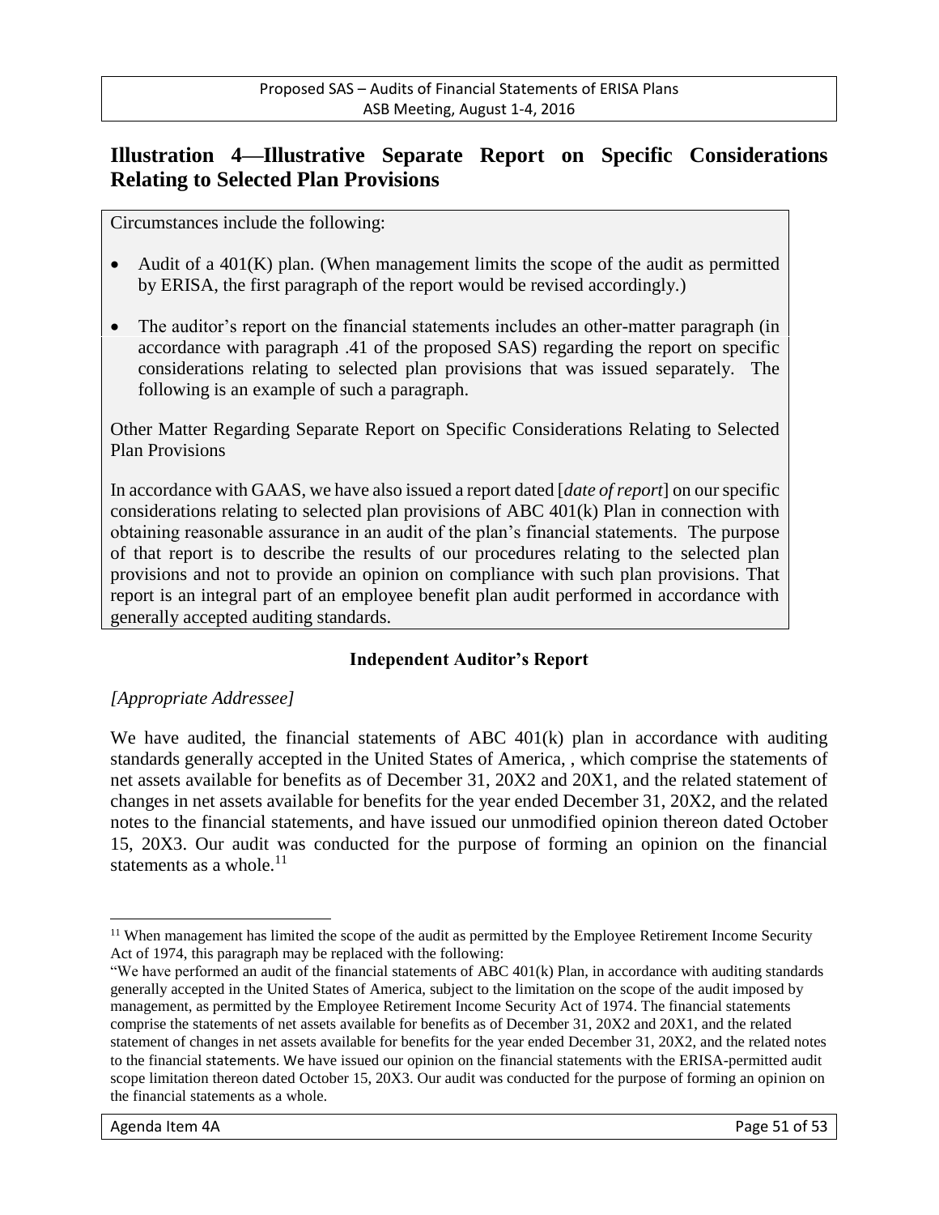## Illustration 4—Illustrative Separate Report on Specific Considerations Relating to Selected Plan Provisions

Circumstances include the following:

- Audit of a 401(K) plan. (When management limits the scope of the audit as permitted by ERISA, the first paragraph of the report would be revised accordingly.)
- The auditor's report on the financial statements includes an other-matter paragraph (in accordance with paragraph .41 of the proposed SAS) regarding the report on specific considerations relating to selected plan provisions that was issued separately. The following is an example of such a paragraph.

Other Matter Regarding Separate Report on Specific Considerations Relating to Selected Plan Provisions

In accordance with GAAS, we have also issued a report dated [*date of report*] on our specific considerations relating to selected plan provisions of ABC 401(k) Plan in connection with obtaining reasonable assurance in an audit of the plan's financial statements. The purpose of that report is to describe the results of our procedures relating to the selected plan provisions and not to provide an opinion on compliance with such plan provisions. That report is an integral part of an employee benefit plan audit performed in accordance with generally accepted auditing standards.

**Independent Auditor's Report**

*[Appropriate Addressee]*

We have audited, the financial statements of ABC 401(k) plan in accordance with auditing standards generally accepted in the United States of America, , which comprise the statements of net assets available for benefits as of December 31, 20X2 and 20X1, and the related statement of changes in net assets available for benefits for the year ended December 31, 20X2, and the related notes to the financial statements, and have issued our unmodified opinion thereon dated October 15, 20X3. Our audit was conducted for the purpose of forming an opinion on the financial statements as a whole.[11]

---

[11] When management has limited the scope of the audit as permitted by the Employee Retirement Income Security Act of 1974, this paragraph may be replaced with the following:

"We have performed an audit of the financial statements of ABC 401(k) Plan, in accordance with auditing standards generally accepted in the United States of America, subject to the limitation on the scope of the audit imposed by management, as permitted by the Employee Retirement Income Security Act of 1974. The financial statements comprise the statements of net assets available for benefits as of December 31, 20X2 and 20X1, and the related statement of changes in net assets available for benefits for the year ended December 31, 20X2, and the related notes to the financial statements. We have issued our opinion on the financial statements with the ERISA-permitted audit scope limitation thereon dated October 15, 20X3. Our audit was conducted for the purpose of forming an opinion on the financial statements as a whole.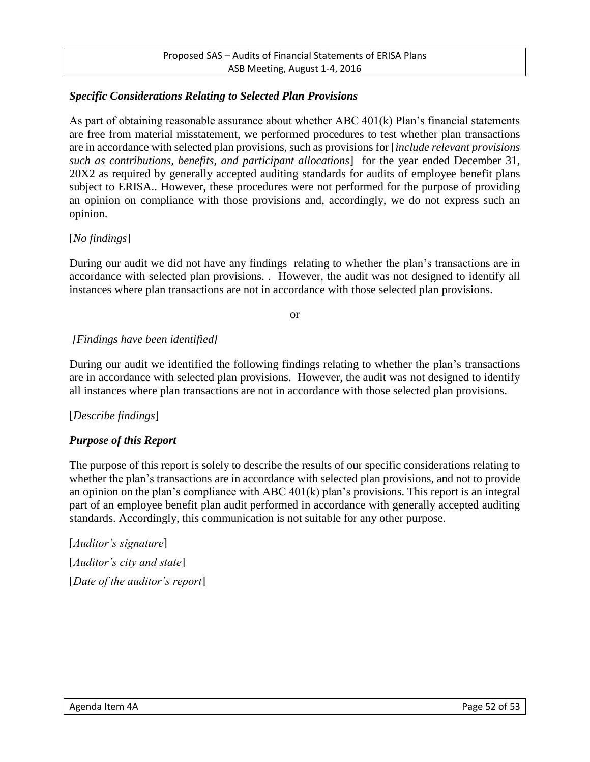### *Specific Considerations Relating to Selected Plan Provisions*

As part of obtaining reasonable assurance about whether ABC 401(k) Plan's financial statements are free from material misstatement, we performed procedures to test whether plan transactions are in accordance with selected plan provisions, such as provisions for [*include relevant provisions such as contributions, benefits, and participant allocations*] for the year ended December 31, 20X2 as required by generally accepted auditing standards for audits of employee benefit plans subject to ERISA.. However, these procedures were not performed for the purpose of providing an opinion on compliance with those provisions and, accordingly, we do not express such an opinion.

[*No findings*]

During our audit we did not have any findings relating to whether the plan's transactions are in accordance with selected plan provisions. . However, the audit was not designed to identify all instances where plan transactions are not in accordance with those selected plan provisions.

or

*[Findings have been identified]*

During our audit we identified the following findings relating to whether the plan's transactions are in accordance with selected plan provisions. However, the audit was not designed to identify all instances where plan transactions are not in accordance with those selected plan provisions.

[*Describe findings*]

### *Purpose of this Report*

The purpose of this report is solely to describe the results of our specific considerations relating to whether the plan's transactions are in accordance with selected plan provisions, and not to provide an opinion on the plan's compliance with ABC 401(k) plan's provisions. This report is an integral part of an employee benefit plan audit performed in accordance with generally accepted auditing standards. Accordingly, this communication is not suitable for any other purpose.

[*Auditor's signature*]

[*Auditor's city and state*]

[*Date of the auditor's report*]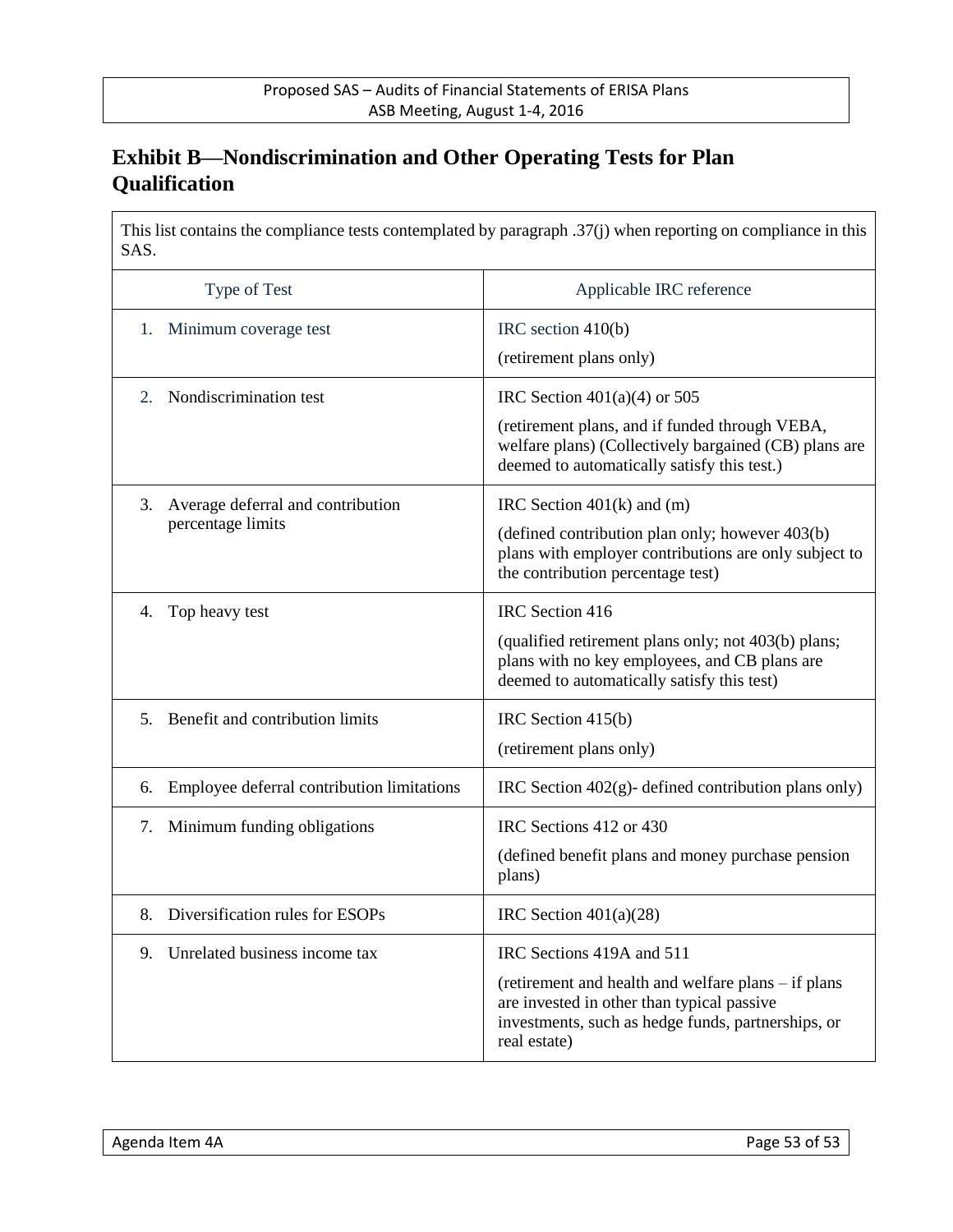## Exhibit B—Nondiscrimination and Other Operating Tests for Plan Qualification

This list contains the compliance tests contemplated by paragraph .37(j) when reporting on compliance in this SAS.

| Type of Test | Applicable IRC reference |
|---|---|
| 1. Minimum coverage test | IRC section 410(b)<br>(retirement plans only) |
| 2. Nondiscrimination test | IRC Section 401(a)(4) or 505<br>(retirement plans, and if funded through VEBA, welfare plans) (Collectively bargained (CB) plans are deemed to automatically satisfy this test.) |
| 3. Average deferral and contribution percentage limits | IRC Section 401(k) and (m)<br>(defined contribution plan only; however 403(b) plans with employer contributions are only subject to the contribution percentage test) |
| 4. Top heavy test | IRC Section 416<br>(qualified retirement plans only; not 403(b) plans; plans with no key employees, and CB plans are deemed to automatically satisfy this test) |
| 5. Benefit and contribution limits | IRC Section 415(b)<br>(retirement plans only) |
| 6. Employee deferral contribution limitations | IRC Section 402(g)- defined contribution plans only) |
| 7. Minimum funding obligations | IRC Sections 412 or 430<br>(defined benefit plans and money purchase pension plans) |
| 8. Diversification rules for ESOPs | IRC Section 401(a)(28) |
| 9. Unrelated business income tax | IRC Sections 419A and 511<br>(retirement and health and welfare plans – if plans are invested in other than typical passive investments, such as hedge funds, partnerships, or real estate) |